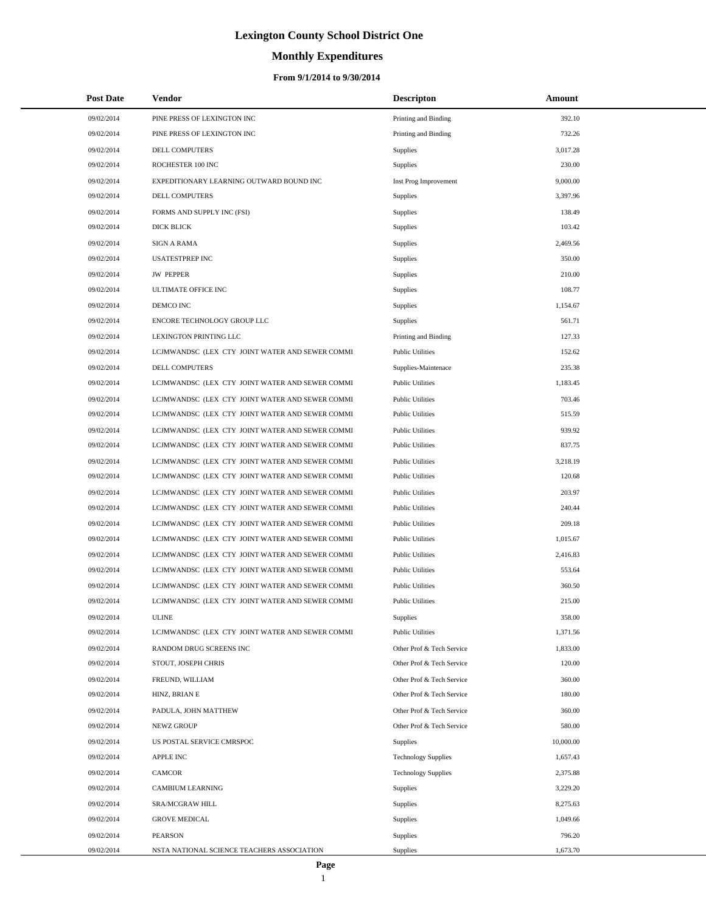# Lexington County School District One

## Monthly Expenditures

### From 9/1/2014 to 9/30/2014

| Post Date | Vendor | Descripton | Amount |
|---|---|---|---|
| 09/02/2014 | PINE PRESS OF LEXINGTON INC | Printing and Binding | 392.10 |
| 09/02/2014 | PINE PRESS OF LEXINGTON INC | Printing and Binding | 732.26 |
| 09/02/2014 | DELL COMPUTERS | Supplies | 3,017.28 |
| 09/02/2014 | ROCHESTER 100 INC | Supplies | 230.00 |
| 09/02/2014 | EXPEDITIONARY LEARNING OUTWARD BOUND INC | Inst Prog Improvement | 9,000.00 |
| 09/02/2014 | DELL COMPUTERS | Supplies | 3,397.96 |
| 09/02/2014 | FORMS AND SUPPLY INC (FSI) | Supplies | 138.49 |
| 09/02/2014 | DICK BLICK | Supplies | 103.42 |
| 09/02/2014 | SIGN A RAMA | Supplies | 2,469.56 |
| 09/02/2014 | USATESTPREP INC | Supplies | 350.00 |
| 09/02/2014 | JW PEPPER | Supplies | 210.00 |
| 09/02/2014 | ULTIMATE OFFICE INC | Supplies | 108.77 |
| 09/02/2014 | DEMCO INC | Supplies | 1,154.67 |
| 09/02/2014 | ENCORE TECHNOLOGY GROUP LLC | Supplies | 561.71 |
| 09/02/2014 | LEXINGTON PRINTING LLC | Printing and Binding | 127.33 |
| 09/02/2014 | LCJMWANDSC (LEX CTY JOINT WATER AND SEWER COMMI | Public Utilities | 152.62 |
| 09/02/2014 | DELL COMPUTERS | Supplies-Maintenace | 235.38 |
| 09/02/2014 | LCJMWANDSC (LEX CTY JOINT WATER AND SEWER COMMI | Public Utilities | 1,183.45 |
| 09/02/2014 | LCJMWANDSC (LEX CTY JOINT WATER AND SEWER COMMI | Public Utilities | 703.46 |
| 09/02/2014 | LCJMWANDSC (LEX CTY JOINT WATER AND SEWER COMMI | Public Utilities | 515.59 |
| 09/02/2014 | LCJMWANDSC (LEX CTY JOINT WATER AND SEWER COMMI | Public Utilities | 939.92 |
| 09/02/2014 | LCJMWANDSC (LEX CTY JOINT WATER AND SEWER COMMI | Public Utilities | 837.75 |
| 09/02/2014 | LCJMWANDSC (LEX CTY JOINT WATER AND SEWER COMMI | Public Utilities | 3,218.19 |
| 09/02/2014 | LCJMWANDSC (LEX CTY JOINT WATER AND SEWER COMMI | Public Utilities | 120.68 |
| 09/02/2014 | LCJMWANDSC (LEX CTY JOINT WATER AND SEWER COMMI | Public Utilities | 203.97 |
| 09/02/2014 | LCJMWANDSC (LEX CTY JOINT WATER AND SEWER COMMI | Public Utilities | 240.44 |
| 09/02/2014 | LCJMWANDSC (LEX CTY JOINT WATER AND SEWER COMMI | Public Utilities | 209.18 |
| 09/02/2014 | LCJMWANDSC (LEX CTY JOINT WATER AND SEWER COMMI | Public Utilities | 1,015.67 |
| 09/02/2014 | LCJMWANDSC (LEX CTY JOINT WATER AND SEWER COMMI | Public Utilities | 2,416.83 |
| 09/02/2014 | LCJMWANDSC (LEX CTY JOINT WATER AND SEWER COMMI | Public Utilities | 553.64 |
| 09/02/2014 | LCJMWANDSC (LEX CTY JOINT WATER AND SEWER COMMI | Public Utilities | 360.50 |
| 09/02/2014 | LCJMWANDSC (LEX CTY JOINT WATER AND SEWER COMMI | Public Utilities | 215.00 |
| 09/02/2014 | ULINE | Supplies | 358.00 |
| 09/02/2014 | LCJMWANDSC (LEX CTY JOINT WATER AND SEWER COMMI | Public Utilities | 1,371.56 |
| 09/02/2014 | RANDOM DRUG SCREENS INC | Other Prof & Tech Service | 1,833.00 |
| 09/02/2014 | STOUT, JOSEPH CHRIS | Other Prof & Tech Service | 120.00 |
| 09/02/2014 | FREUND, WILLIAM | Other Prof & Tech Service | 360.00 |
| 09/02/2014 | HINZ, BRIAN E | Other Prof & Tech Service | 180.00 |
| 09/02/2014 | PADULA, JOHN MATTHEW | Other Prof & Tech Service | 360.00 |
| 09/02/2014 | NEWZ GROUP | Other Prof & Tech Service | 580.00 |
| 09/02/2014 | US POSTAL SERVICE CMRSPOC | Supplies | 10,000.00 |
| 09/02/2014 | APPLE INC | Technology Supplies | 1,657.43 |
| 09/02/2014 | CAMCOR | Technology Supplies | 2,375.88 |
| 09/02/2014 | CAMBIUM LEARNING | Supplies | 3,229.20 |
| 09/02/2014 | SRA/MCGRAW HILL | Supplies | 8,275.63 |
| 09/02/2014 | GROVE MEDICAL | Supplies | 1,049.66 |
| 09/02/2014 | PEARSON | Supplies | 796.20 |
| 09/02/2014 | NSTA NATIONAL SCIENCE TEACHERS ASSOCIATION | Supplies | 1,673.70 |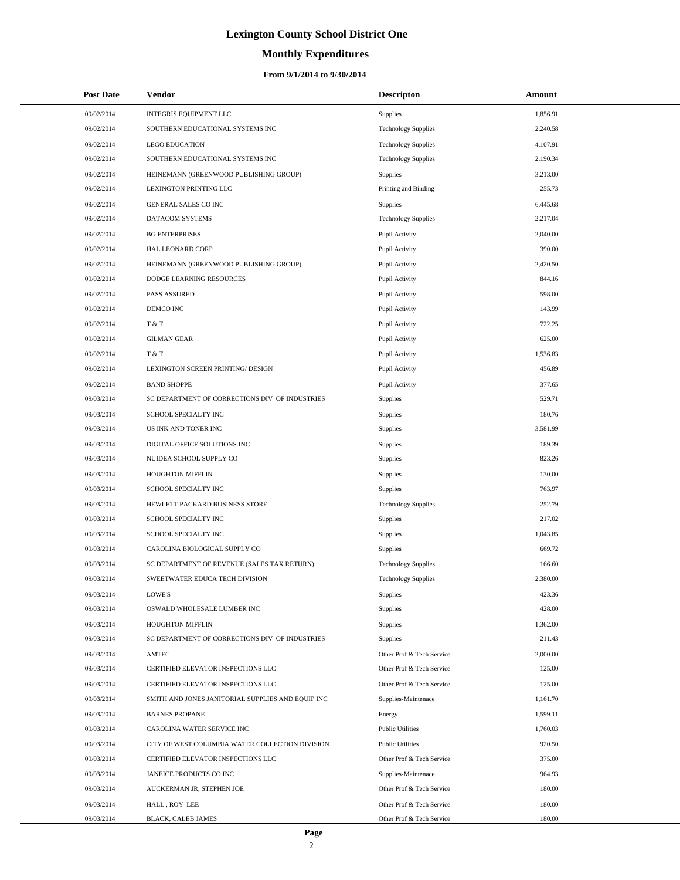# Lexington County School District One

## Monthly Expenditures

### From 9/1/2014 to 9/30/2014

| Post Date | Vendor | Descripton | Amount |
|---|---|---|---|
| 09/02/2014 | INTEGRIS EQUIPMENT LLC | Supplies | 1,856.91 |
| 09/02/2014 | SOUTHERN EDUCATIONAL SYSTEMS INC | Technology Supplies | 2,240.58 |
| 09/02/2014 | LEGO EDUCATION | Technology Supplies | 4,107.91 |
| 09/02/2014 | SOUTHERN EDUCATIONAL SYSTEMS INC | Technology Supplies | 2,190.34 |
| 09/02/2014 | HEINEMANN (GREENWOOD PUBLISHING GROUP) | Supplies | 3,213.00 |
| 09/02/2014 | LEXINGTON PRINTING LLC | Printing and Binding | 255.73 |
| 09/02/2014 | GENERAL SALES CO INC | Supplies | 6,445.68 |
| 09/02/2014 | DATACOM SYSTEMS | Technology Supplies | 2,217.04 |
| 09/02/2014 | BG ENTERPRISES | Pupil Activity | 2,040.00 |
| 09/02/2014 | HAL LEONARD CORP | Pupil Activity | 390.00 |
| 09/02/2014 | HEINEMANN (GREENWOOD PUBLISHING GROUP) | Pupil Activity | 2,420.50 |
| 09/02/2014 | DODGE LEARNING RESOURCES | Pupil Activity | 844.16 |
| 09/02/2014 | PASS ASSURED | Pupil Activity | 598.00 |
| 09/02/2014 | DEMCO INC | Pupil Activity | 143.99 |
| 09/02/2014 | T & T | Pupil Activity | 722.25 |
| 09/02/2014 | GILMAN GEAR | Pupil Activity | 625.00 |
| 09/02/2014 | T & T | Pupil Activity | 1,536.83 |
| 09/02/2014 | LEXINGTON SCREEN PRINTING/ DESIGN | Pupil Activity | 456.89 |
| 09/02/2014 | BAND SHOPPE | Pupil Activity | 377.65 |
| 09/03/2014 | SC DEPARTMENT OF CORRECTIONS DIV OF INDUSTRIES | Supplies | 529.71 |
| 09/03/2014 | SCHOOL SPECIALTY INC | Supplies | 180.76 |
| 09/03/2014 | US INK AND TONER INC | Supplies | 3,581.99 |
| 09/03/2014 | DIGITAL OFFICE SOLUTIONS INC | Supplies | 189.39 |
| 09/03/2014 | NUIDEA SCHOOL SUPPLY CO | Supplies | 823.26 |
| 09/03/2014 | HOUGHTON MIFFLIN | Supplies | 130.00 |
| 09/03/2014 | SCHOOL SPECIALTY INC | Supplies | 763.97 |
| 09/03/2014 | HEWLETT PACKARD BUSINESS STORE | Technology Supplies | 252.79 |
| 09/03/2014 | SCHOOL SPECIALTY INC | Supplies | 217.02 |
| 09/03/2014 | SCHOOL SPECIALTY INC | Supplies | 1,043.85 |
| 09/03/2014 | CAROLINA BIOLOGICAL SUPPLY CO | Supplies | 669.72 |
| 09/03/2014 | SC DEPARTMENT OF REVENUE (SALES TAX RETURN) | Technology Supplies | 166.60 |
| 09/03/2014 | SWEETWATER EDUCA TECH DIVISION | Technology Supplies | 2,380.00 |
| 09/03/2014 | LOWE'S | Supplies | 423.36 |
| 09/03/2014 | OSWALD WHOLESALE LUMBER INC | Supplies | 428.00 |
| 09/03/2014 | HOUGHTON MIFFLIN | Supplies | 1,362.00 |
| 09/03/2014 | SC DEPARTMENT OF CORRECTIONS DIV OF INDUSTRIES | Supplies | 211.43 |
| 09/03/2014 | AMTEC | Other Prof & Tech Service | 2,000.00 |
| 09/03/2014 | CERTIFIED ELEVATOR INSPECTIONS LLC | Other Prof & Tech Service | 125.00 |
| 09/03/2014 | CERTIFIED ELEVATOR INSPECTIONS LLC | Other Prof & Tech Service | 125.00 |
| 09/03/2014 | SMITH AND JONES JANITORIAL SUPPLIES AND EQUIP INC | Supplies-Maintenace | 1,161.70 |
| 09/03/2014 | BARNES PROPANE | Energy | 1,599.11 |
| 09/03/2014 | CAROLINA WATER SERVICE INC | Public Utilities | 1,760.03 |
| 09/03/2014 | CITY OF WEST COLUMBIA WATER COLLECTION DIVISION | Public Utilities | 920.50 |
| 09/03/2014 | CERTIFIED ELEVATOR INSPECTIONS LLC | Other Prof & Tech Service | 375.00 |
| 09/03/2014 | JANEICE PRODUCTS CO INC | Supplies-Maintenace | 964.93 |
| 09/03/2014 | AUCKERMAN JR, STEPHEN JOE | Other Prof & Tech Service | 180.00 |
| 09/03/2014 | HALL , ROY LEE | Other Prof & Tech Service | 180.00 |
| 09/03/2014 | BLACK, CALEB JAMES | Other Prof & Tech Service | 180.00 |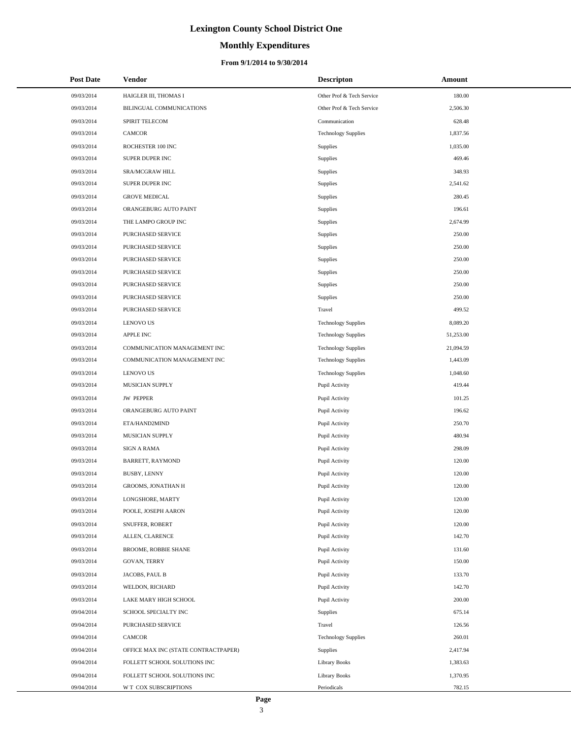# Lexington County School District One

## Monthly Expenditures

### From 9/1/2014 to 9/30/2014

| Post Date | Vendor | Descripton | Amount |
|---|---|---|---|
| 09/03/2014 | HAIGLER III, THOMAS I | Other Prof & Tech Service | 180.00 |
| 09/03/2014 | BILINGUAL COMMUNICATIONS | Other Prof & Tech Service | 2,506.30 |
| 09/03/2014 | SPIRIT TELECOM | Communication | 628.48 |
| 09/03/2014 | CAMCOR | Technology Supplies | 1,837.56 |
| 09/03/2014 | ROCHESTER 100 INC | Supplies | 1,035.00 |
| 09/03/2014 | SUPER DUPER INC | Supplies | 469.46 |
| 09/03/2014 | SRA/MCGRAW HILL | Supplies | 348.93 |
| 09/03/2014 | SUPER DUPER INC | Supplies | 2,541.62 |
| 09/03/2014 | GROVE MEDICAL | Supplies | 280.45 |
| 09/03/2014 | ORANGEBURG AUTO PAINT | Supplies | 196.61 |
| 09/03/2014 | THE LAMPO GROUP INC | Supplies | 2,674.99 |
| 09/03/2014 | PURCHASED SERVICE | Supplies | 250.00 |
| 09/03/2014 | PURCHASED SERVICE | Supplies | 250.00 |
| 09/03/2014 | PURCHASED SERVICE | Supplies | 250.00 |
| 09/03/2014 | PURCHASED SERVICE | Supplies | 250.00 |
| 09/03/2014 | PURCHASED SERVICE | Supplies | 250.00 |
| 09/03/2014 | PURCHASED SERVICE | Supplies | 250.00 |
| 09/03/2014 | PURCHASED SERVICE | Travel | 499.52 |
| 09/03/2014 | LENOVO US | Technology Supplies | 8,089.20 |
| 09/03/2014 | APPLE INC | Technology Supplies | 51,253.00 |
| 09/03/2014 | COMMUNICATION MANAGEMENT INC | Technology Supplies | 21,094.59 |
| 09/03/2014 | COMMUNICATION MANAGEMENT INC | Technology Supplies | 1,443.09 |
| 09/03/2014 | LENOVO US | Technology Supplies | 1,048.60 |
| 09/03/2014 | MUSICIAN SUPPLY | Pupil Activity | 419.44 |
| 09/03/2014 | JW PEPPER | Pupil Activity | 101.25 |
| 09/03/2014 | ORANGEBURG AUTO PAINT | Pupil Activity | 196.62 |
| 09/03/2014 | ETA/HAND2MIND | Pupil Activity | 250.70 |
| 09/03/2014 | MUSICIAN SUPPLY | Pupil Activity | 480.94 |
| 09/03/2014 | SIGN A RAMA | Pupil Activity | 298.09 |
| 09/03/2014 | BARRETT, RAYMOND | Pupil Activity | 120.00 |
| 09/03/2014 | BUSBY, LENNY | Pupil Activity | 120.00 |
| 09/03/2014 | GROOMS, JONATHAN H | Pupil Activity | 120.00 |
| 09/03/2014 | LONGSHORE, MARTY | Pupil Activity | 120.00 |
| 09/03/2014 | POOLE, JOSEPH AARON | Pupil Activity | 120.00 |
| 09/03/2014 | SNUFFER, ROBERT | Pupil Activity | 120.00 |
| 09/03/2014 | ALLEN, CLARENCE | Pupil Activity | 142.70 |
| 09/03/2014 | BROOME, ROBBIE SHANE | Pupil Activity | 131.60 |
| 09/03/2014 | GOVAN, TERRY | Pupil Activity | 150.00 |
| 09/03/2014 | JACOBS, PAUL B | Pupil Activity | 133.70 |
| 09/03/2014 | WELDON, RICHARD | Pupil Activity | 142.70 |
| 09/03/2014 | LAKE MARY HIGH SCHOOL | Pupil Activity | 200.00 |
| 09/04/2014 | SCHOOL SPECIALTY INC | Supplies | 675.14 |
| 09/04/2014 | PURCHASED SERVICE | Travel | 126.56 |
| 09/04/2014 | CAMCOR | Technology Supplies | 260.01 |
| 09/04/2014 | OFFICE MAX INC (STATE CONTRACTPAPER) | Supplies | 2,417.94 |
| 09/04/2014 | FOLLETT SCHOOL SOLUTIONS INC | Library Books | 1,383.63 |
| 09/04/2014 | FOLLETT SCHOOL SOLUTIONS INC | Library Books | 1,370.95 |
| 09/04/2014 | W T COX SUBSCRIPTIONS | Periodicals | 782.15 |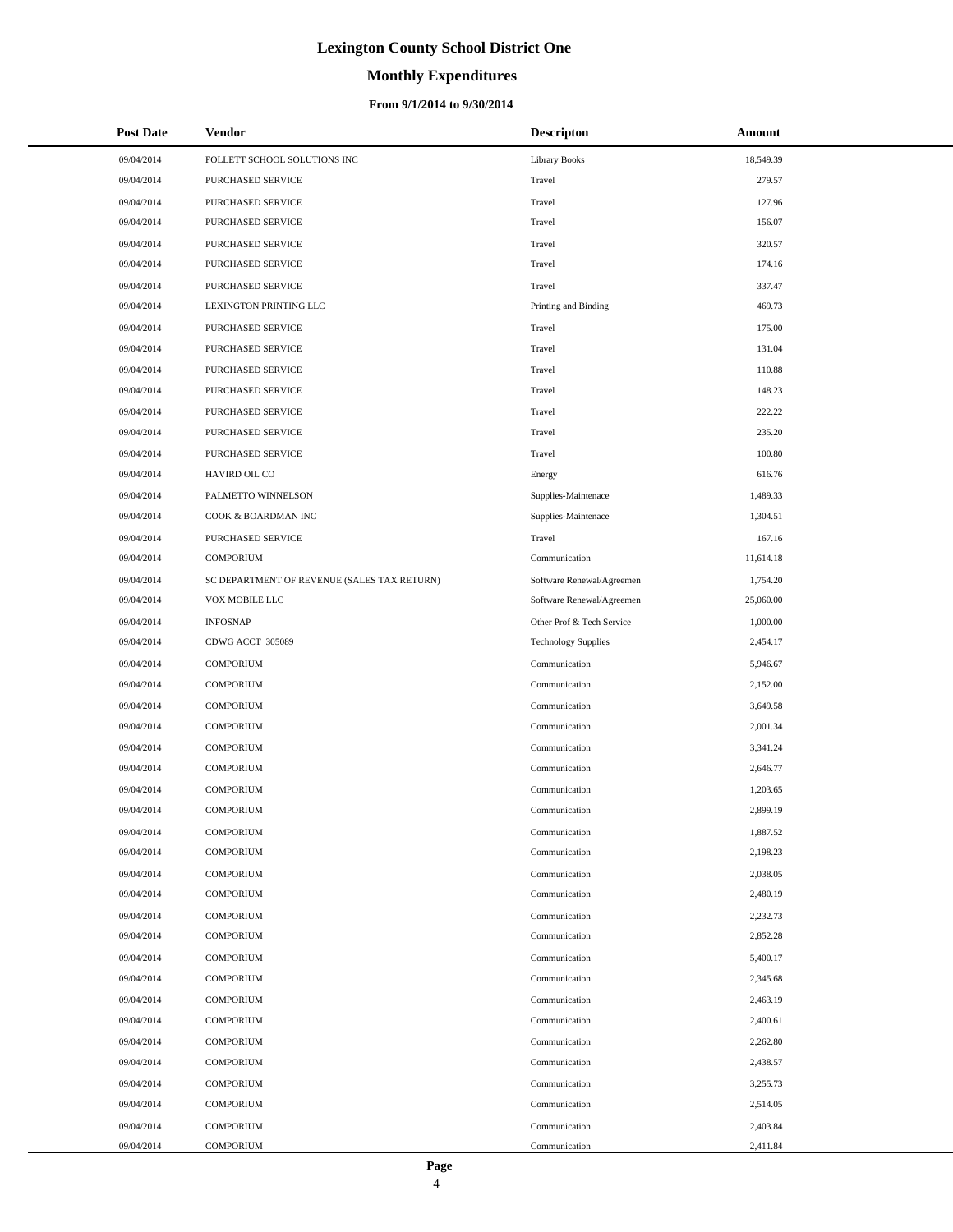# Lexington County School District One

## Monthly Expenditures

### From 9/1/2014 to 9/30/2014

| Post Date | Vendor | Descripton | Amount |
|---|---|---|---|
| 09/04/2014 | FOLLETT SCHOOL SOLUTIONS INC | Library Books | 18,549.39 |
| 09/04/2014 | PURCHASED SERVICE | Travel | 279.57 |
| 09/04/2014 | PURCHASED SERVICE | Travel | 127.96 |
| 09/04/2014 | PURCHASED SERVICE | Travel | 156.07 |
| 09/04/2014 | PURCHASED SERVICE | Travel | 320.57 |
| 09/04/2014 | PURCHASED SERVICE | Travel | 174.16 |
| 09/04/2014 | PURCHASED SERVICE | Travel | 337.47 |
| 09/04/2014 | LEXINGTON PRINTING LLC | Printing and Binding | 469.73 |
| 09/04/2014 | PURCHASED SERVICE | Travel | 175.00 |
| 09/04/2014 | PURCHASED SERVICE | Travel | 131.04 |
| 09/04/2014 | PURCHASED SERVICE | Travel | 110.88 |
| 09/04/2014 | PURCHASED SERVICE | Travel | 148.23 |
| 09/04/2014 | PURCHASED SERVICE | Travel | 222.22 |
| 09/04/2014 | PURCHASED SERVICE | Travel | 235.20 |
| 09/04/2014 | PURCHASED SERVICE | Travel | 100.80 |
| 09/04/2014 | HAVIRD OIL CO | Energy | 616.76 |
| 09/04/2014 | PALMETTO WINNELSON | Supplies-Maintenace | 1,489.33 |
| 09/04/2014 | COOK & BOARDMAN INC | Supplies-Maintenace | 1,304.51 |
| 09/04/2014 | PURCHASED SERVICE | Travel | 167.16 |
| 09/04/2014 | COMPORIUM | Communication | 11,614.18 |
| 09/04/2014 | SC DEPARTMENT OF REVENUE (SALES TAX RETURN) | Software Renewal/Agreemen | 1,754.20 |
| 09/04/2014 | VOX MOBILE LLC | Software Renewal/Agreemen | 25,060.00 |
| 09/04/2014 | INFOSNAP | Other Prof & Tech Service | 1,000.00 |
| 09/04/2014 | CDWG ACCT 305089 | Technology Supplies | 2,454.17 |
| 09/04/2014 | COMPORIUM | Communication | 5,946.67 |
| 09/04/2014 | COMPORIUM | Communication | 2,152.00 |
| 09/04/2014 | COMPORIUM | Communication | 3,649.58 |
| 09/04/2014 | COMPORIUM | Communication | 2,001.34 |
| 09/04/2014 | COMPORIUM | Communication | 3,341.24 |
| 09/04/2014 | COMPORIUM | Communication | 2,646.77 |
| 09/04/2014 | COMPORIUM | Communication | 1,203.65 |
| 09/04/2014 | COMPORIUM | Communication | 2,899.19 |
| 09/04/2014 | COMPORIUM | Communication | 1,887.52 |
| 09/04/2014 | COMPORIUM | Communication | 2,198.23 |
| 09/04/2014 | COMPORIUM | Communication | 2,038.05 |
| 09/04/2014 | COMPORIUM | Communication | 2,480.19 |
| 09/04/2014 | COMPORIUM | Communication | 2,232.73 |
| 09/04/2014 | COMPORIUM | Communication | 2,852.28 |
| 09/04/2014 | COMPORIUM | Communication | 5,400.17 |
| 09/04/2014 | COMPORIUM | Communication | 2,345.68 |
| 09/04/2014 | COMPORIUM | Communication | 2,463.19 |
| 09/04/2014 | COMPORIUM | Communication | 2,400.61 |
| 09/04/2014 | COMPORIUM | Communication | 2,262.80 |
| 09/04/2014 | COMPORIUM | Communication | 2,438.57 |
| 09/04/2014 | COMPORIUM | Communication | 3,255.73 |
| 09/04/2014 | COMPORIUM | Communication | 2,514.05 |
| 09/04/2014 | COMPORIUM | Communication | 2,403.84 |
| 09/04/2014 | COMPORIUM | Communication | 2,411.84 |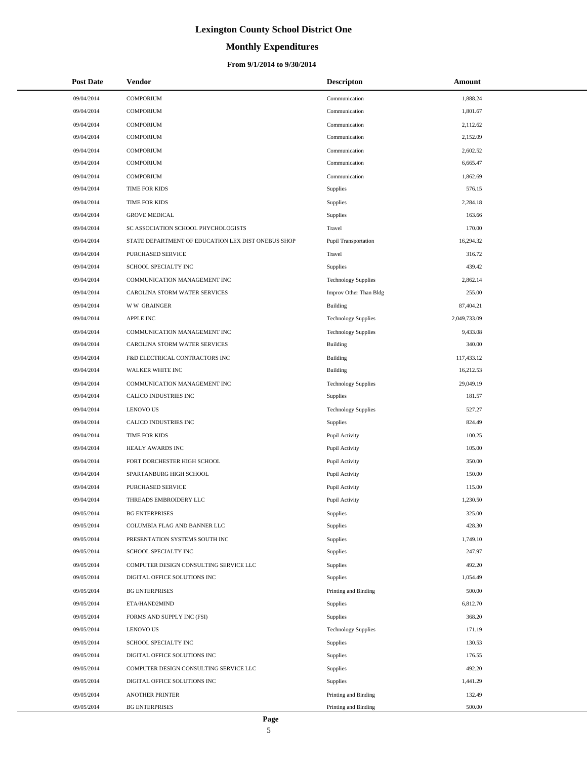# Lexington County School District One

## Monthly Expenditures

### From 9/1/2014 to 9/30/2014

| Post Date | Vendor | Descripton | Amount |
|---|---|---|---|
| 09/04/2014 | COMPORIUM | Communication | 1,888.24 |
| 09/04/2014 | COMPORIUM | Communication | 1,801.67 |
| 09/04/2014 | COMPORIUM | Communication | 2,112.62 |
| 09/04/2014 | COMPORIUM | Communication | 2,152.09 |
| 09/04/2014 | COMPORIUM | Communication | 2,602.52 |
| 09/04/2014 | COMPORIUM | Communication | 6,665.47 |
| 09/04/2014 | COMPORIUM | Communication | 1,862.69 |
| 09/04/2014 | TIME FOR KIDS | Supplies | 576.15 |
| 09/04/2014 | TIME FOR KIDS | Supplies | 2,284.18 |
| 09/04/2014 | GROVE MEDICAL | Supplies | 163.66 |
| 09/04/2014 | SC ASSOCIATION SCHOOL PHYCHOLOGISTS | Travel | 170.00 |
| 09/04/2014 | STATE DEPARTMENT OF EDUCATION LEX DIST ONEBUS SHOP | Pupil Transportation | 16,294.32 |
| 09/04/2014 | PURCHASED SERVICE | Travel | 316.72 |
| 09/04/2014 | SCHOOL SPECIALTY INC | Supplies | 439.42 |
| 09/04/2014 | COMMUNICATION MANAGEMENT INC | Technology Supplies | 2,862.14 |
| 09/04/2014 | CAROLINA STORM WATER SERVICES | Improv Other Than Bldg | 255.00 |
| 09/04/2014 | W W GRAINGER | Building | 87,404.21 |
| 09/04/2014 | APPLE INC | Technology Supplies | 2,049,733.09 |
| 09/04/2014 | COMMUNICATION MANAGEMENT INC | Technology Supplies | 9,433.08 |
| 09/04/2014 | CAROLINA STORM WATER SERVICES | Building | 340.00 |
| 09/04/2014 | F&D ELECTRICAL CONTRACTORS INC | Building | 117,433.12 |
| 09/04/2014 | WALKER WHITE INC | Building | 16,212.53 |
| 09/04/2014 | COMMUNICATION MANAGEMENT INC | Technology Supplies | 29,049.19 |
| 09/04/2014 | CALICO INDUSTRIES INC | Supplies | 181.57 |
| 09/04/2014 | LENOVO US | Technology Supplies | 527.27 |
| 09/04/2014 | CALICO INDUSTRIES INC | Supplies | 824.49 |
| 09/04/2014 | TIME FOR KIDS | Pupil Activity | 100.25 |
| 09/04/2014 | HEALY AWARDS INC | Pupil Activity | 105.00 |
| 09/04/2014 | FORT DORCHESTER HIGH SCHOOL | Pupil Activity | 350.00 |
| 09/04/2014 | SPARTANBURG HIGH SCHOOL | Pupil Activity | 150.00 |
| 09/04/2014 | PURCHASED SERVICE | Pupil Activity | 115.00 |
| 09/04/2014 | THREADS EMBROIDERY LLC | Pupil Activity | 1,230.50 |
| 09/05/2014 | BG ENTERPRISES | Supplies | 325.00 |
| 09/05/2014 | COLUMBIA FLAG AND BANNER LLC | Supplies | 428.30 |
| 09/05/2014 | PRESENTATION SYSTEMS SOUTH INC | Supplies | 1,749.10 |
| 09/05/2014 | SCHOOL SPECIALTY INC | Supplies | 247.97 |
| 09/05/2014 | COMPUTER DESIGN CONSULTING SERVICE LLC | Supplies | 492.20 |
| 09/05/2014 | DIGITAL OFFICE SOLUTIONS INC | Supplies | 1,054.49 |
| 09/05/2014 | BG ENTERPRISES | Printing and Binding | 500.00 |
| 09/05/2014 | ETA/HAND2MIND | Supplies | 6,812.70 |
| 09/05/2014 | FORMS AND SUPPLY INC (FSI) | Supplies | 368.20 |
| 09/05/2014 | LENOVO US | Technology Supplies | 171.19 |
| 09/05/2014 | SCHOOL SPECIALTY INC | Supplies | 130.53 |
| 09/05/2014 | DIGITAL OFFICE SOLUTIONS INC | Supplies | 176.55 |
| 09/05/2014 | COMPUTER DESIGN CONSULTING SERVICE LLC | Supplies | 492.20 |
| 09/05/2014 | DIGITAL OFFICE SOLUTIONS INC | Supplies | 1,441.29 |
| 09/05/2014 | ANOTHER PRINTER | Printing and Binding | 132.49 |
| 09/05/2014 | BG ENTERPRISES | Printing and Binding | 500.00 |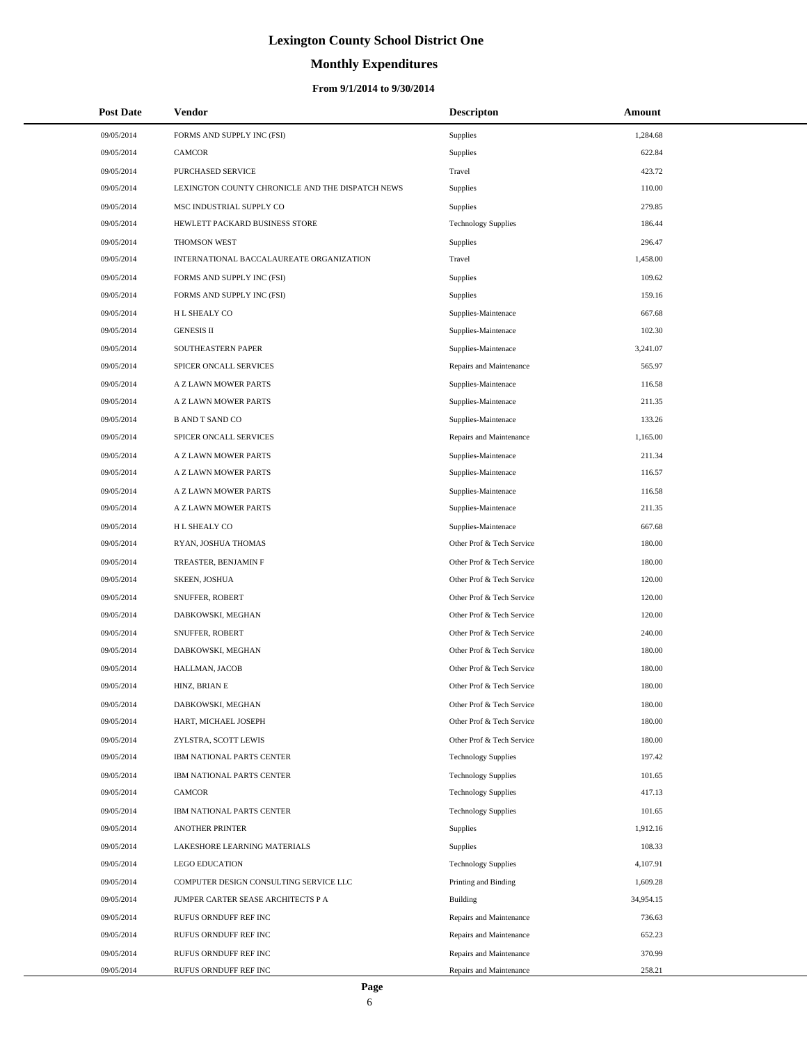# Lexington County School District One

## Monthly Expenditures

### From 9/1/2014 to 9/30/2014

| Post Date | Vendor | Descripton | Amount |
|---|---|---|---|
| 09/05/2014 | FORMS AND SUPPLY INC (FSI) | Supplies | 1,284.68 |
| 09/05/2014 | CAMCOR | Supplies | 622.84 |
| 09/05/2014 | PURCHASED SERVICE | Travel | 423.72 |
| 09/05/2014 | LEXINGTON COUNTY CHRONICLE AND THE DISPATCH NEWS | Supplies | 110.00 |
| 09/05/2014 | MSC INDUSTRIAL SUPPLY CO | Supplies | 279.85 |
| 09/05/2014 | HEWLETT PACKARD BUSINESS STORE | Technology Supplies | 186.44 |
| 09/05/2014 | THOMSON WEST | Supplies | 296.47 |
| 09/05/2014 | INTERNATIONAL BACCALAUREATE ORGANIZATION | Travel | 1,458.00 |
| 09/05/2014 | FORMS AND SUPPLY INC (FSI) | Supplies | 109.62 |
| 09/05/2014 | FORMS AND SUPPLY INC (FSI) | Supplies | 159.16 |
| 09/05/2014 | H L SHEALY CO | Supplies-Maintenace | 667.68 |
| 09/05/2014 | GENESIS II | Supplies-Maintenace | 102.30 |
| 09/05/2014 | SOUTHEASTERN PAPER | Supplies-Maintenace | 3,241.07 |
| 09/05/2014 | SPICER ONCALL SERVICES | Repairs and Maintenance | 565.97 |
| 09/05/2014 | A Z LAWN MOWER PARTS | Supplies-Maintenace | 116.58 |
| 09/05/2014 | A Z LAWN MOWER PARTS | Supplies-Maintenace | 211.35 |
| 09/05/2014 | B AND T SAND CO | Supplies-Maintenace | 133.26 |
| 09/05/2014 | SPICER ONCALL SERVICES | Repairs and Maintenance | 1,165.00 |
| 09/05/2014 | A Z LAWN MOWER PARTS | Supplies-Maintenace | 211.34 |
| 09/05/2014 | A Z LAWN MOWER PARTS | Supplies-Maintenace | 116.57 |
| 09/05/2014 | A Z LAWN MOWER PARTS | Supplies-Maintenace | 116.58 |
| 09/05/2014 | A Z LAWN MOWER PARTS | Supplies-Maintenace | 211.35 |
| 09/05/2014 | H L SHEALY CO | Supplies-Maintenace | 667.68 |
| 09/05/2014 | RYAN, JOSHUA THOMAS | Other Prof & Tech Service | 180.00 |
| 09/05/2014 | TREASTER, BENJAMIN F | Other Prof & Tech Service | 180.00 |
| 09/05/2014 | SKEEN, JOSHUA | Other Prof & Tech Service | 120.00 |
| 09/05/2014 | SNUFFER, ROBERT | Other Prof & Tech Service | 120.00 |
| 09/05/2014 | DABKOWSKI, MEGHAN | Other Prof & Tech Service | 120.00 |
| 09/05/2014 | SNUFFER, ROBERT | Other Prof & Tech Service | 240.00 |
| 09/05/2014 | DABKOWSKI, MEGHAN | Other Prof & Tech Service | 180.00 |
| 09/05/2014 | HALLMAN, JACOB | Other Prof & Tech Service | 180.00 |
| 09/05/2014 | HINZ, BRIAN E | Other Prof & Tech Service | 180.00 |
| 09/05/2014 | DABKOWSKI, MEGHAN | Other Prof & Tech Service | 180.00 |
| 09/05/2014 | HART, MICHAEL JOSEPH | Other Prof & Tech Service | 180.00 |
| 09/05/2014 | ZYLSTRA, SCOTT LEWIS | Other Prof & Tech Service | 180.00 |
| 09/05/2014 | IBM NATIONAL PARTS CENTER | Technology Supplies | 197.42 |
| 09/05/2014 | IBM NATIONAL PARTS CENTER | Technology Supplies | 101.65 |
| 09/05/2014 | CAMCOR | Technology Supplies | 417.13 |
| 09/05/2014 | IBM NATIONAL PARTS CENTER | Technology Supplies | 101.65 |
| 09/05/2014 | ANOTHER PRINTER | Supplies | 1,912.16 |
| 09/05/2014 | LAKESHORE LEARNING MATERIALS | Supplies | 108.33 |
| 09/05/2014 | LEGO EDUCATION | Technology Supplies | 4,107.91 |
| 09/05/2014 | COMPUTER DESIGN CONSULTING SERVICE LLC | Printing and Binding | 1,609.28 |
| 09/05/2014 | JUMPER CARTER SEASE ARCHITECTS P A | Building | 34,954.15 |
| 09/05/2014 | RUFUS ORNDUFF REF INC | Repairs and Maintenance | 736.63 |
| 09/05/2014 | RUFUS ORNDUFF REF INC | Repairs and Maintenance | 652.23 |
| 09/05/2014 | RUFUS ORNDUFF REF INC | Repairs and Maintenance | 370.99 |
| 09/05/2014 | RUFUS ORNDUFF REF INC | Repairs and Maintenance | 258.21 |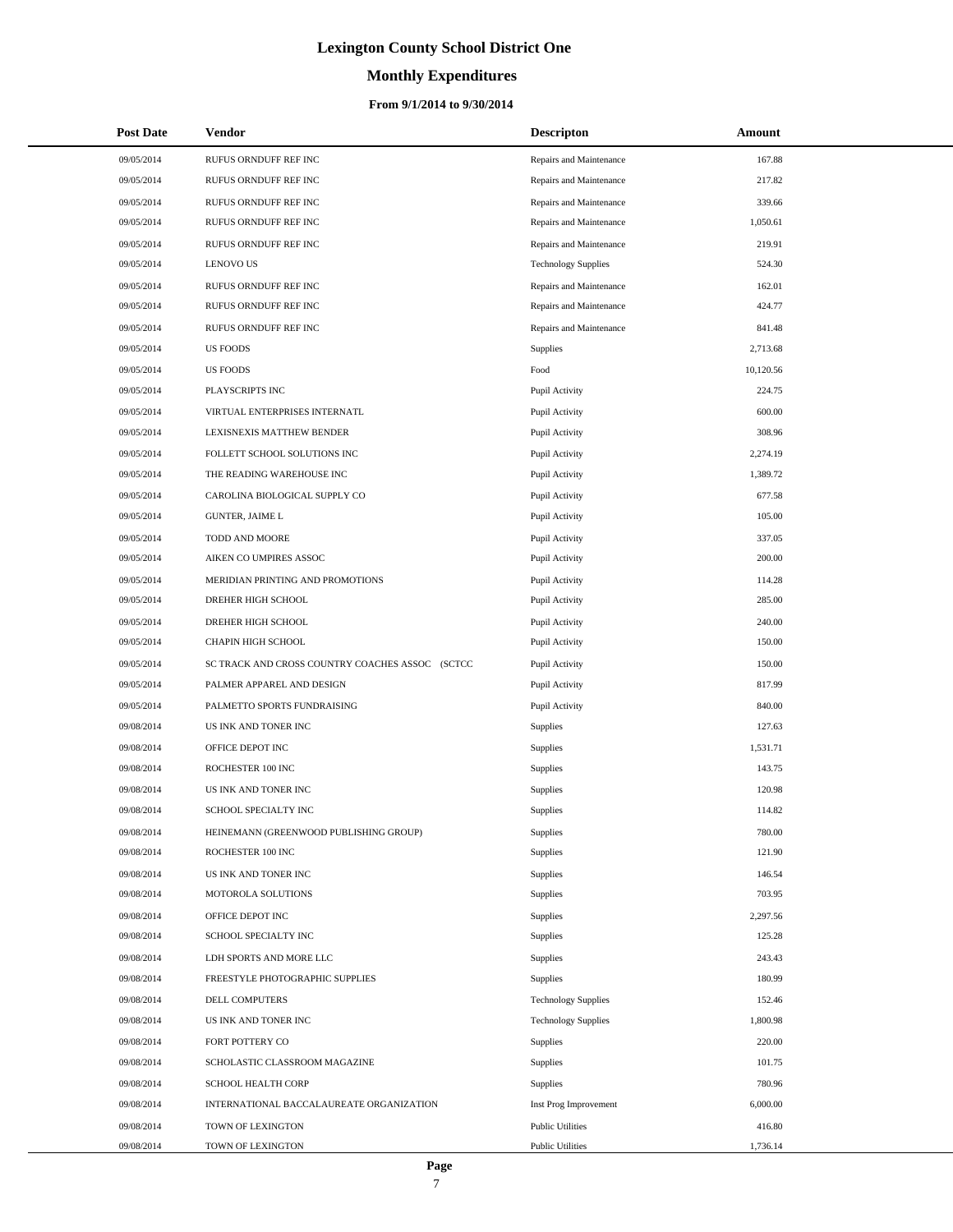# Lexington County School District One

## Monthly Expenditures

### From 9/1/2014 to 9/30/2014

| Post Date | Vendor | Descripton | Amount |
|---|---|---|---|
| 09/05/2014 | RUFUS ORNDUFF REF INC | Repairs and Maintenance | 167.88 |
| 09/05/2014 | RUFUS ORNDUFF REF INC | Repairs and Maintenance | 217.82 |
| 09/05/2014 | RUFUS ORNDUFF REF INC | Repairs and Maintenance | 339.66 |
| 09/05/2014 | RUFUS ORNDUFF REF INC | Repairs and Maintenance | 1,050.61 |
| 09/05/2014 | RUFUS ORNDUFF REF INC | Repairs and Maintenance | 219.91 |
| 09/05/2014 | LENOVO US | Technology Supplies | 524.30 |
| 09/05/2014 | RUFUS ORNDUFF REF INC | Repairs and Maintenance | 162.01 |
| 09/05/2014 | RUFUS ORNDUFF REF INC | Repairs and Maintenance | 424.77 |
| 09/05/2014 | RUFUS ORNDUFF REF INC | Repairs and Maintenance | 841.48 |
| 09/05/2014 | US FOODS | Supplies | 2,713.68 |
| 09/05/2014 | US FOODS | Food | 10,120.56 |
| 09/05/2014 | PLAYSCRIPTS INC | Pupil Activity | 224.75 |
| 09/05/2014 | VIRTUAL ENTERPRISES INTERNATL | Pupil Activity | 600.00 |
| 09/05/2014 | LEXISNEXIS MATTHEW BENDER | Pupil Activity | 308.96 |
| 09/05/2014 | FOLLETT SCHOOL SOLUTIONS INC | Pupil Activity | 2,274.19 |
| 09/05/2014 | THE READING WAREHOUSE INC | Pupil Activity | 1,389.72 |
| 09/05/2014 | CAROLINA BIOLOGICAL SUPPLY CO | Pupil Activity | 677.58 |
| 09/05/2014 | GUNTER, JAIME L | Pupil Activity | 105.00 |
| 09/05/2014 | TODD AND MOORE | Pupil Activity | 337.05 |
| 09/05/2014 | AIKEN CO UMPIRES ASSOC | Pupil Activity | 200.00 |
| 09/05/2014 | MERIDIAN PRINTING AND PROMOTIONS | Pupil Activity | 114.28 |
| 09/05/2014 | DREHER HIGH SCHOOL | Pupil Activity | 285.00 |
| 09/05/2014 | DREHER HIGH SCHOOL | Pupil Activity | 240.00 |
| 09/05/2014 | CHAPIN HIGH SCHOOL | Pupil Activity | 150.00 |
| 09/05/2014 | SC TRACK AND CROSS COUNTRY COACHES ASSOC (SCTCC | Pupil Activity | 150.00 |
| 09/05/2014 | PALMER APPAREL AND DESIGN | Pupil Activity | 817.99 |
| 09/05/2014 | PALMETTO SPORTS FUNDRAISING | Pupil Activity | 840.00 |
| 09/08/2014 | US INK AND TONER INC | Supplies | 127.63 |
| 09/08/2014 | OFFICE DEPOT INC | Supplies | 1,531.71 |
| 09/08/2014 | ROCHESTER 100 INC | Supplies | 143.75 |
| 09/08/2014 | US INK AND TONER INC | Supplies | 120.98 |
| 09/08/2014 | SCHOOL SPECIALTY INC | Supplies | 114.82 |
| 09/08/2014 | HEINEMANN (GREENWOOD PUBLISHING GROUP) | Supplies | 780.00 |
| 09/08/2014 | ROCHESTER 100 INC | Supplies | 121.90 |
| 09/08/2014 | US INK AND TONER INC | Supplies | 146.54 |
| 09/08/2014 | MOTOROLA SOLUTIONS | Supplies | 703.95 |
| 09/08/2014 | OFFICE DEPOT INC | Supplies | 2,297.56 |
| 09/08/2014 | SCHOOL SPECIALTY INC | Supplies | 125.28 |
| 09/08/2014 | LDH SPORTS AND MORE LLC | Supplies | 243.43 |
| 09/08/2014 | FREESTYLE PHOTOGRAPHIC SUPPLIES | Supplies | 180.99 |
| 09/08/2014 | DELL COMPUTERS | Technology Supplies | 152.46 |
| 09/08/2014 | US INK AND TONER INC | Technology Supplies | 1,800.98 |
| 09/08/2014 | FORT POTTERY CO | Supplies | 220.00 |
| 09/08/2014 | SCHOLASTIC CLASSROOM MAGAZINE | Supplies | 101.75 |
| 09/08/2014 | SCHOOL HEALTH CORP | Supplies | 780.96 |
| 09/08/2014 | INTERNATIONAL BACCALAUREATE ORGANIZATION | Inst Prog Improvement | 6,000.00 |
| 09/08/2014 | TOWN OF LEXINGTON | Public Utilities | 416.80 |
| 09/08/2014 | TOWN OF LEXINGTON | Public Utilities | 1,736.14 |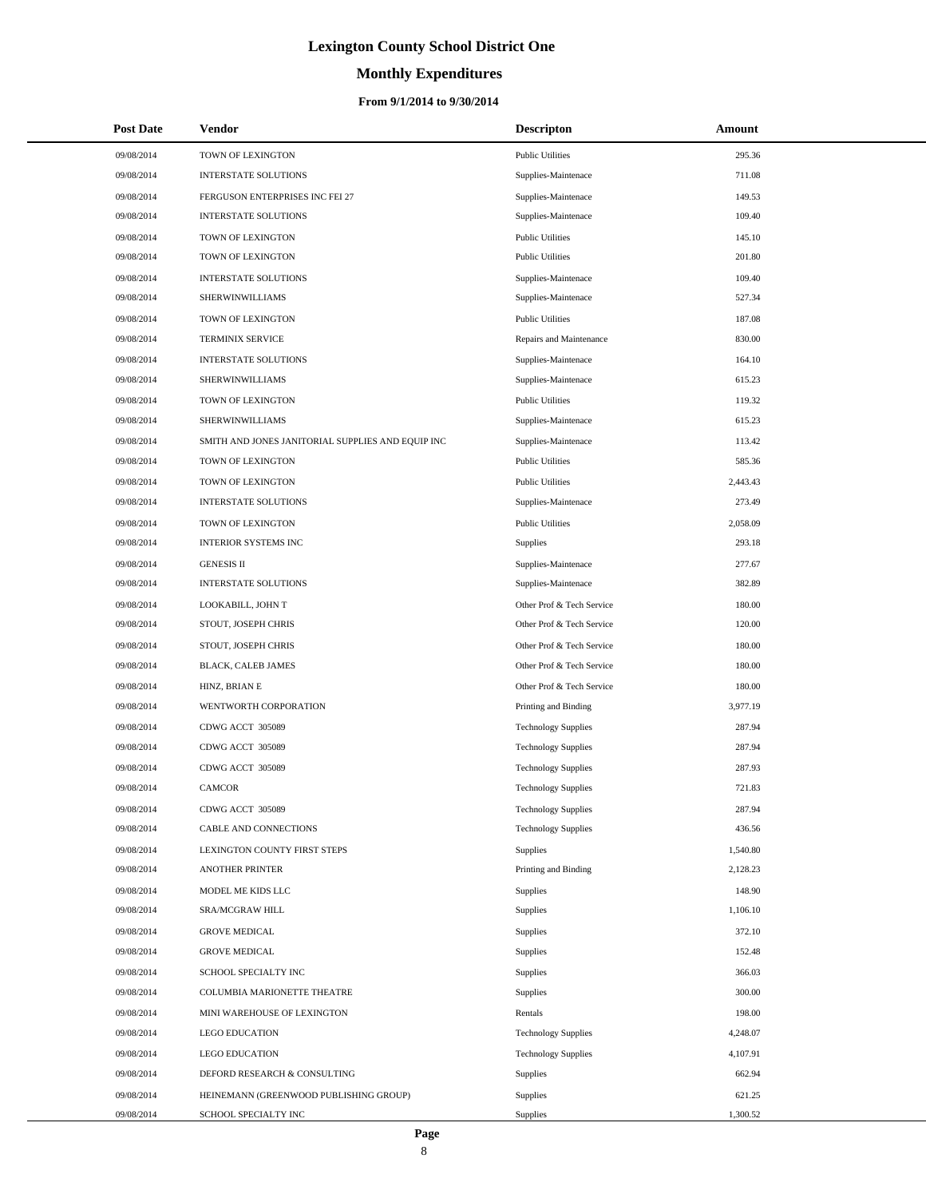# Lexington County School District One

## Monthly Expenditures

### From 9/1/2014 to 9/30/2014

| Post Date | Vendor | Descripton | Amount |
| --- | --- | --- | --- |
| 09/08/2014 | TOWN OF LEXINGTON | Public Utilities | 295.36 |
| 09/08/2014 | INTERSTATE SOLUTIONS | Supplies-Maintenace | 711.08 |
| 09/08/2014 | FERGUSON ENTERPRISES INC FEI 27 | Supplies-Maintenace | 149.53 |
| 09/08/2014 | INTERSTATE SOLUTIONS | Supplies-Maintenace | 109.40 |
| 09/08/2014 | TOWN OF LEXINGTON | Public Utilities | 145.10 |
| 09/08/2014 | TOWN OF LEXINGTON | Public Utilities | 201.80 |
| 09/08/2014 | INTERSTATE SOLUTIONS | Supplies-Maintenace | 109.40 |
| 09/08/2014 | SHERWINWILLIAMS | Supplies-Maintenace | 527.34 |
| 09/08/2014 | TOWN OF LEXINGTON | Public Utilities | 187.08 |
| 09/08/2014 | TERMINIX SERVICE | Repairs and Maintenance | 830.00 |
| 09/08/2014 | INTERSTATE SOLUTIONS | Supplies-Maintenace | 164.10 |
| 09/08/2014 | SHERWINWILLIAMS | Supplies-Maintenace | 615.23 |
| 09/08/2014 | TOWN OF LEXINGTON | Public Utilities | 119.32 |
| 09/08/2014 | SHERWINWILLIAMS | Supplies-Maintenace | 615.23 |
| 09/08/2014 | SMITH AND JONES JANITORIAL SUPPLIES AND EQUIP INC | Supplies-Maintenace | 113.42 |
| 09/08/2014 | TOWN OF LEXINGTON | Public Utilities | 585.36 |
| 09/08/2014 | TOWN OF LEXINGTON | Public Utilities | 2,443.43 |
| 09/08/2014 | INTERSTATE SOLUTIONS | Supplies-Maintenace | 273.49 |
| 09/08/2014 | TOWN OF LEXINGTON | Public Utilities | 2,058.09 |
| 09/08/2014 | INTERIOR SYSTEMS INC | Supplies | 293.18 |
| 09/08/2014 | GENESIS II | Supplies-Maintenace | 277.67 |
| 09/08/2014 | INTERSTATE SOLUTIONS | Supplies-Maintenace | 382.89 |
| 09/08/2014 | LOOKABILL, JOHN T | Other Prof & Tech Service | 180.00 |
| 09/08/2014 | STOUT, JOSEPH CHRIS | Other Prof & Tech Service | 120.00 |
| 09/08/2014 | STOUT, JOSEPH CHRIS | Other Prof & Tech Service | 180.00 |
| 09/08/2014 | BLACK, CALEB JAMES | Other Prof & Tech Service | 180.00 |
| 09/08/2014 | HINZ, BRIAN E | Other Prof & Tech Service | 180.00 |
| 09/08/2014 | WENTWORTH CORPORATION | Printing and Binding | 3,977.19 |
| 09/08/2014 | CDWG ACCT 305089 | Technology Supplies | 287.94 |
| 09/08/2014 | CDWG ACCT 305089 | Technology Supplies | 287.94 |
| 09/08/2014 | CDWG ACCT 305089 | Technology Supplies | 287.93 |
| 09/08/2014 | CAMCOR | Technology Supplies | 721.83 |
| 09/08/2014 | CDWG ACCT 305089 | Technology Supplies | 287.94 |
| 09/08/2014 | CABLE AND CONNECTIONS | Technology Supplies | 436.56 |
| 09/08/2014 | LEXINGTON COUNTY FIRST STEPS | Supplies | 1,540.80 |
| 09/08/2014 | ANOTHER PRINTER | Printing and Binding | 2,128.23 |
| 09/08/2014 | MODEL ME KIDS LLC | Supplies | 148.90 |
| 09/08/2014 | SRA/MCGRAW HILL | Supplies | 1,106.10 |
| 09/08/2014 | GROVE MEDICAL | Supplies | 372.10 |
| 09/08/2014 | GROVE MEDICAL | Supplies | 152.48 |
| 09/08/2014 | SCHOOL SPECIALTY INC | Supplies | 366.03 |
| 09/08/2014 | COLUMBIA MARIONETTE THEATRE | Supplies | 300.00 |
| 09/08/2014 | MINI WAREHOUSE OF LEXINGTON | Rentals | 198.00 |
| 09/08/2014 | LEGO EDUCATION | Technology Supplies | 4,248.07 |
| 09/08/2014 | LEGO EDUCATION | Technology Supplies | 4,107.91 |
| 09/08/2014 | DEFORD RESEARCH & CONSULTING | Supplies | 662.94 |
| 09/08/2014 | HEINEMANN (GREENWOOD PUBLISHING GROUP) | Supplies | 621.25 |
| 09/08/2014 | SCHOOL SPECIALTY INC | Supplies | 1,300.52 |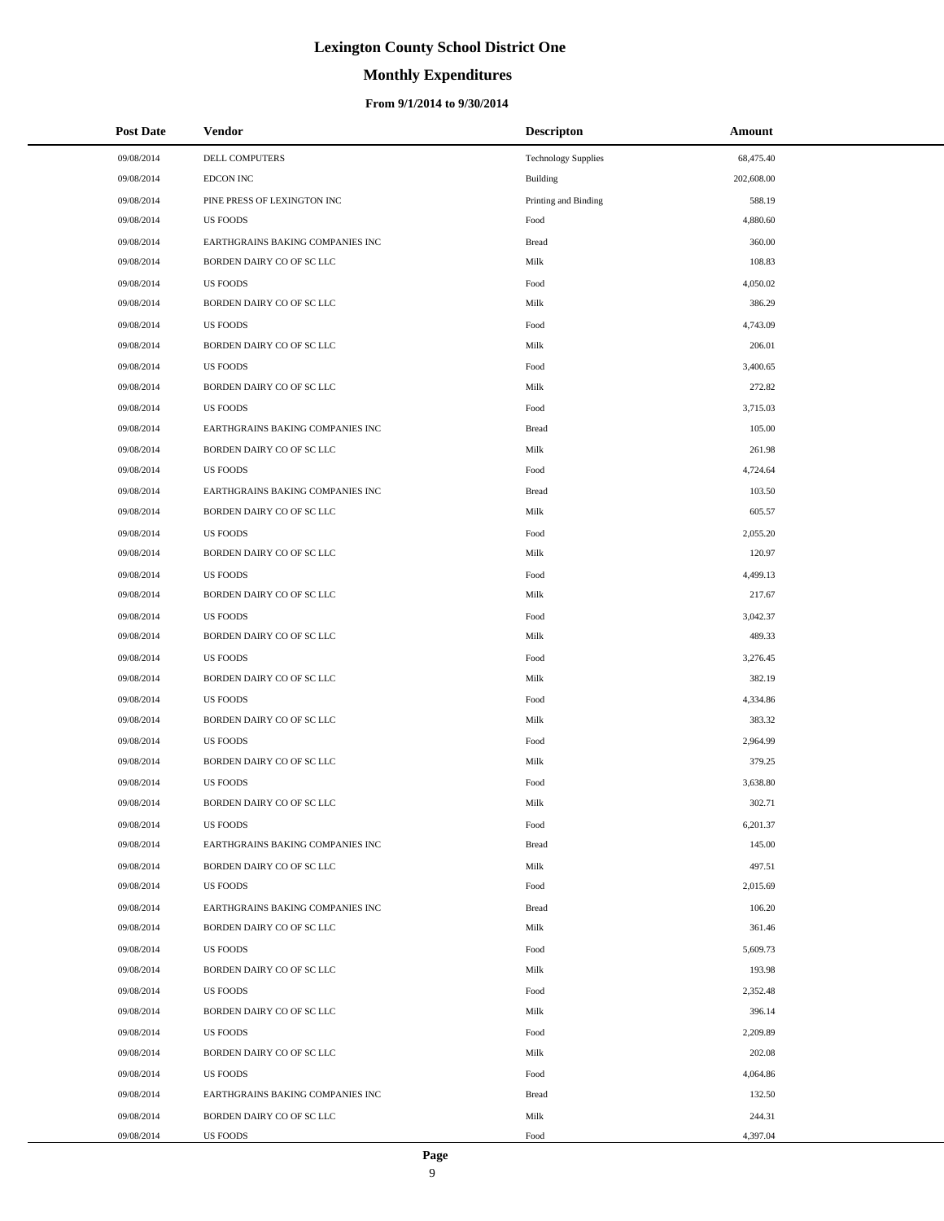# Lexington County School District One

## Monthly Expenditures

### From 9/1/2014 to 9/30/2014

| Post Date | Vendor | Descripton | Amount |
|---|---|---|---|
| 09/08/2014 | DELL COMPUTERS | Technology Supplies | 68,475.40 |
| 09/08/2014 | EDCON INC | Building | 202,608.00 |
| 09/08/2014 | PINE PRESS OF LEXINGTON INC | Printing and Binding | 588.19 |
| 09/08/2014 | US FOODS | Food | 4,880.60 |
| 09/08/2014 | EARTHGRAINS BAKING COMPANIES INC | Bread | 360.00 |
| 09/08/2014 | BORDEN DAIRY CO OF SC LLC | Milk | 108.83 |
| 09/08/2014 | US FOODS | Food | 4,050.02 |
| 09/08/2014 | BORDEN DAIRY CO OF SC LLC | Milk | 386.29 |
| 09/08/2014 | US FOODS | Food | 4,743.09 |
| 09/08/2014 | BORDEN DAIRY CO OF SC LLC | Milk | 206.01 |
| 09/08/2014 | US FOODS | Food | 3,400.65 |
| 09/08/2014 | BORDEN DAIRY CO OF SC LLC | Milk | 272.82 |
| 09/08/2014 | US FOODS | Food | 3,715.03 |
| 09/08/2014 | EARTHGRAINS BAKING COMPANIES INC | Bread | 105.00 |
| 09/08/2014 | BORDEN DAIRY CO OF SC LLC | Milk | 261.98 |
| 09/08/2014 | US FOODS | Food | 4,724.64 |
| 09/08/2014 | EARTHGRAINS BAKING COMPANIES INC | Bread | 103.50 |
| 09/08/2014 | BORDEN DAIRY CO OF SC LLC | Milk | 605.57 |
| 09/08/2014 | US FOODS | Food | 2,055.20 |
| 09/08/2014 | BORDEN DAIRY CO OF SC LLC | Milk | 120.97 |
| 09/08/2014 | US FOODS | Food | 4,499.13 |
| 09/08/2014 | BORDEN DAIRY CO OF SC LLC | Milk | 217.67 |
| 09/08/2014 | US FOODS | Food | 3,042.37 |
| 09/08/2014 | BORDEN DAIRY CO OF SC LLC | Milk | 489.33 |
| 09/08/2014 | US FOODS | Food | 3,276.45 |
| 09/08/2014 | BORDEN DAIRY CO OF SC LLC | Milk | 382.19 |
| 09/08/2014 | US FOODS | Food | 4,334.86 |
| 09/08/2014 | BORDEN DAIRY CO OF SC LLC | Milk | 383.32 |
| 09/08/2014 | US FOODS | Food | 2,964.99 |
| 09/08/2014 | BORDEN DAIRY CO OF SC LLC | Milk | 379.25 |
| 09/08/2014 | US FOODS | Food | 3,638.80 |
| 09/08/2014 | BORDEN DAIRY CO OF SC LLC | Milk | 302.71 |
| 09/08/2014 | US FOODS | Food | 6,201.37 |
| 09/08/2014 | EARTHGRAINS BAKING COMPANIES INC | Bread | 145.00 |
| 09/08/2014 | BORDEN DAIRY CO OF SC LLC | Milk | 497.51 |
| 09/08/2014 | US FOODS | Food | 2,015.69 |
| 09/08/2014 | EARTHGRAINS BAKING COMPANIES INC | Bread | 106.20 |
| 09/08/2014 | BORDEN DAIRY CO OF SC LLC | Milk | 361.46 |
| 09/08/2014 | US FOODS | Food | 5,609.73 |
| 09/08/2014 | BORDEN DAIRY CO OF SC LLC | Milk | 193.98 |
| 09/08/2014 | US FOODS | Food | 2,352.48 |
| 09/08/2014 | BORDEN DAIRY CO OF SC LLC | Milk | 396.14 |
| 09/08/2014 | US FOODS | Food | 2,209.89 |
| 09/08/2014 | BORDEN DAIRY CO OF SC LLC | Milk | 202.08 |
| 09/08/2014 | US FOODS | Food | 4,064.86 |
| 09/08/2014 | EARTHGRAINS BAKING COMPANIES INC | Bread | 132.50 |
| 09/08/2014 | BORDEN DAIRY CO OF SC LLC | Milk | 244.31 |
| 09/08/2014 | US FOODS | Food | 4,397.04 |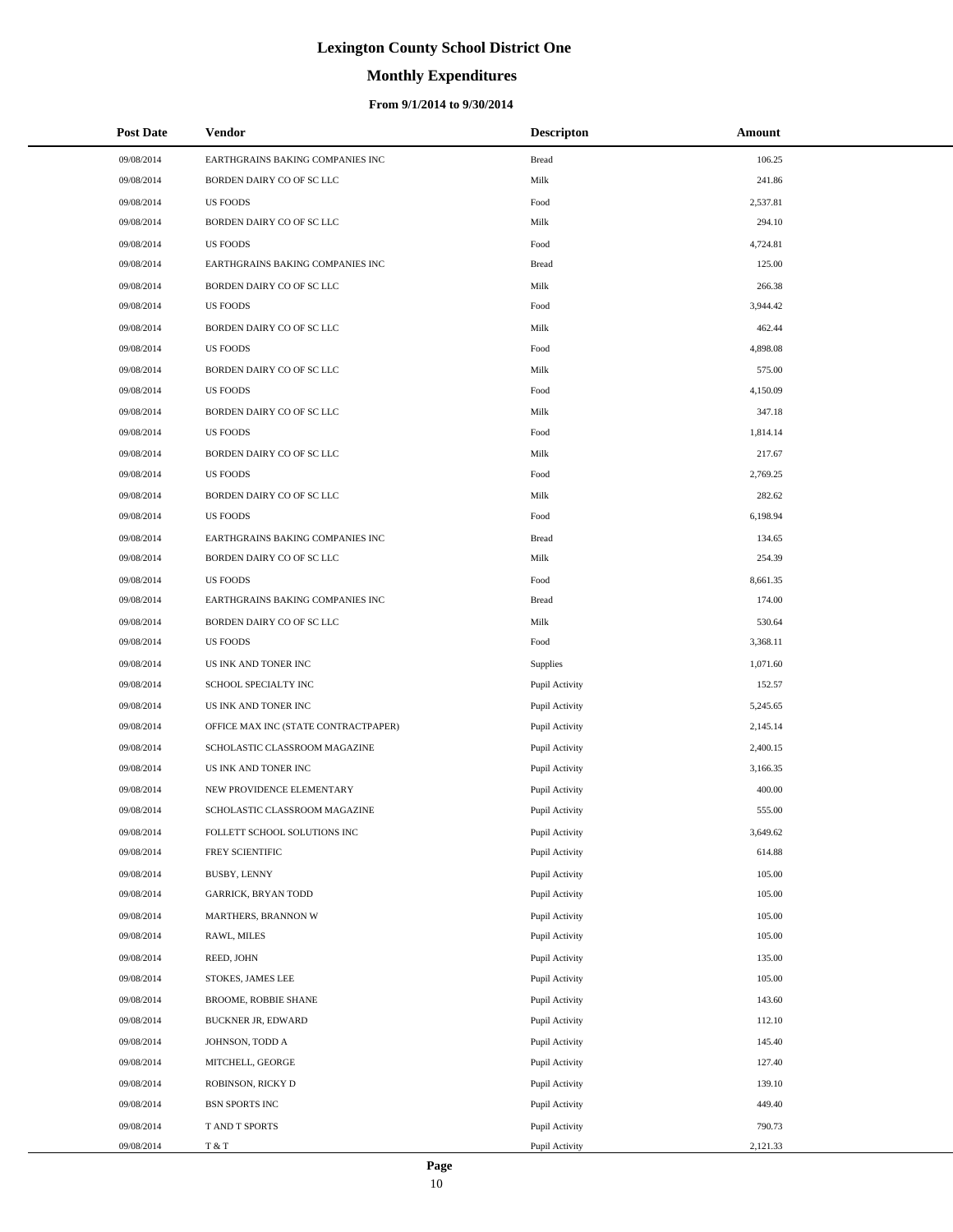# Lexington County School District One

## Monthly Expenditures

### From 9/1/2014 to 9/30/2014

| Post Date | Vendor | Descripton | Amount |
|---|---|---|---|
| 09/08/2014 | EARTHGRAINS BAKING COMPANIES INC | Bread | 106.25 |
| 09/08/2014 | BORDEN DAIRY CO OF SC LLC | Milk | 241.86 |
| 09/08/2014 | US FOODS | Food | 2,537.81 |
| 09/08/2014 | BORDEN DAIRY CO OF SC LLC | Milk | 294.10 |
| 09/08/2014 | US FOODS | Food | 4,724.81 |
| 09/08/2014 | EARTHGRAINS BAKING COMPANIES INC | Bread | 125.00 |
| 09/08/2014 | BORDEN DAIRY CO OF SC LLC | Milk | 266.38 |
| 09/08/2014 | US FOODS | Food | 3,944.42 |
| 09/08/2014 | BORDEN DAIRY CO OF SC LLC | Milk | 462.44 |
| 09/08/2014 | US FOODS | Food | 4,898.08 |
| 09/08/2014 | BORDEN DAIRY CO OF SC LLC | Milk | 575.00 |
| 09/08/2014 | US FOODS | Food | 4,150.09 |
| 09/08/2014 | BORDEN DAIRY CO OF SC LLC | Milk | 347.18 |
| 09/08/2014 | US FOODS | Food | 1,814.14 |
| 09/08/2014 | BORDEN DAIRY CO OF SC LLC | Milk | 217.67 |
| 09/08/2014 | US FOODS | Food | 2,769.25 |
| 09/08/2014 | BORDEN DAIRY CO OF SC LLC | Milk | 282.62 |
| 09/08/2014 | US FOODS | Food | 6,198.94 |
| 09/08/2014 | EARTHGRAINS BAKING COMPANIES INC | Bread | 134.65 |
| 09/08/2014 | BORDEN DAIRY CO OF SC LLC | Milk | 254.39 |
| 09/08/2014 | US FOODS | Food | 8,661.35 |
| 09/08/2014 | EARTHGRAINS BAKING COMPANIES INC | Bread | 174.00 |
| 09/08/2014 | BORDEN DAIRY CO OF SC LLC | Milk | 530.64 |
| 09/08/2014 | US FOODS | Food | 3,368.11 |
| 09/08/2014 | US INK AND TONER INC | Supplies | 1,071.60 |
| 09/08/2014 | SCHOOL SPECIALTY INC | Pupil Activity | 152.57 |
| 09/08/2014 | US INK AND TONER INC | Pupil Activity | 5,245.65 |
| 09/08/2014 | OFFICE MAX INC (STATE CONTRACTPAPER) | Pupil Activity | 2,145.14 |
| 09/08/2014 | SCHOLASTIC CLASSROOM MAGAZINE | Pupil Activity | 2,400.15 |
| 09/08/2014 | US INK AND TONER INC | Pupil Activity | 3,166.35 |
| 09/08/2014 | NEW PROVIDENCE ELEMENTARY | Pupil Activity | 400.00 |
| 09/08/2014 | SCHOLASTIC CLASSROOM MAGAZINE | Pupil Activity | 555.00 |
| 09/08/2014 | FOLLETT SCHOOL SOLUTIONS INC | Pupil Activity | 3,649.62 |
| 09/08/2014 | FREY SCIENTIFIC | Pupil Activity | 614.88 |
| 09/08/2014 | BUSBY, LENNY | Pupil Activity | 105.00 |
| 09/08/2014 | GARRICK, BRYAN TODD | Pupil Activity | 105.00 |
| 09/08/2014 | MARTHERS, BRANNON W | Pupil Activity | 105.00 |
| 09/08/2014 | RAWL, MILES | Pupil Activity | 105.00 |
| 09/08/2014 | REED, JOHN | Pupil Activity | 135.00 |
| 09/08/2014 | STOKES, JAMES LEE | Pupil Activity | 105.00 |
| 09/08/2014 | BROOME, ROBBIE SHANE | Pupil Activity | 143.60 |
| 09/08/2014 | BUCKNER JR, EDWARD | Pupil Activity | 112.10 |
| 09/08/2014 | JOHNSON, TODD A | Pupil Activity | 145.40 |
| 09/08/2014 | MITCHELL, GEORGE | Pupil Activity | 127.40 |
| 09/08/2014 | ROBINSON, RICKY D | Pupil Activity | 139.10 |
| 09/08/2014 | BSN SPORTS INC | Pupil Activity | 449.40 |
| 09/08/2014 | T AND T SPORTS | Pupil Activity | 790.73 |
| 09/08/2014 | T & T | Pupil Activity | 2,121.33 |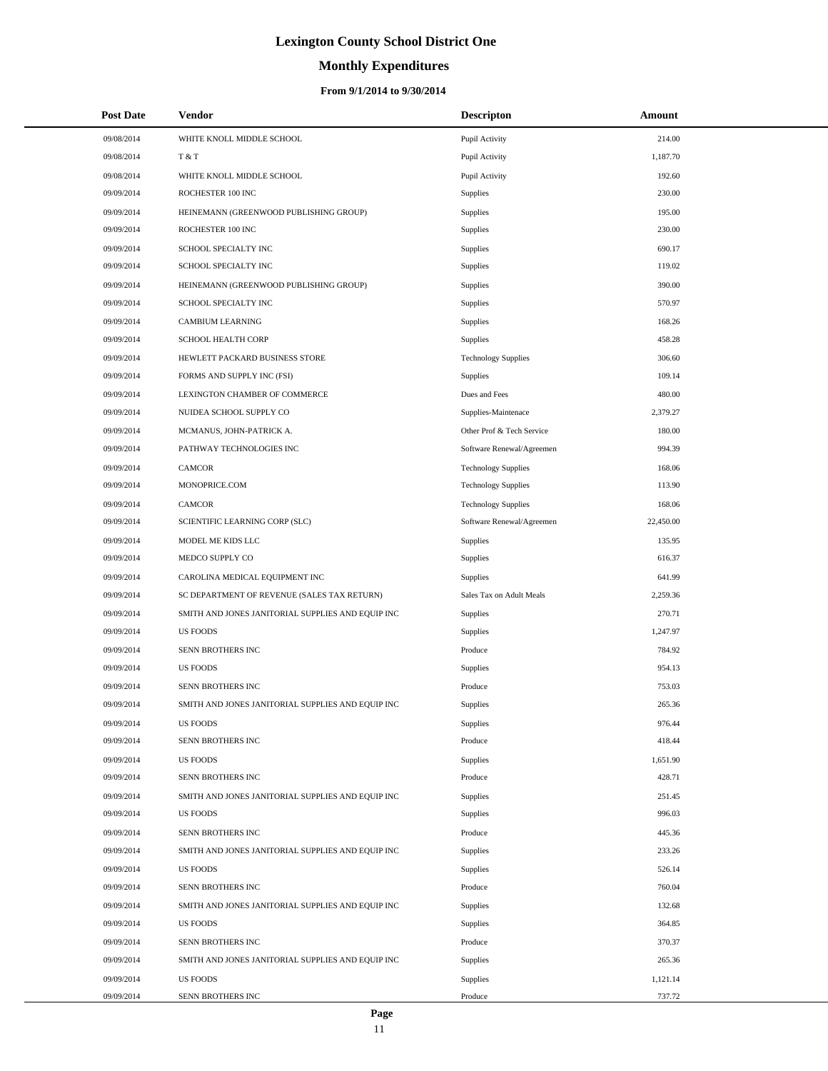# Lexington County School District One

## Monthly Expenditures

### From 9/1/2014 to 9/30/2014

| Post Date | Vendor | Descripton | Amount |
|---|---|---|---|
| 09/08/2014 | WHITE KNOLL MIDDLE SCHOOL | Pupil Activity | 214.00 |
| 09/08/2014 | T & T | Pupil Activity | 1,187.70 |
| 09/08/2014 | WHITE KNOLL MIDDLE SCHOOL | Pupil Activity | 192.60 |
| 09/09/2014 | ROCHESTER 100 INC | Supplies | 230.00 |
| 09/09/2014 | HEINEMANN (GREENWOOD PUBLISHING GROUP) | Supplies | 195.00 |
| 09/09/2014 | ROCHESTER 100 INC | Supplies | 230.00 |
| 09/09/2014 | SCHOOL SPECIALTY INC | Supplies | 690.17 |
| 09/09/2014 | SCHOOL SPECIALTY INC | Supplies | 119.02 |
| 09/09/2014 | HEINEMANN (GREENWOOD PUBLISHING GROUP) | Supplies | 390.00 |
| 09/09/2014 | SCHOOL SPECIALTY INC | Supplies | 570.97 |
| 09/09/2014 | CAMBIUM LEARNING | Supplies | 168.26 |
| 09/09/2014 | SCHOOL HEALTH CORP | Supplies | 458.28 |
| 09/09/2014 | HEWLETT PACKARD BUSINESS STORE | Technology Supplies | 306.60 |
| 09/09/2014 | FORMS AND SUPPLY INC (FSI) | Supplies | 109.14 |
| 09/09/2014 | LEXINGTON CHAMBER OF COMMERCE | Dues and Fees | 480.00 |
| 09/09/2014 | NUIDEA SCHOOL SUPPLY CO | Supplies-Maintenace | 2,379.27 |
| 09/09/2014 | MCMANUS, JOHN-PATRICK A. | Other Prof & Tech Service | 180.00 |
| 09/09/2014 | PATHWAY TECHNOLOGIES INC | Software Renewal/Agreemen | 994.39 |
| 09/09/2014 | CAMCOR | Technology Supplies | 168.06 |
| 09/09/2014 | MONOPRICE.COM | Technology Supplies | 113.90 |
| 09/09/2014 | CAMCOR | Technology Supplies | 168.06 |
| 09/09/2014 | SCIENTIFIC LEARNING CORP (SLC) | Software Renewal/Agreemen | 22,450.00 |
| 09/09/2014 | MODEL ME KIDS LLC | Supplies | 135.95 |
| 09/09/2014 | MEDCO SUPPLY CO | Supplies | 616.37 |
| 09/09/2014 | CAROLINA MEDICAL EQUIPMENT INC | Supplies | 641.99 |
| 09/09/2014 | SC DEPARTMENT OF REVENUE (SALES TAX RETURN) | Sales Tax on Adult Meals | 2,259.36 |
| 09/09/2014 | SMITH AND JONES JANITORIAL SUPPLIES AND EQUIP INC | Supplies | 270.71 |
| 09/09/2014 | US FOODS | Supplies | 1,247.97 |
| 09/09/2014 | SENN BROTHERS INC | Produce | 784.92 |
| 09/09/2014 | US FOODS | Supplies | 954.13 |
| 09/09/2014 | SENN BROTHERS INC | Produce | 753.03 |
| 09/09/2014 | SMITH AND JONES JANITORIAL SUPPLIES AND EQUIP INC | Supplies | 265.36 |
| 09/09/2014 | US FOODS | Supplies | 976.44 |
| 09/09/2014 | SENN BROTHERS INC | Produce | 418.44 |
| 09/09/2014 | US FOODS | Supplies | 1,651.90 |
| 09/09/2014 | SENN BROTHERS INC | Produce | 428.71 |
| 09/09/2014 | SMITH AND JONES JANITORIAL SUPPLIES AND EQUIP INC | Supplies | 251.45 |
| 09/09/2014 | US FOODS | Supplies | 996.03 |
| 09/09/2014 | SENN BROTHERS INC | Produce | 445.36 |
| 09/09/2014 | SMITH AND JONES JANITORIAL SUPPLIES AND EQUIP INC | Supplies | 233.26 |
| 09/09/2014 | US FOODS | Supplies | 526.14 |
| 09/09/2014 | SENN BROTHERS INC | Produce | 760.04 |
| 09/09/2014 | SMITH AND JONES JANITORIAL SUPPLIES AND EQUIP INC | Supplies | 132.68 |
| 09/09/2014 | US FOODS | Supplies | 364.85 |
| 09/09/2014 | SENN BROTHERS INC | Produce | 370.37 |
| 09/09/2014 | SMITH AND JONES JANITORIAL SUPPLIES AND EQUIP INC | Supplies | 265.36 |
| 09/09/2014 | US FOODS | Supplies | 1,121.14 |
| 09/09/2014 | SENN BROTHERS INC | Produce | 737.72 |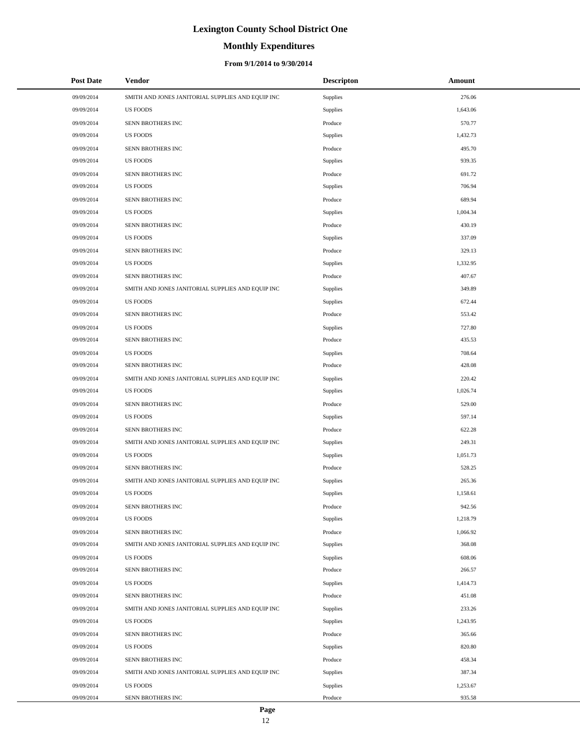# Lexington County School District One

## Monthly Expenditures

### From 9/1/2014 to 9/30/2014

| Post Date | Vendor | Descripton | Amount |
|---|---|---|---|
| 09/09/2014 | SMITH AND JONES JANITORIAL SUPPLIES AND EQUIP INC | Supplies | 276.06 |
| 09/09/2014 | US FOODS | Supplies | 1,643.06 |
| 09/09/2014 | SENN BROTHERS INC | Produce | 570.77 |
| 09/09/2014 | US FOODS | Supplies | 1,432.73 |
| 09/09/2014 | SENN BROTHERS INC | Produce | 495.70 |
| 09/09/2014 | US FOODS | Supplies | 939.35 |
| 09/09/2014 | SENN BROTHERS INC | Produce | 691.72 |
| 09/09/2014 | US FOODS | Supplies | 706.94 |
| 09/09/2014 | SENN BROTHERS INC | Produce | 689.94 |
| 09/09/2014 | US FOODS | Supplies | 1,004.34 |
| 09/09/2014 | SENN BROTHERS INC | Produce | 430.19 |
| 09/09/2014 | US FOODS | Supplies | 337.09 |
| 09/09/2014 | SENN BROTHERS INC | Produce | 329.13 |
| 09/09/2014 | US FOODS | Supplies | 1,332.95 |
| 09/09/2014 | SENN BROTHERS INC | Produce | 407.67 |
| 09/09/2014 | SMITH AND JONES JANITORIAL SUPPLIES AND EQUIP INC | Supplies | 349.89 |
| 09/09/2014 | US FOODS | Supplies | 672.44 |
| 09/09/2014 | SENN BROTHERS INC | Produce | 553.42 |
| 09/09/2014 | US FOODS | Supplies | 727.80 |
| 09/09/2014 | SENN BROTHERS INC | Produce | 435.53 |
| 09/09/2014 | US FOODS | Supplies | 708.64 |
| 09/09/2014 | SENN BROTHERS INC | Produce | 428.08 |
| 09/09/2014 | SMITH AND JONES JANITORIAL SUPPLIES AND EQUIP INC | Supplies | 220.42 |
| 09/09/2014 | US FOODS | Supplies | 1,026.74 |
| 09/09/2014 | SENN BROTHERS INC | Produce | 529.00 |
| 09/09/2014 | US FOODS | Supplies | 597.14 |
| 09/09/2014 | SENN BROTHERS INC | Produce | 622.28 |
| 09/09/2014 | SMITH AND JONES JANITORIAL SUPPLIES AND EQUIP INC | Supplies | 249.31 |
| 09/09/2014 | US FOODS | Supplies | 1,051.73 |
| 09/09/2014 | SENN BROTHERS INC | Produce | 528.25 |
| 09/09/2014 | SMITH AND JONES JANITORIAL SUPPLIES AND EQUIP INC | Supplies | 265.36 |
| 09/09/2014 | US FOODS | Supplies | 1,158.61 |
| 09/09/2014 | SENN BROTHERS INC | Produce | 942.56 |
| 09/09/2014 | US FOODS | Supplies | 1,218.79 |
| 09/09/2014 | SENN BROTHERS INC | Produce | 1,066.92 |
| 09/09/2014 | SMITH AND JONES JANITORIAL SUPPLIES AND EQUIP INC | Supplies | 368.08 |
| 09/09/2014 | US FOODS | Supplies | 608.06 |
| 09/09/2014 | SENN BROTHERS INC | Produce | 266.57 |
| 09/09/2014 | US FOODS | Supplies | 1,414.73 |
| 09/09/2014 | SENN BROTHERS INC | Produce | 451.08 |
| 09/09/2014 | SMITH AND JONES JANITORIAL SUPPLIES AND EQUIP INC | Supplies | 233.26 |
| 09/09/2014 | US FOODS | Supplies | 1,243.95 |
| 09/09/2014 | SENN BROTHERS INC | Produce | 365.66 |
| 09/09/2014 | US FOODS | Supplies | 820.80 |
| 09/09/2014 | SENN BROTHERS INC | Produce | 458.34 |
| 09/09/2014 | SMITH AND JONES JANITORIAL SUPPLIES AND EQUIP INC | Supplies | 387.34 |
| 09/09/2014 | US FOODS | Supplies | 1,253.67 |
| 09/09/2014 | SENN BROTHERS INC | Produce | 935.58 |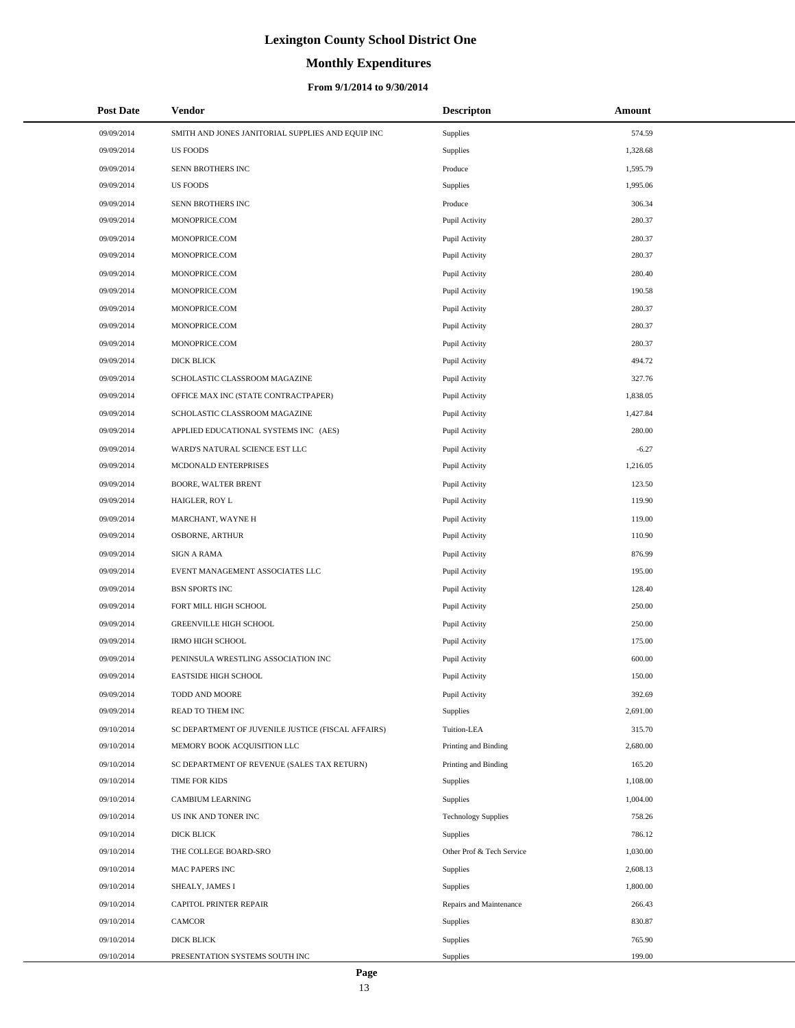# Lexington County School District One

## Monthly Expenditures

### From 9/1/2014 to 9/30/2014

| Post Date | Vendor | Descripton | Amount |
|---|---|---|---|
| 09/09/2014 | SMITH AND JONES JANITORIAL SUPPLIES AND EQUIP INC | Supplies | 574.59 |
| 09/09/2014 | US FOODS | Supplies | 1,328.68 |
| 09/09/2014 | SENN BROTHERS INC | Produce | 1,595.79 |
| 09/09/2014 | US FOODS | Supplies | 1,995.06 |
| 09/09/2014 | SENN BROTHERS INC | Produce | 306.34 |
| 09/09/2014 | MONOPRICE.COM | Pupil Activity | 280.37 |
| 09/09/2014 | MONOPRICE.COM | Pupil Activity | 280.37 |
| 09/09/2014 | MONOPRICE.COM | Pupil Activity | 280.37 |
| 09/09/2014 | MONOPRICE.COM | Pupil Activity | 280.40 |
| 09/09/2014 | MONOPRICE.COM | Pupil Activity | 190.58 |
| 09/09/2014 | MONOPRICE.COM | Pupil Activity | 280.37 |
| 09/09/2014 | MONOPRICE.COM | Pupil Activity | 280.37 |
| 09/09/2014 | MONOPRICE.COM | Pupil Activity | 280.37 |
| 09/09/2014 | DICK BLICK | Pupil Activity | 494.72 |
| 09/09/2014 | SCHOLASTIC CLASSROOM MAGAZINE | Pupil Activity | 327.76 |
| 09/09/2014 | OFFICE MAX INC (STATE CONTRACTPAPER) | Pupil Activity | 1,838.05 |
| 09/09/2014 | SCHOLASTIC CLASSROOM MAGAZINE | Pupil Activity | 1,427.84 |
| 09/09/2014 | APPLIED EDUCATIONAL SYSTEMS INC (AES) | Pupil Activity | 280.00 |
| 09/09/2014 | WARD'S NATURAL SCIENCE EST LLC | Pupil Activity | -6.27 |
| 09/09/2014 | MCDONALD ENTERPRISES | Pupil Activity | 1,216.05 |
| 09/09/2014 | BOORE, WALTER BRENT | Pupil Activity | 123.50 |
| 09/09/2014 | HAIGLER, ROY L | Pupil Activity | 119.90 |
| 09/09/2014 | MARCHANT, WAYNE H | Pupil Activity | 119.00 |
| 09/09/2014 | OSBORNE, ARTHUR | Pupil Activity | 110.90 |
| 09/09/2014 | SIGN A RAMA | Pupil Activity | 876.99 |
| 09/09/2014 | EVENT MANAGEMENT ASSOCIATES LLC | Pupil Activity | 195.00 |
| 09/09/2014 | BSN SPORTS INC | Pupil Activity | 128.40 |
| 09/09/2014 | FORT MILL HIGH SCHOOL | Pupil Activity | 250.00 |
| 09/09/2014 | GREENVILLE HIGH SCHOOL | Pupil Activity | 250.00 |
| 09/09/2014 | IRMO HIGH SCHOOL | Pupil Activity | 175.00 |
| 09/09/2014 | PENINSULA WRESTLING ASSOCIATION INC | Pupil Activity | 600.00 |
| 09/09/2014 | EASTSIDE HIGH SCHOOL | Pupil Activity | 150.00 |
| 09/09/2014 | TODD AND MOORE | Pupil Activity | 392.69 |
| 09/09/2014 | READ TO THEM INC | Supplies | 2,691.00 |
| 09/10/2014 | SC DEPARTMENT OF JUVENILE JUSTICE (FISCAL AFFAIRS) | Tuition-LEA | 315.70 |
| 09/10/2014 | MEMORY BOOK ACQUISITION LLC | Printing and Binding | 2,680.00 |
| 09/10/2014 | SC DEPARTMENT OF REVENUE (SALES TAX RETURN) | Printing and Binding | 165.20 |
| 09/10/2014 | TIME FOR KIDS | Supplies | 1,108.00 |
| 09/10/2014 | CAMBIUM LEARNING | Supplies | 1,004.00 |
| 09/10/2014 | US INK AND TONER INC | Technology Supplies | 758.26 |
| 09/10/2014 | DICK BLICK | Supplies | 786.12 |
| 09/10/2014 | THE COLLEGE BOARD-SRO | Other Prof & Tech Service | 1,030.00 |
| 09/10/2014 | MAC PAPERS INC | Supplies | 2,608.13 |
| 09/10/2014 | SHEALY, JAMES I | Supplies | 1,800.00 |
| 09/10/2014 | CAPITOL PRINTER REPAIR | Repairs and Maintenance | 266.43 |
| 09/10/2014 | CAMCOR | Supplies | 830.87 |
| 09/10/2014 | DICK BLICK | Supplies | 765.90 |
| 09/10/2014 | PRESENTATION SYSTEMS SOUTH INC | Supplies | 199.00 |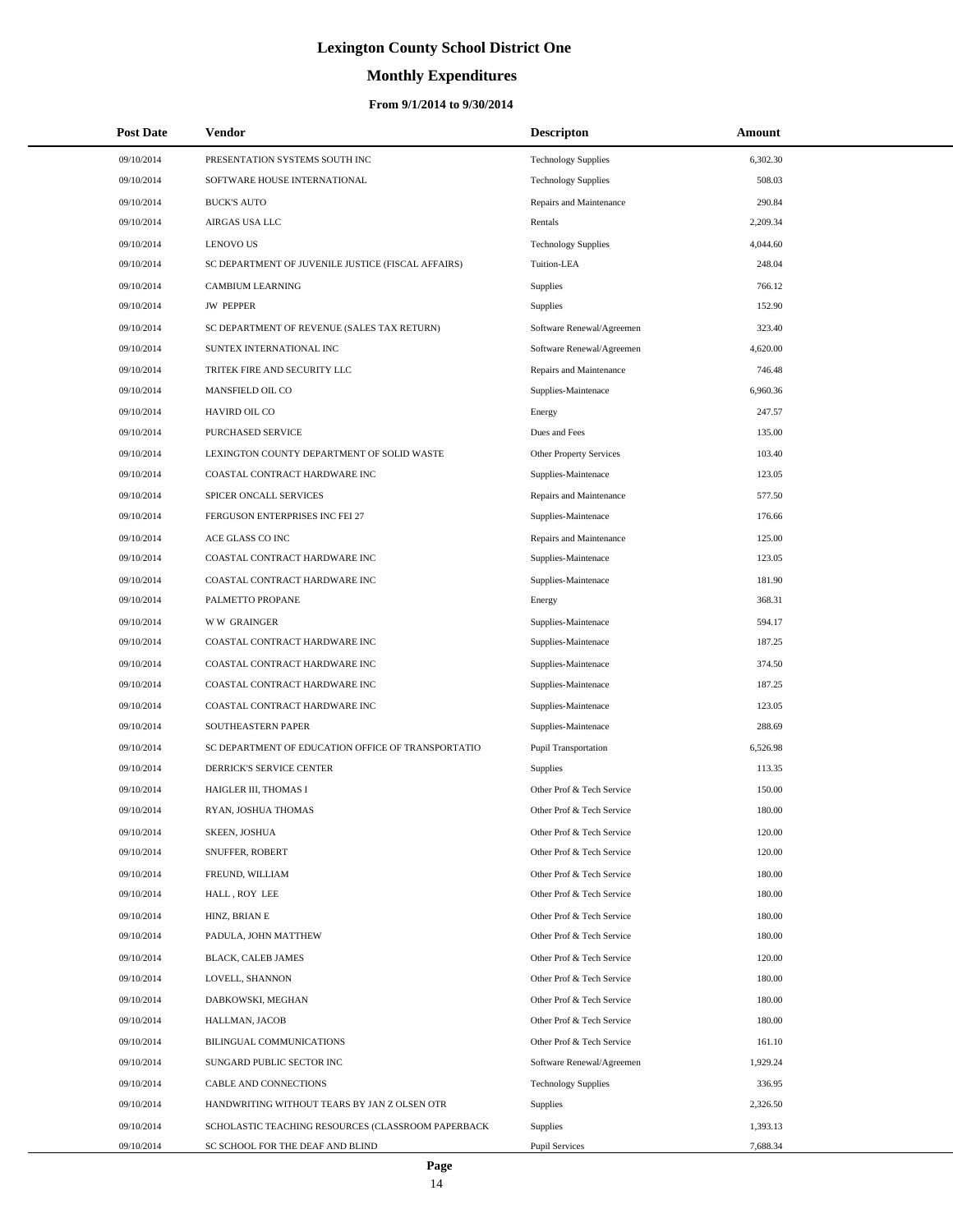# Lexington County School District One

## Monthly Expenditures

### From 9/1/2014 to 9/30/2014

| Post Date | Vendor | Descripton | Amount |
|---|---|---|---|
| 09/10/2014 | PRESENTATION SYSTEMS SOUTH INC | Technology Supplies | 6,302.30 |
| 09/10/2014 | SOFTWARE HOUSE INTERNATIONAL | Technology Supplies | 508.03 |
| 09/10/2014 | BUCK'S AUTO | Repairs and Maintenance | 290.84 |
| 09/10/2014 | AIRGAS USA LLC | Rentals | 2,209.34 |
| 09/10/2014 | LENOVO US | Technology Supplies | 4,044.60 |
| 09/10/2014 | SC DEPARTMENT OF JUVENILE JUSTICE (FISCAL AFFAIRS) | Tuition-LEA | 248.04 |
| 09/10/2014 | CAMBIUM LEARNING | Supplies | 766.12 |
| 09/10/2014 | JW PEPPER | Supplies | 152.90 |
| 09/10/2014 | SC DEPARTMENT OF REVENUE (SALES TAX RETURN) | Software Renewal/Agreemen | 323.40 |
| 09/10/2014 | SUNTEX INTERNATIONAL INC | Software Renewal/Agreemen | 4,620.00 |
| 09/10/2014 | TRITEK FIRE AND SECURITY LLC | Repairs and Maintenance | 746.48 |
| 09/10/2014 | MANSFIELD OIL CO | Supplies-Maintenace | 6,960.36 |
| 09/10/2014 | HAVIRD OIL CO | Energy | 247.57 |
| 09/10/2014 | PURCHASED SERVICE | Dues and Fees | 135.00 |
| 09/10/2014 | LEXINGTON COUNTY DEPARTMENT OF SOLID WASTE | Other Property Services | 103.40 |
| 09/10/2014 | COASTAL CONTRACT HARDWARE INC | Supplies-Maintenace | 123.05 |
| 09/10/2014 | SPICER ONCALL SERVICES | Repairs and Maintenance | 577.50 |
| 09/10/2014 | FERGUSON ENTERPRISES INC FEI 27 | Supplies-Maintenace | 176.66 |
| 09/10/2014 | ACE GLASS CO INC | Repairs and Maintenance | 125.00 |
| 09/10/2014 | COASTAL CONTRACT HARDWARE INC | Supplies-Maintenace | 123.05 |
| 09/10/2014 | COASTAL CONTRACT HARDWARE INC | Supplies-Maintenace | 181.90 |
| 09/10/2014 | PALMETTO PROPANE | Energy | 368.31 |
| 09/10/2014 | W W GRAINGER | Supplies-Maintenace | 594.17 |
| 09/10/2014 | COASTAL CONTRACT HARDWARE INC | Supplies-Maintenace | 187.25 |
| 09/10/2014 | COASTAL CONTRACT HARDWARE INC | Supplies-Maintenace | 374.50 |
| 09/10/2014 | COASTAL CONTRACT HARDWARE INC | Supplies-Maintenace | 187.25 |
| 09/10/2014 | COASTAL CONTRACT HARDWARE INC | Supplies-Maintenace | 123.05 |
| 09/10/2014 | SOUTHEASTERN PAPER | Supplies-Maintenace | 288.69 |
| 09/10/2014 | SC DEPARTMENT OF EDUCATION OFFICE OF TRANSPORTATIO | Pupil Transportation | 6,526.98 |
| 09/10/2014 | DERRICK'S SERVICE CENTER | Supplies | 113.35 |
| 09/10/2014 | HAIGLER III, THOMAS I | Other Prof & Tech Service | 150.00 |
| 09/10/2014 | RYAN, JOSHUA THOMAS | Other Prof & Tech Service | 180.00 |
| 09/10/2014 | SKEEN, JOSHUA | Other Prof & Tech Service | 120.00 |
| 09/10/2014 | SNUFFER, ROBERT | Other Prof & Tech Service | 120.00 |
| 09/10/2014 | FREUND, WILLIAM | Other Prof & Tech Service | 180.00 |
| 09/10/2014 | HALL , ROY LEE | Other Prof & Tech Service | 180.00 |
| 09/10/2014 | HINZ, BRIAN E | Other Prof & Tech Service | 180.00 |
| 09/10/2014 | PADULA, JOHN MATTHEW | Other Prof & Tech Service | 180.00 |
| 09/10/2014 | BLACK, CALEB JAMES | Other Prof & Tech Service | 120.00 |
| 09/10/2014 | LOVELL, SHANNON | Other Prof & Tech Service | 180.00 |
| 09/10/2014 | DABKOWSKI, MEGHAN | Other Prof & Tech Service | 180.00 |
| 09/10/2014 | HALLMAN, JACOB | Other Prof & Tech Service | 180.00 |
| 09/10/2014 | BILINGUAL COMMUNICATIONS | Other Prof & Tech Service | 161.10 |
| 09/10/2014 | SUNGARD PUBLIC SECTOR INC | Software Renewal/Agreemen | 1,929.24 |
| 09/10/2014 | CABLE AND CONNECTIONS | Technology Supplies | 336.95 |
| 09/10/2014 | HANDWRITING WITHOUT TEARS BY JAN Z OLSEN OTR | Supplies | 2,326.50 |
| 09/10/2014 | SCHOLASTIC TEACHING RESOURCES (CLASSROOM PAPERBACK | Supplies | 1,393.13 |
| 09/10/2014 | SC SCHOOL FOR THE DEAF AND BLIND | Pupil Services | 7,688.34 |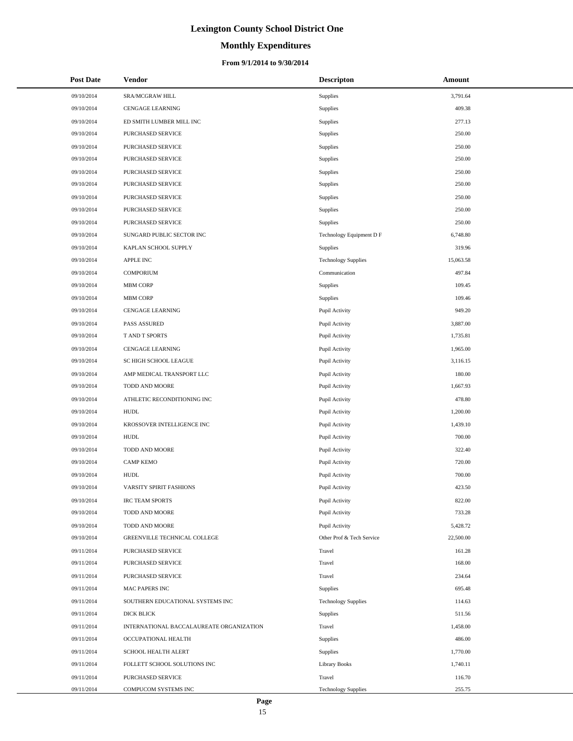# Lexington County School District One

## Monthly Expenditures

### From 9/1/2014 to 9/30/2014

| Post Date | Vendor | Descripton | Amount |
|---|---|---|---|
| 09/10/2014 | SRA/MCGRAW HILL | Supplies | 3,791.64 |
| 09/10/2014 | CENGAGE LEARNING | Supplies | 409.38 |
| 09/10/2014 | ED SMITH LUMBER MILL INC | Supplies | 277.13 |
| 09/10/2014 | PURCHASED SERVICE | Supplies | 250.00 |
| 09/10/2014 | PURCHASED SERVICE | Supplies | 250.00 |
| 09/10/2014 | PURCHASED SERVICE | Supplies | 250.00 |
| 09/10/2014 | PURCHASED SERVICE | Supplies | 250.00 |
| 09/10/2014 | PURCHASED SERVICE | Supplies | 250.00 |
| 09/10/2014 | PURCHASED SERVICE | Supplies | 250.00 |
| 09/10/2014 | PURCHASED SERVICE | Supplies | 250.00 |
| 09/10/2014 | PURCHASED SERVICE | Supplies | 250.00 |
| 09/10/2014 | SUNGARD PUBLIC SECTOR INC | Technology Equipment D F | 6,748.80 |
| 09/10/2014 | KAPLAN SCHOOL SUPPLY | Supplies | 319.96 |
| 09/10/2014 | APPLE INC | Technology Supplies | 15,063.58 |
| 09/10/2014 | COMPORIUM | Communication | 497.84 |
| 09/10/2014 | MBM CORP | Supplies | 109.45 |
| 09/10/2014 | MBM CORP | Supplies | 109.46 |
| 09/10/2014 | CENGAGE LEARNING | Pupil Activity | 949.20 |
| 09/10/2014 | PASS ASSURED | Pupil Activity | 3,887.00 |
| 09/10/2014 | T AND T SPORTS | Pupil Activity | 1,735.81 |
| 09/10/2014 | CENGAGE LEARNING | Pupil Activity | 1,965.00 |
| 09/10/2014 | SC HIGH SCHOOL LEAGUE | Pupil Activity | 3,116.15 |
| 09/10/2014 | AMP MEDICAL TRANSPORT LLC | Pupil Activity | 180.00 |
| 09/10/2014 | TODD AND MOORE | Pupil Activity | 1,667.93 |
| 09/10/2014 | ATHLETIC RECONDITIONING INC | Pupil Activity | 478.80 |
| 09/10/2014 | HUDL | Pupil Activity | 1,200.00 |
| 09/10/2014 | KROSSOVER INTELLIGENCE INC | Pupil Activity | 1,439.10 |
| 09/10/2014 | HUDL | Pupil Activity | 700.00 |
| 09/10/2014 | TODD AND MOORE | Pupil Activity | 322.40 |
| 09/10/2014 | CAMP KEMO | Pupil Activity | 720.00 |
| 09/10/2014 | HUDL | Pupil Activity | 700.00 |
| 09/10/2014 | VARSITY SPIRIT FASHIONS | Pupil Activity | 423.50 |
| 09/10/2014 | IRC TEAM SPORTS | Pupil Activity | 822.00 |
| 09/10/2014 | TODD AND MOORE | Pupil Activity | 733.28 |
| 09/10/2014 | TODD AND MOORE | Pupil Activity | 5,428.72 |
| 09/10/2014 | GREENVILLE TECHNICAL COLLEGE | Other Prof & Tech Service | 22,500.00 |
| 09/11/2014 | PURCHASED SERVICE | Travel | 161.28 |
| 09/11/2014 | PURCHASED SERVICE | Travel | 168.00 |
| 09/11/2014 | PURCHASED SERVICE | Travel | 234.64 |
| 09/11/2014 | MAC PAPERS INC | Supplies | 695.48 |
| 09/11/2014 | SOUTHERN EDUCATIONAL SYSTEMS INC | Technology Supplies | 114.63 |
| 09/11/2014 | DICK BLICK | Supplies | 511.56 |
| 09/11/2014 | INTERNATIONAL BACCALAUREATE ORGANIZATION | Travel | 1,458.00 |
| 09/11/2014 | OCCUPATIONAL HEALTH | Supplies | 486.00 |
| 09/11/2014 | SCHOOL HEALTH ALERT | Supplies | 1,770.00 |
| 09/11/2014 | FOLLETT SCHOOL SOLUTIONS INC | Library Books | 1,740.11 |
| 09/11/2014 | PURCHASED SERVICE | Travel | 116.70 |
| 09/11/2014 | COMPUCOM SYSTEMS INC | Technology Supplies | 255.75 |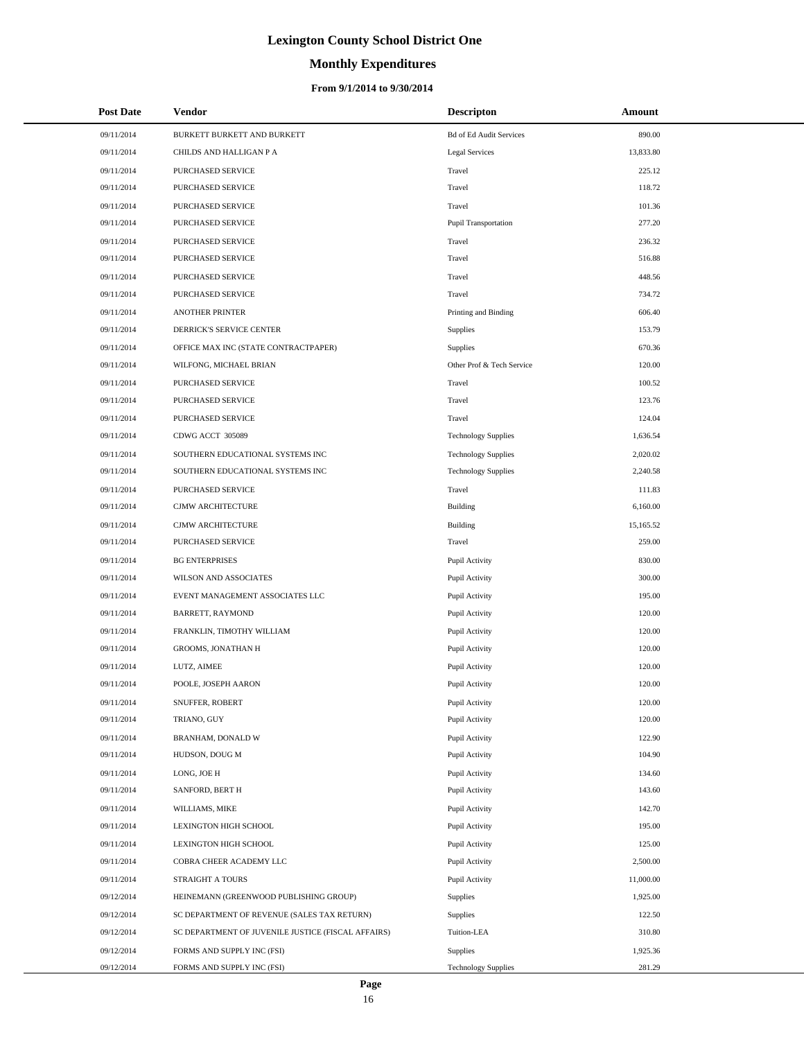# Lexington County School District One

## Monthly Expenditures

### From 9/1/2014 to 9/30/2014

| Post Date | Vendor | Descripton | Amount |
|---|---|---|---|
| 09/11/2014 | BURKETT BURKETT AND BURKETT | Bd of Ed Audit Services | 890.00 |
| 09/11/2014 | CHILDS AND HALLIGAN P A | Legal Services | 13,833.80 |
| 09/11/2014 | PURCHASED SERVICE | Travel | 225.12 |
| 09/11/2014 | PURCHASED SERVICE | Travel | 118.72 |
| 09/11/2014 | PURCHASED SERVICE | Travel | 101.36 |
| 09/11/2014 | PURCHASED SERVICE | Pupil Transportation | 277.20 |
| 09/11/2014 | PURCHASED SERVICE | Travel | 236.32 |
| 09/11/2014 | PURCHASED SERVICE | Travel | 516.88 |
| 09/11/2014 | PURCHASED SERVICE | Travel | 448.56 |
| 09/11/2014 | PURCHASED SERVICE | Travel | 734.72 |
| 09/11/2014 | ANOTHER PRINTER | Printing and Binding | 606.40 |
| 09/11/2014 | DERRICK'S SERVICE CENTER | Supplies | 153.79 |
| 09/11/2014 | OFFICE MAX INC (STATE CONTRACTPAPER) | Supplies | 670.36 |
| 09/11/2014 | WILFONG, MICHAEL BRIAN | Other Prof & Tech Service | 120.00 |
| 09/11/2014 | PURCHASED SERVICE | Travel | 100.52 |
| 09/11/2014 | PURCHASED SERVICE | Travel | 123.76 |
| 09/11/2014 | PURCHASED SERVICE | Travel | 124.04 |
| 09/11/2014 | CDWG ACCT 305089 | Technology Supplies | 1,636.54 |
| 09/11/2014 | SOUTHERN EDUCATIONAL SYSTEMS INC | Technology Supplies | 2,020.02 |
| 09/11/2014 | SOUTHERN EDUCATIONAL SYSTEMS INC | Technology Supplies | 2,240.58 |
| 09/11/2014 | PURCHASED SERVICE | Travel | 111.83 |
| 09/11/2014 | CJMW ARCHITECTURE | Building | 6,160.00 |
| 09/11/2014 | CJMW ARCHITECTURE | Building | 15,165.52 |
| 09/11/2014 | PURCHASED SERVICE | Travel | 259.00 |
| 09/11/2014 | BG ENTERPRISES | Pupil Activity | 830.00 |
| 09/11/2014 | WILSON AND ASSOCIATES | Pupil Activity | 300.00 |
| 09/11/2014 | EVENT MANAGEMENT ASSOCIATES LLC | Pupil Activity | 195.00 |
| 09/11/2014 | BARRETT, RAYMOND | Pupil Activity | 120.00 |
| 09/11/2014 | FRANKLIN, TIMOTHY WILLIAM | Pupil Activity | 120.00 |
| 09/11/2014 | GROOMS, JONATHAN H | Pupil Activity | 120.00 |
| 09/11/2014 | LUTZ, AIMEE | Pupil Activity | 120.00 |
| 09/11/2014 | POOLE, JOSEPH AARON | Pupil Activity | 120.00 |
| 09/11/2014 | SNUFFER, ROBERT | Pupil Activity | 120.00 |
| 09/11/2014 | TRIANO, GUY | Pupil Activity | 120.00 |
| 09/11/2014 | BRANHAM, DONALD W | Pupil Activity | 122.90 |
| 09/11/2014 | HUDSON, DOUG M | Pupil Activity | 104.90 |
| 09/11/2014 | LONG, JOE H | Pupil Activity | 134.60 |
| 09/11/2014 | SANFORD, BERT H | Pupil Activity | 143.60 |
| 09/11/2014 | WILLIAMS, MIKE | Pupil Activity | 142.70 |
| 09/11/2014 | LEXINGTON HIGH SCHOOL | Pupil Activity | 195.00 |
| 09/11/2014 | LEXINGTON HIGH SCHOOL | Pupil Activity | 125.00 |
| 09/11/2014 | COBRA CHEER ACADEMY LLC | Pupil Activity | 2,500.00 |
| 09/11/2014 | STRAIGHT A TOURS | Pupil Activity | 11,000.00 |
| 09/12/2014 | HEINEMANN (GREENWOOD PUBLISHING GROUP) | Supplies | 1,925.00 |
| 09/12/2014 | SC DEPARTMENT OF REVENUE (SALES TAX RETURN) | Supplies | 122.50 |
| 09/12/2014 | SC DEPARTMENT OF JUVENILE JUSTICE (FISCAL AFFAIRS) | Tuition-LEA | 310.80 |
| 09/12/2014 | FORMS AND SUPPLY INC (FSI) | Supplies | 1,925.36 |
| 09/12/2014 | FORMS AND SUPPLY INC (FSI) | Technology Supplies | 281.29 |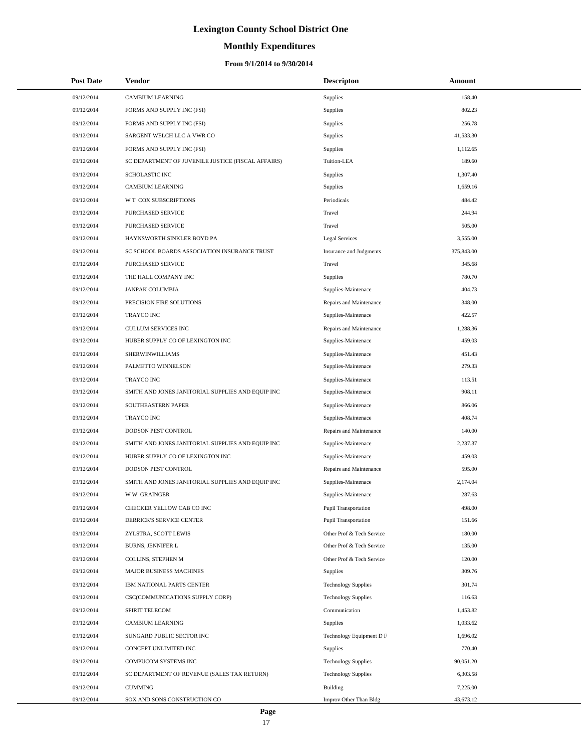# Lexington County School District One

## Monthly Expenditures

### From 9/1/2014 to 9/30/2014

| Post Date | Vendor | Descripton | Amount |
|---|---|---|---|
| 09/12/2014 | CAMBIUM LEARNING | Supplies | 158.40 |
| 09/12/2014 | FORMS AND SUPPLY INC (FSI) | Supplies | 802.23 |
| 09/12/2014 | FORMS AND SUPPLY INC (FSI) | Supplies | 256.78 |
| 09/12/2014 | SARGENT WELCH LLC A VWR CO | Supplies | 41,533.30 |
| 09/12/2014 | FORMS AND SUPPLY INC (FSI) | Supplies | 1,112.65 |
| 09/12/2014 | SC DEPARTMENT OF JUVENILE JUSTICE (FISCAL AFFAIRS) | Tuition-LEA | 189.60 |
| 09/12/2014 | SCHOLASTIC INC | Supplies | 1,307.40 |
| 09/12/2014 | CAMBIUM LEARNING | Supplies | 1,659.16 |
| 09/12/2014 | W T COX SUBSCRIPTIONS | Periodicals | 484.42 |
| 09/12/2014 | PURCHASED SERVICE | Travel | 244.94 |
| 09/12/2014 | PURCHASED SERVICE | Travel | 505.00 |
| 09/12/2014 | HAYNSWORTH SINKLER BOYD PA | Legal Services | 3,555.00 |
| 09/12/2014 | SC SCHOOL BOARDS ASSOCIATION INSURANCE TRUST | Insurance and Judgments | 375,843.00 |
| 09/12/2014 | PURCHASED SERVICE | Travel | 345.68 |
| 09/12/2014 | THE HALL COMPANY INC | Supplies | 780.70 |
| 09/12/2014 | JANPAK COLUMBIA | Supplies-Maintenace | 404.73 |
| 09/12/2014 | PRECISION FIRE SOLUTIONS | Repairs and Maintenance | 348.00 |
| 09/12/2014 | TRAYCO INC | Supplies-Maintenace | 422.57 |
| 09/12/2014 | CULLUM SERVICES INC | Repairs and Maintenance | 1,288.36 |
| 09/12/2014 | HUBER SUPPLY CO OF LEXINGTON INC | Supplies-Maintenace | 459.03 |
| 09/12/2014 | SHERWINWILLIAMS | Supplies-Maintenace | 451.43 |
| 09/12/2014 | PALMETTO WINNELSON | Supplies-Maintenace | 279.33 |
| 09/12/2014 | TRAYCO INC | Supplies-Maintenace | 113.51 |
| 09/12/2014 | SMITH AND JONES JANITORIAL SUPPLIES AND EQUIP INC | Supplies-Maintenace | 908.11 |
| 09/12/2014 | SOUTHEASTERN PAPER | Supplies-Maintenace | 866.06 |
| 09/12/2014 | TRAYCO INC | Supplies-Maintenace | 408.74 |
| 09/12/2014 | DODSON PEST CONTROL | Repairs and Maintenance | 140.00 |
| 09/12/2014 | SMITH AND JONES JANITORIAL SUPPLIES AND EQUIP INC | Supplies-Maintenace | 2,237.37 |
| 09/12/2014 | HUBER SUPPLY CO OF LEXINGTON INC | Supplies-Maintenace | 459.03 |
| 09/12/2014 | DODSON PEST CONTROL | Repairs and Maintenance | 595.00 |
| 09/12/2014 | SMITH AND JONES JANITORIAL SUPPLIES AND EQUIP INC | Supplies-Maintenace | 2,174.04 |
| 09/12/2014 | W W GRAINGER | Supplies-Maintenace | 287.63 |
| 09/12/2014 | CHECKER YELLOW CAB CO INC | Pupil Transportation | 498.00 |
| 09/12/2014 | DERRICK'S SERVICE CENTER | Pupil Transportation | 151.66 |
| 09/12/2014 | ZYLSTRA, SCOTT LEWIS | Other Prof & Tech Service | 180.00 |
| 09/12/2014 | BURNS, JENNIFER L | Other Prof & Tech Service | 135.00 |
| 09/12/2014 | COLLINS, STEPHEN M | Other Prof & Tech Service | 120.00 |
| 09/12/2014 | MAJOR BUSINESS MACHINES | Supplies | 309.76 |
| 09/12/2014 | IBM NATIONAL PARTS CENTER | Technology Supplies | 301.74 |
| 09/12/2014 | CSC(COMMUNICATIONS SUPPLY CORP) | Technology Supplies | 116.63 |
| 09/12/2014 | SPIRIT TELECOM | Communication | 1,453.82 |
| 09/12/2014 | CAMBIUM LEARNING | Supplies | 1,033.62 |
| 09/12/2014 | SUNGARD PUBLIC SECTOR INC | Technology Equipment D F | 1,696.02 |
| 09/12/2014 | CONCEPT UNLIMITED INC | Supplies | 770.40 |
| 09/12/2014 | COMPUCOM SYSTEMS INC | Technology Supplies | 90,051.20 |
| 09/12/2014 | SC DEPARTMENT OF REVENUE (SALES TAX RETURN) | Technology Supplies | 6,303.58 |
| 09/12/2014 | CUMMING | Building | 7,225.00 |
| 09/12/2014 | SOX AND SONS CONSTRUCTION CO | Improv Other Than Bldg | 43,673.12 |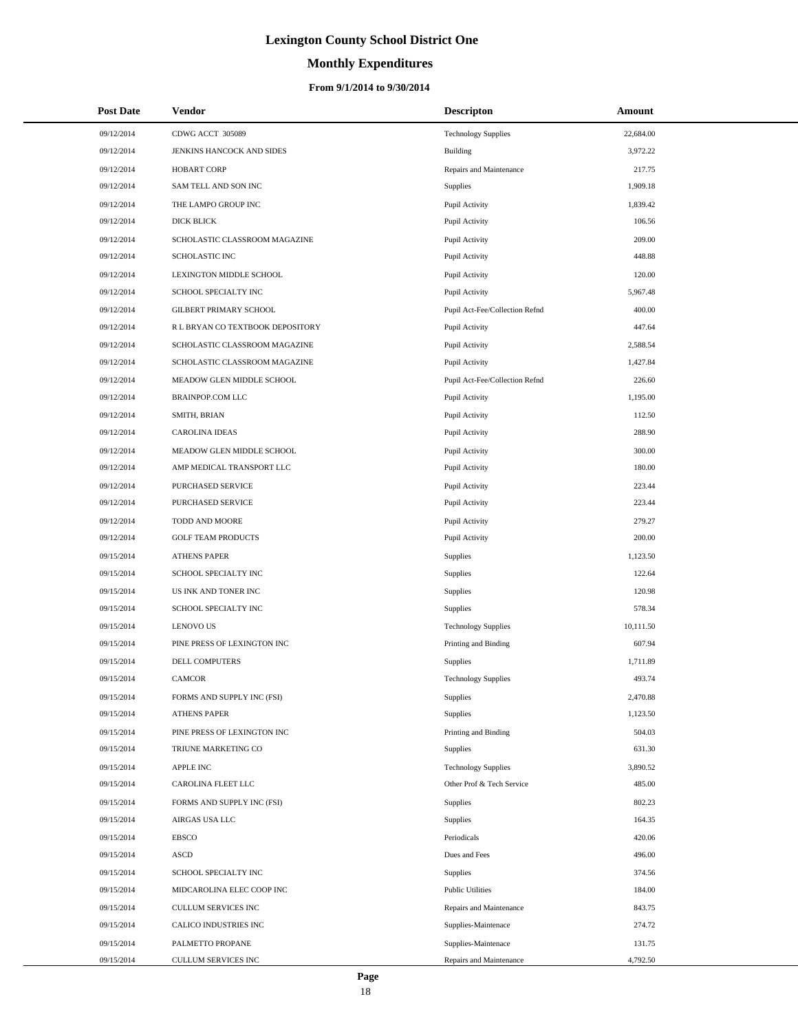# Lexington County School District One

## Monthly Expenditures

### From 9/1/2014 to 9/30/2014

| Post Date | Vendor | Descripton | Amount |
|---|---|---|---|
| 09/12/2014 | CDWG ACCT 305089 | Technology Supplies | 22,684.00 |
| 09/12/2014 | JENKINS HANCOCK AND SIDES | Building | 3,972.22 |
| 09/12/2014 | HOBART CORP | Repairs and Maintenance | 217.75 |
| 09/12/2014 | SAM TELL AND SON INC | Supplies | 1,909.18 |
| 09/12/2014 | THE LAMPO GROUP INC | Pupil Activity | 1,839.42 |
| 09/12/2014 | DICK BLICK | Pupil Activity | 106.56 |
| 09/12/2014 | SCHOLASTIC CLASSROOM MAGAZINE | Pupil Activity | 209.00 |
| 09/12/2014 | SCHOLASTIC INC | Pupil Activity | 448.88 |
| 09/12/2014 | LEXINGTON MIDDLE SCHOOL | Pupil Activity | 120.00 |
| 09/12/2014 | SCHOOL SPECIALTY INC | Pupil Activity | 5,967.48 |
| 09/12/2014 | GILBERT PRIMARY SCHOOL | Pupil Act-Fee/Collection Refnd | 400.00 |
| 09/12/2014 | R L BRYAN CO TEXTBOOK DEPOSITORY | Pupil Activity | 447.64 |
| 09/12/2014 | SCHOLASTIC CLASSROOM MAGAZINE | Pupil Activity | 2,588.54 |
| 09/12/2014 | SCHOLASTIC CLASSROOM MAGAZINE | Pupil Activity | 1,427.84 |
| 09/12/2014 | MEADOW GLEN MIDDLE SCHOOL | Pupil Act-Fee/Collection Refnd | 226.60 |
| 09/12/2014 | BRAINPOP.COM LLC | Pupil Activity | 1,195.00 |
| 09/12/2014 | SMITH, BRIAN | Pupil Activity | 112.50 |
| 09/12/2014 | CAROLINA IDEAS | Pupil Activity | 288.90 |
| 09/12/2014 | MEADOW GLEN MIDDLE SCHOOL | Pupil Activity | 300.00 |
| 09/12/2014 | AMP MEDICAL TRANSPORT LLC | Pupil Activity | 180.00 |
| 09/12/2014 | PURCHASED SERVICE | Pupil Activity | 223.44 |
| 09/12/2014 | PURCHASED SERVICE | Pupil Activity | 223.44 |
| 09/12/2014 | TODD AND MOORE | Pupil Activity | 279.27 |
| 09/12/2014 | GOLF TEAM PRODUCTS | Pupil Activity | 200.00 |
| 09/15/2014 | ATHENS PAPER | Supplies | 1,123.50 |
| 09/15/2014 | SCHOOL SPECIALTY INC | Supplies | 122.64 |
| 09/15/2014 | US INK AND TONER INC | Supplies | 120.98 |
| 09/15/2014 | SCHOOL SPECIALTY INC | Supplies | 578.34 |
| 09/15/2014 | LENOVO US | Technology Supplies | 10,111.50 |
| 09/15/2014 | PINE PRESS OF LEXINGTON INC | Printing and Binding | 607.94 |
| 09/15/2014 | DELL COMPUTERS | Supplies | 1,711.89 |
| 09/15/2014 | CAMCOR | Technology Supplies | 493.74 |
| 09/15/2014 | FORMS AND SUPPLY INC (FSI) | Supplies | 2,470.88 |
| 09/15/2014 | ATHENS PAPER | Supplies | 1,123.50 |
| 09/15/2014 | PINE PRESS OF LEXINGTON INC | Printing and Binding | 504.03 |
| 09/15/2014 | TRIUNE MARKETING CO | Supplies | 631.30 |
| 09/15/2014 | APPLE INC | Technology Supplies | 3,890.52 |
| 09/15/2014 | CAROLINA FLEET LLC | Other Prof & Tech Service | 485.00 |
| 09/15/2014 | FORMS AND SUPPLY INC (FSI) | Supplies | 802.23 |
| 09/15/2014 | AIRGAS USA LLC | Supplies | 164.35 |
| 09/15/2014 | EBSCO | Periodicals | 420.06 |
| 09/15/2014 | ASCD | Dues and Fees | 496.00 |
| 09/15/2014 | SCHOOL SPECIALTY INC | Supplies | 374.56 |
| 09/15/2014 | MIDCAROLINA ELEC COOP INC | Public Utilities | 184.00 |
| 09/15/2014 | CULLUM SERVICES INC | Repairs and Maintenance | 843.75 |
| 09/15/2014 | CALICO INDUSTRIES INC | Supplies-Maintenace | 274.72 |
| 09/15/2014 | PALMETTO PROPANE | Supplies-Maintenace | 131.75 |
| 09/15/2014 | CULLUM SERVICES INC | Repairs and Maintenance | 4,792.50 |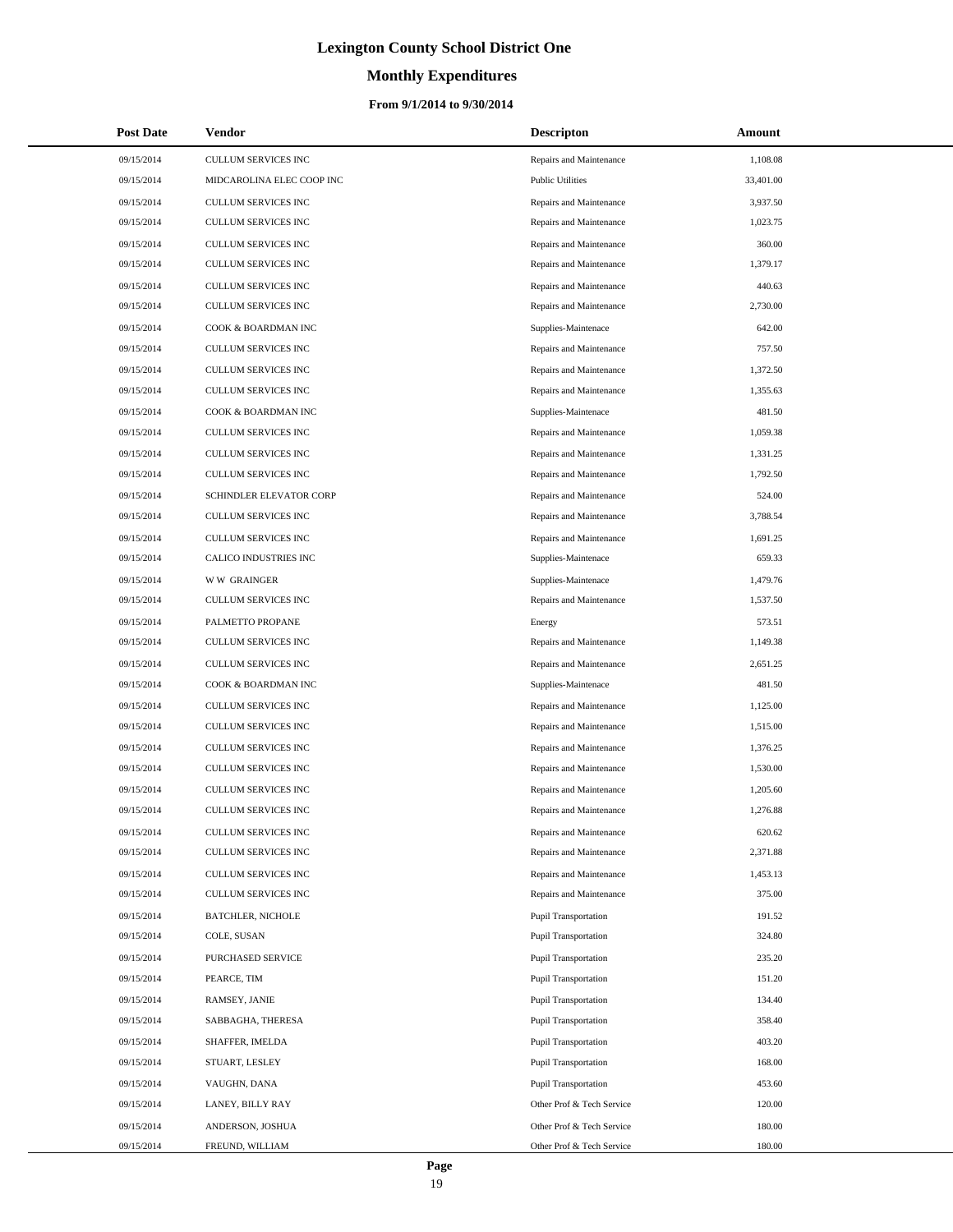# Lexington County School District One

## Monthly Expenditures

### From 9/1/2014 to 9/30/2014

| Post Date | Vendor | Descripton | Amount |
|---|---|---|---|
| 09/15/2014 | CULLUM SERVICES INC | Repairs and Maintenance | 1,108.08 |
| 09/15/2014 | MIDCAROLINA ELEC COOP INC | Public Utilities | 33,401.00 |
| 09/15/2014 | CULLUM SERVICES INC | Repairs and Maintenance | 3,937.50 |
| 09/15/2014 | CULLUM SERVICES INC | Repairs and Maintenance | 1,023.75 |
| 09/15/2014 | CULLUM SERVICES INC | Repairs and Maintenance | 360.00 |
| 09/15/2014 | CULLUM SERVICES INC | Repairs and Maintenance | 1,379.17 |
| 09/15/2014 | CULLUM SERVICES INC | Repairs and Maintenance | 440.63 |
| 09/15/2014 | CULLUM SERVICES INC | Repairs and Maintenance | 2,730.00 |
| 09/15/2014 | COOK & BOARDMAN INC | Supplies-Maintenace | 642.00 |
| 09/15/2014 | CULLUM SERVICES INC | Repairs and Maintenance | 757.50 |
| 09/15/2014 | CULLUM SERVICES INC | Repairs and Maintenance | 1,372.50 |
| 09/15/2014 | CULLUM SERVICES INC | Repairs and Maintenance | 1,355.63 |
| 09/15/2014 | COOK & BOARDMAN INC | Supplies-Maintenace | 481.50 |
| 09/15/2014 | CULLUM SERVICES INC | Repairs and Maintenance | 1,059.38 |
| 09/15/2014 | CULLUM SERVICES INC | Repairs and Maintenance | 1,331.25 |
| 09/15/2014 | CULLUM SERVICES INC | Repairs and Maintenance | 1,792.50 |
| 09/15/2014 | SCHINDLER ELEVATOR CORP | Repairs and Maintenance | 524.00 |
| 09/15/2014 | CULLUM SERVICES INC | Repairs and Maintenance | 3,788.54 |
| 09/15/2014 | CULLUM SERVICES INC | Repairs and Maintenance | 1,691.25 |
| 09/15/2014 | CALICO INDUSTRIES INC | Supplies-Maintenace | 659.33 |
| 09/15/2014 | W W GRAINGER | Supplies-Maintenace | 1,479.76 |
| 09/15/2014 | CULLUM SERVICES INC | Repairs and Maintenance | 1,537.50 |
| 09/15/2014 | PALMETTO PROPANE | Energy | 573.51 |
| 09/15/2014 | CULLUM SERVICES INC | Repairs and Maintenance | 1,149.38 |
| 09/15/2014 | CULLUM SERVICES INC | Repairs and Maintenance | 2,651.25 |
| 09/15/2014 | COOK & BOARDMAN INC | Supplies-Maintenace | 481.50 |
| 09/15/2014 | CULLUM SERVICES INC | Repairs and Maintenance | 1,125.00 |
| 09/15/2014 | CULLUM SERVICES INC | Repairs and Maintenance | 1,515.00 |
| 09/15/2014 | CULLUM SERVICES INC | Repairs and Maintenance | 1,376.25 |
| 09/15/2014 | CULLUM SERVICES INC | Repairs and Maintenance | 1,530.00 |
| 09/15/2014 | CULLUM SERVICES INC | Repairs and Maintenance | 1,205.60 |
| 09/15/2014 | CULLUM SERVICES INC | Repairs and Maintenance | 1,276.88 |
| 09/15/2014 | CULLUM SERVICES INC | Repairs and Maintenance | 620.62 |
| 09/15/2014 | CULLUM SERVICES INC | Repairs and Maintenance | 2,371.88 |
| 09/15/2014 | CULLUM SERVICES INC | Repairs and Maintenance | 1,453.13 |
| 09/15/2014 | CULLUM SERVICES INC | Repairs and Maintenance | 375.00 |
| 09/15/2014 | BATCHLER, NICHOLE | Pupil Transportation | 191.52 |
| 09/15/2014 | COLE, SUSAN | Pupil Transportation | 324.80 |
| 09/15/2014 | PURCHASED SERVICE | Pupil Transportation | 235.20 |
| 09/15/2014 | PEARCE, TIM | Pupil Transportation | 151.20 |
| 09/15/2014 | RAMSEY, JANIE | Pupil Transportation | 134.40 |
| 09/15/2014 | SABBAGHA, THERESA | Pupil Transportation | 358.40 |
| 09/15/2014 | SHAFFER, IMELDA | Pupil Transportation | 403.20 |
| 09/15/2014 | STUART, LESLEY | Pupil Transportation | 168.00 |
| 09/15/2014 | VAUGHN, DANA | Pupil Transportation | 453.60 |
| 09/15/2014 | LANEY, BILLY RAY | Other Prof & Tech Service | 120.00 |
| 09/15/2014 | ANDERSON, JOSHUA | Other Prof & Tech Service | 180.00 |
| 09/15/2014 | FREUND, WILLIAM | Other Prof & Tech Service | 180.00 |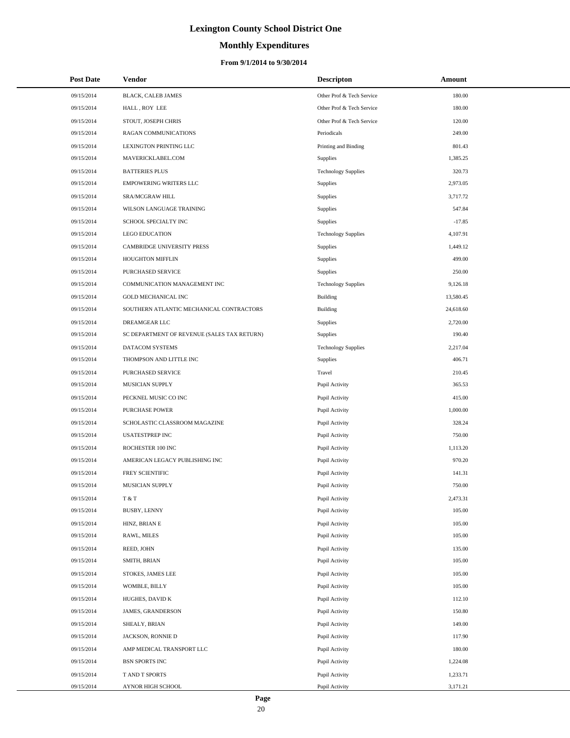# Lexington County School District One

## Monthly Expenditures

### From 9/1/2014 to 9/30/2014

| Post Date | Vendor | Descripton | Amount |
|---|---|---|---|
| 09/15/2014 | BLACK, CALEB JAMES | Other Prof & Tech Service | 180.00 |
| 09/15/2014 | HALL , ROY LEE | Other Prof & Tech Service | 180.00 |
| 09/15/2014 | STOUT, JOSEPH CHRIS | Other Prof & Tech Service | 120.00 |
| 09/15/2014 | RAGAN COMMUNICATIONS | Periodicals | 249.00 |
| 09/15/2014 | LEXINGTON PRINTING LLC | Printing and Binding | 801.43 |
| 09/15/2014 | MAVERICKLABEL.COM | Supplies | 1,385.25 |
| 09/15/2014 | BATTERIES PLUS | Technology Supplies | 320.73 |
| 09/15/2014 | EMPOWERING WRITERS LLC | Supplies | 2,973.05 |
| 09/15/2014 | SRA/MCGRAW HILL | Supplies | 3,717.72 |
| 09/15/2014 | WILSON LANGUAGE TRAINING | Supplies | 547.84 |
| 09/15/2014 | SCHOOL SPECIALTY INC | Supplies | -17.85 |
| 09/15/2014 | LEGO EDUCATION | Technology Supplies | 4,107.91 |
| 09/15/2014 | CAMBRIDGE UNIVERSITY PRESS | Supplies | 1,449.12 |
| 09/15/2014 | HOUGHTON MIFFLIN | Supplies | 499.00 |
| 09/15/2014 | PURCHASED SERVICE | Supplies | 250.00 |
| 09/15/2014 | COMMUNICATION MANAGEMENT INC | Technology Supplies | 9,126.18 |
| 09/15/2014 | GOLD MECHANICAL INC | Building | 13,580.45 |
| 09/15/2014 | SOUTHERN ATLANTIC MECHANICAL CONTRACTORS | Building | 24,618.60 |
| 09/15/2014 | DREAMGEAR LLC | Supplies | 2,720.00 |
| 09/15/2014 | SC DEPARTMENT OF REVENUE (SALES TAX RETURN) | Supplies | 190.40 |
| 09/15/2014 | DATACOM SYSTEMS | Technology Supplies | 2,217.04 |
| 09/15/2014 | THOMPSON AND LITTLE INC | Supplies | 406.71 |
| 09/15/2014 | PURCHASED SERVICE | Travel | 210.45 |
| 09/15/2014 | MUSICIAN SUPPLY | Pupil Activity | 365.53 |
| 09/15/2014 | PECKNEL MUSIC CO INC | Pupil Activity | 415.00 |
| 09/15/2014 | PURCHASE POWER | Pupil Activity | 1,000.00 |
| 09/15/2014 | SCHOLASTIC CLASSROOM MAGAZINE | Pupil Activity | 328.24 |
| 09/15/2014 | USATESTPREP INC | Pupil Activity | 750.00 |
| 09/15/2014 | ROCHESTER 100 INC | Pupil Activity | 1,113.20 |
| 09/15/2014 | AMERICAN LEGACY PUBLISHING INC | Pupil Activity | 970.20 |
| 09/15/2014 | FREY SCIENTIFIC | Pupil Activity | 141.31 |
| 09/15/2014 | MUSICIAN SUPPLY | Pupil Activity | 750.00 |
| 09/15/2014 | T & T | Pupil Activity | 2,473.31 |
| 09/15/2014 | BUSBY, LENNY | Pupil Activity | 105.00 |
| 09/15/2014 | HINZ, BRIAN E | Pupil Activity | 105.00 |
| 09/15/2014 | RAWL, MILES | Pupil Activity | 105.00 |
| 09/15/2014 | REED, JOHN | Pupil Activity | 135.00 |
| 09/15/2014 | SMITH, BRIAN | Pupil Activity | 105.00 |
| 09/15/2014 | STOKES, JAMES LEE | Pupil Activity | 105.00 |
| 09/15/2014 | WOMBLE, BILLY | Pupil Activity | 105.00 |
| 09/15/2014 | HUGHES, DAVID K | Pupil Activity | 112.10 |
| 09/15/2014 | JAMES, GRANDERSON | Pupil Activity | 150.80 |
| 09/15/2014 | SHEALY, BRIAN | Pupil Activity | 149.00 |
| 09/15/2014 | JACKSON, RONNIE D | Pupil Activity | 117.90 |
| 09/15/2014 | AMP MEDICAL TRANSPORT LLC | Pupil Activity | 180.00 |
| 09/15/2014 | BSN SPORTS INC | Pupil Activity | 1,224.08 |
| 09/15/2014 | T AND T SPORTS | Pupil Activity | 1,233.71 |
| 09/15/2014 | AYNOR HIGH SCHOOL | Pupil Activity | 3,171.21 |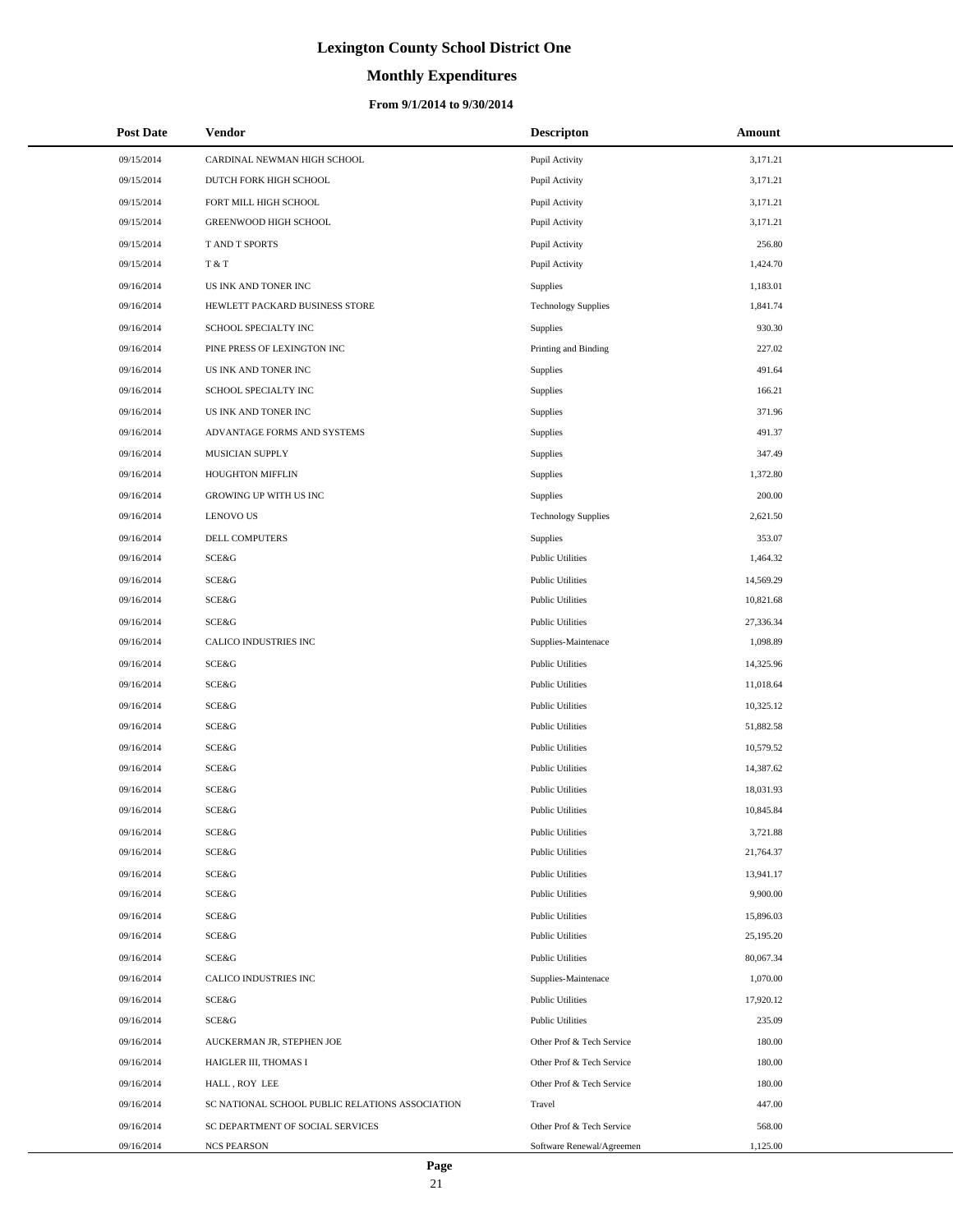# Lexington County School District One

## Monthly Expenditures

### From 9/1/2014 to 9/30/2014

| Post Date | Vendor | Descripton | Amount |
|---|---|---|---|
| 09/15/2014 | CARDINAL NEWMAN HIGH SCHOOL | Pupil Activity | 3,171.21 |
| 09/15/2014 | DUTCH FORK HIGH SCHOOL | Pupil Activity | 3,171.21 |
| 09/15/2014 | FORT MILL HIGH SCHOOL | Pupil Activity | 3,171.21 |
| 09/15/2014 | GREENWOOD HIGH SCHOOL | Pupil Activity | 3,171.21 |
| 09/15/2014 | T AND T SPORTS | Pupil Activity | 256.80 |
| 09/15/2014 | T & T | Pupil Activity | 1,424.70 |
| 09/16/2014 | US INK AND TONER INC | Supplies | 1,183.01 |
| 09/16/2014 | HEWLETT PACKARD BUSINESS STORE | Technology Supplies | 1,841.74 |
| 09/16/2014 | SCHOOL SPECIALTY INC | Supplies | 930.30 |
| 09/16/2014 | PINE PRESS OF LEXINGTON INC | Printing and Binding | 227.02 |
| 09/16/2014 | US INK AND TONER INC | Supplies | 491.64 |
| 09/16/2014 | SCHOOL SPECIALTY INC | Supplies | 166.21 |
| 09/16/2014 | US INK AND TONER INC | Supplies | 371.96 |
| 09/16/2014 | ADVANTAGE FORMS AND SYSTEMS | Supplies | 491.37 |
| 09/16/2014 | MUSICIAN SUPPLY | Supplies | 347.49 |
| 09/16/2014 | HOUGHTON MIFFLIN | Supplies | 1,372.80 |
| 09/16/2014 | GROWING UP WITH US INC | Supplies | 200.00 |
| 09/16/2014 | LENOVO US | Technology Supplies | 2,621.50 |
| 09/16/2014 | DELL COMPUTERS | Supplies | 353.07 |
| 09/16/2014 | SCE&G | Public Utilities | 1,464.32 |
| 09/16/2014 | SCE&G | Public Utilities | 14,569.29 |
| 09/16/2014 | SCE&G | Public Utilities | 10,821.68 |
| 09/16/2014 | SCE&G | Public Utilities | 27,336.34 |
| 09/16/2014 | CALICO INDUSTRIES INC | Supplies-Maintenace | 1,098.89 |
| 09/16/2014 | SCE&G | Public Utilities | 14,325.96 |
| 09/16/2014 | SCE&G | Public Utilities | 11,018.64 |
| 09/16/2014 | SCE&G | Public Utilities | 10,325.12 |
| 09/16/2014 | SCE&G | Public Utilities | 51,882.58 |
| 09/16/2014 | SCE&G | Public Utilities | 10,579.52 |
| 09/16/2014 | SCE&G | Public Utilities | 14,387.62 |
| 09/16/2014 | SCE&G | Public Utilities | 18,031.93 |
| 09/16/2014 | SCE&G | Public Utilities | 10,845.84 |
| 09/16/2014 | SCE&G | Public Utilities | 3,721.88 |
| 09/16/2014 | SCE&G | Public Utilities | 21,764.37 |
| 09/16/2014 | SCE&G | Public Utilities | 13,941.17 |
| 09/16/2014 | SCE&G | Public Utilities | 9,900.00 |
| 09/16/2014 | SCE&G | Public Utilities | 15,896.03 |
| 09/16/2014 | SCE&G | Public Utilities | 25,195.20 |
| 09/16/2014 | SCE&G | Public Utilities | 80,067.34 |
| 09/16/2014 | CALICO INDUSTRIES INC | Supplies-Maintenace | 1,070.00 |
| 09/16/2014 | SCE&G | Public Utilities | 17,920.12 |
| 09/16/2014 | SCE&G | Public Utilities | 235.09 |
| 09/16/2014 | AUCKERMAN JR, STEPHEN JOE | Other Prof & Tech Service | 180.00 |
| 09/16/2014 | HAIGLER III, THOMAS I | Other Prof & Tech Service | 180.00 |
| 09/16/2014 | HALL , ROY LEE | Other Prof & Tech Service | 180.00 |
| 09/16/2014 | SC NATIONAL SCHOOL PUBLIC RELATIONS ASSOCIATION | Travel | 447.00 |
| 09/16/2014 | SC DEPARTMENT OF SOCIAL SERVICES | Other Prof & Tech Service | 568.00 |
| 09/16/2014 | NCS PEARSON | Software Renewal/Agreemen | 1,125.00 |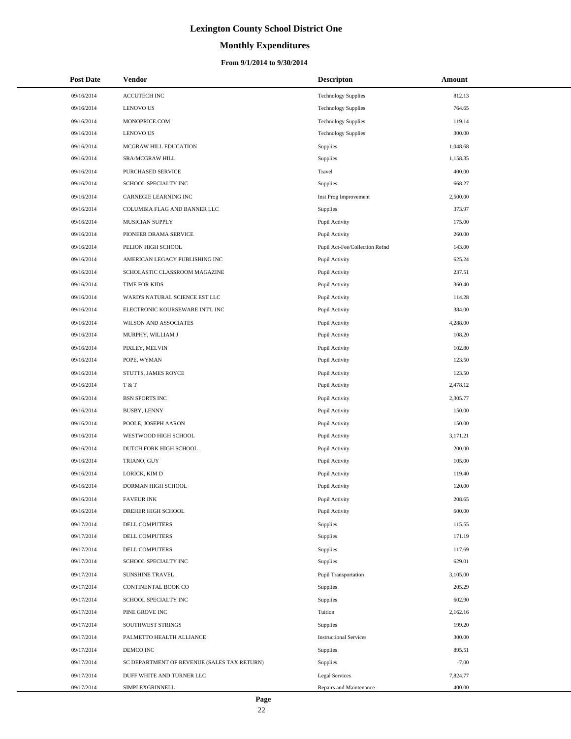# Lexington County School District One

## Monthly Expenditures

### From 9/1/2014 to 9/30/2014

| Post Date | Vendor | Descripton | Amount |
|---|---|---|---|
| 09/16/2014 | ACCUTECH INC | Technology Supplies | 812.13 |
| 09/16/2014 | LENOVO US | Technology Supplies | 764.65 |
| 09/16/2014 | MONOPRICE.COM | Technology Supplies | 119.14 |
| 09/16/2014 | LENOVO US | Technology Supplies | 300.00 |
| 09/16/2014 | MCGRAW HILL EDUCATION | Supplies | 1,048.68 |
| 09/16/2014 | SRA/MCGRAW HILL | Supplies | 1,158.35 |
| 09/16/2014 | PURCHASED SERVICE | Travel | 400.00 |
| 09/16/2014 | SCHOOL SPECIALTY INC | Supplies | 668.27 |
| 09/16/2014 | CARNEGIE LEARNING INC | Inst Prog Improvement | 2,500.00 |
| 09/16/2014 | COLUMBIA FLAG AND BANNER LLC | Supplies | 373.97 |
| 09/16/2014 | MUSICIAN SUPPLY | Pupil Activity | 175.00 |
| 09/16/2014 | PIONEER DRAMA SERVICE | Pupil Activity | 260.00 |
| 09/16/2014 | PELION HIGH SCHOOL | Pupil Act-Fee/Collection Refnd | 143.00 |
| 09/16/2014 | AMERICAN LEGACY PUBLISHING INC | Pupil Activity | 625.24 |
| 09/16/2014 | SCHOLASTIC CLASSROOM MAGAZINE | Pupil Activity | 237.51 |
| 09/16/2014 | TIME FOR KIDS | Pupil Activity | 360.40 |
| 09/16/2014 | WARD'S NATURAL SCIENCE EST LLC | Pupil Activity | 114.28 |
| 09/16/2014 | ELECTRONIC KOURSEWARE INT'L INC | Pupil Activity | 384.00 |
| 09/16/2014 | WILSON AND ASSOCIATES | Pupil Activity | 4,288.00 |
| 09/16/2014 | MURPHY, WILLIAM J | Pupil Activity | 108.20 |
| 09/16/2014 | PIXLEY, MELVIN | Pupil Activity | 102.80 |
| 09/16/2014 | POPE, WYMAN | Pupil Activity | 123.50 |
| 09/16/2014 | STUTTS, JAMES ROYCE | Pupil Activity | 123.50 |
| 09/16/2014 | T & T | Pupil Activity | 2,478.12 |
| 09/16/2014 | BSN SPORTS INC | Pupil Activity | 2,305.77 |
| 09/16/2014 | BUSBY, LENNY | Pupil Activity | 150.00 |
| 09/16/2014 | POOLE, JOSEPH AARON | Pupil Activity | 150.00 |
| 09/16/2014 | WESTWOOD HIGH SCHOOL | Pupil Activity | 3,171.21 |
| 09/16/2014 | DUTCH FORK HIGH SCHOOL | Pupil Activity | 200.00 |
| 09/16/2014 | TRIANO, GUY | Pupil Activity | 105.00 |
| 09/16/2014 | LORICK, KIM D | Pupil Activity | 119.40 |
| 09/16/2014 | DORMAN HIGH SCHOOL | Pupil Activity | 120.00 |
| 09/16/2014 | FAVEUR INK | Pupil Activity | 208.65 |
| 09/16/2014 | DREHER HIGH SCHOOL | Pupil Activity | 600.00 |
| 09/17/2014 | DELL COMPUTERS | Supplies | 115.55 |
| 09/17/2014 | DELL COMPUTERS | Supplies | 171.19 |
| 09/17/2014 | DELL COMPUTERS | Supplies | 117.69 |
| 09/17/2014 | SCHOOL SPECIALTY INC | Supplies | 629.01 |
| 09/17/2014 | SUNSHINE TRAVEL | Pupil Transportation | 3,105.00 |
| 09/17/2014 | CONTINENTAL BOOK CO | Supplies | 205.29 |
| 09/17/2014 | SCHOOL SPECIALTY INC | Supplies | 602.90 |
| 09/17/2014 | PINE GROVE INC | Tuition | 2,162.16 |
| 09/17/2014 | SOUTHWEST STRINGS | Supplies | 199.20 |
| 09/17/2014 | PALMETTO HEALTH ALLIANCE | Instructional Services | 300.00 |
| 09/17/2014 | DEMCO INC | Supplies | 895.51 |
| 09/17/2014 | SC DEPARTMENT OF REVENUE (SALES TAX RETURN) | Supplies | -7.00 |
| 09/17/2014 | DUFF WHITE AND TURNER LLC | Legal Services | 7,824.77 |
| 09/17/2014 | SIMPLEXGRINNELL | Repairs and Maintenance | 400.00 |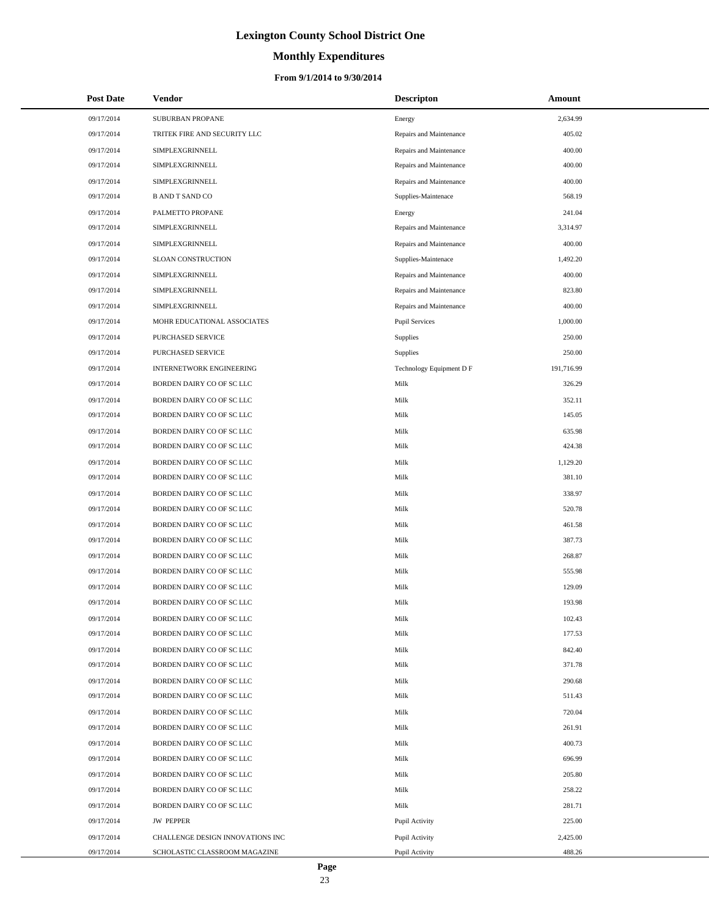# Lexington County School District One

## Monthly Expenditures

### From 9/1/2014 to 9/30/2014

| Post Date | Vendor | Descripton | Amount |
|---|---|---|---|
| 09/17/2014 | SUBURBAN PROPANE | Energy | 2,634.99 |
| 09/17/2014 | TRITEK FIRE AND SECURITY LLC | Repairs and Maintenance | 405.02 |
| 09/17/2014 | SIMPLEXGRINNELL | Repairs and Maintenance | 400.00 |
| 09/17/2014 | SIMPLEXGRINNELL | Repairs and Maintenance | 400.00 |
| 09/17/2014 | SIMPLEXGRINNELL | Repairs and Maintenance | 400.00 |
| 09/17/2014 | B AND T SAND CO | Supplies-Maintenace | 568.19 |
| 09/17/2014 | PALMETTO PROPANE | Energy | 241.04 |
| 09/17/2014 | SIMPLEXGRINNELL | Repairs and Maintenance | 3,314.97 |
| 09/17/2014 | SIMPLEXGRINNELL | Repairs and Maintenance | 400.00 |
| 09/17/2014 | SLOAN CONSTRUCTION | Supplies-Maintenace | 1,492.20 |
| 09/17/2014 | SIMPLEXGRINNELL | Repairs and Maintenance | 400.00 |
| 09/17/2014 | SIMPLEXGRINNELL | Repairs and Maintenance | 823.80 |
| 09/17/2014 | SIMPLEXGRINNELL | Repairs and Maintenance | 400.00 |
| 09/17/2014 | MOHR EDUCATIONAL ASSOCIATES | Pupil Services | 1,000.00 |
| 09/17/2014 | PURCHASED SERVICE | Supplies | 250.00 |
| 09/17/2014 | PURCHASED SERVICE | Supplies | 250.00 |
| 09/17/2014 | INTERNETWORK ENGINEERING | Technology Equipment D F | 191,716.99 |
| 09/17/2014 | BORDEN DAIRY CO OF SC LLC | Milk | 326.29 |
| 09/17/2014 | BORDEN DAIRY CO OF SC LLC | Milk | 352.11 |
| 09/17/2014 | BORDEN DAIRY CO OF SC LLC | Milk | 145.05 |
| 09/17/2014 | BORDEN DAIRY CO OF SC LLC | Milk | 635.98 |
| 09/17/2014 | BORDEN DAIRY CO OF SC LLC | Milk | 424.38 |
| 09/17/2014 | BORDEN DAIRY CO OF SC LLC | Milk | 1,129.20 |
| 09/17/2014 | BORDEN DAIRY CO OF SC LLC | Milk | 381.10 |
| 09/17/2014 | BORDEN DAIRY CO OF SC LLC | Milk | 338.97 |
| 09/17/2014 | BORDEN DAIRY CO OF SC LLC | Milk | 520.78 |
| 09/17/2014 | BORDEN DAIRY CO OF SC LLC | Milk | 461.58 |
| 09/17/2014 | BORDEN DAIRY CO OF SC LLC | Milk | 387.73 |
| 09/17/2014 | BORDEN DAIRY CO OF SC LLC | Milk | 268.87 |
| 09/17/2014 | BORDEN DAIRY CO OF SC LLC | Milk | 555.98 |
| 09/17/2014 | BORDEN DAIRY CO OF SC LLC | Milk | 129.09 |
| 09/17/2014 | BORDEN DAIRY CO OF SC LLC | Milk | 193.98 |
| 09/17/2014 | BORDEN DAIRY CO OF SC LLC | Milk | 102.43 |
| 09/17/2014 | BORDEN DAIRY CO OF SC LLC | Milk | 177.53 |
| 09/17/2014 | BORDEN DAIRY CO OF SC LLC | Milk | 842.40 |
| 09/17/2014 | BORDEN DAIRY CO OF SC LLC | Milk | 371.78 |
| 09/17/2014 | BORDEN DAIRY CO OF SC LLC | Milk | 290.68 |
| 09/17/2014 | BORDEN DAIRY CO OF SC LLC | Milk | 511.43 |
| 09/17/2014 | BORDEN DAIRY CO OF SC LLC | Milk | 720.04 |
| 09/17/2014 | BORDEN DAIRY CO OF SC LLC | Milk | 261.91 |
| 09/17/2014 | BORDEN DAIRY CO OF SC LLC | Milk | 400.73 |
| 09/17/2014 | BORDEN DAIRY CO OF SC LLC | Milk | 696.99 |
| 09/17/2014 | BORDEN DAIRY CO OF SC LLC | Milk | 205.80 |
| 09/17/2014 | BORDEN DAIRY CO OF SC LLC | Milk | 258.22 |
| 09/17/2014 | BORDEN DAIRY CO OF SC LLC | Milk | 281.71 |
| 09/17/2014 | JW PEPPER | Pupil Activity | 225.00 |
| 09/17/2014 | CHALLENGE DESIGN INNOVATIONS INC | Pupil Activity | 2,425.00 |
| 09/17/2014 | SCHOLASTIC CLASSROOM MAGAZINE | Pupil Activity | 488.26 |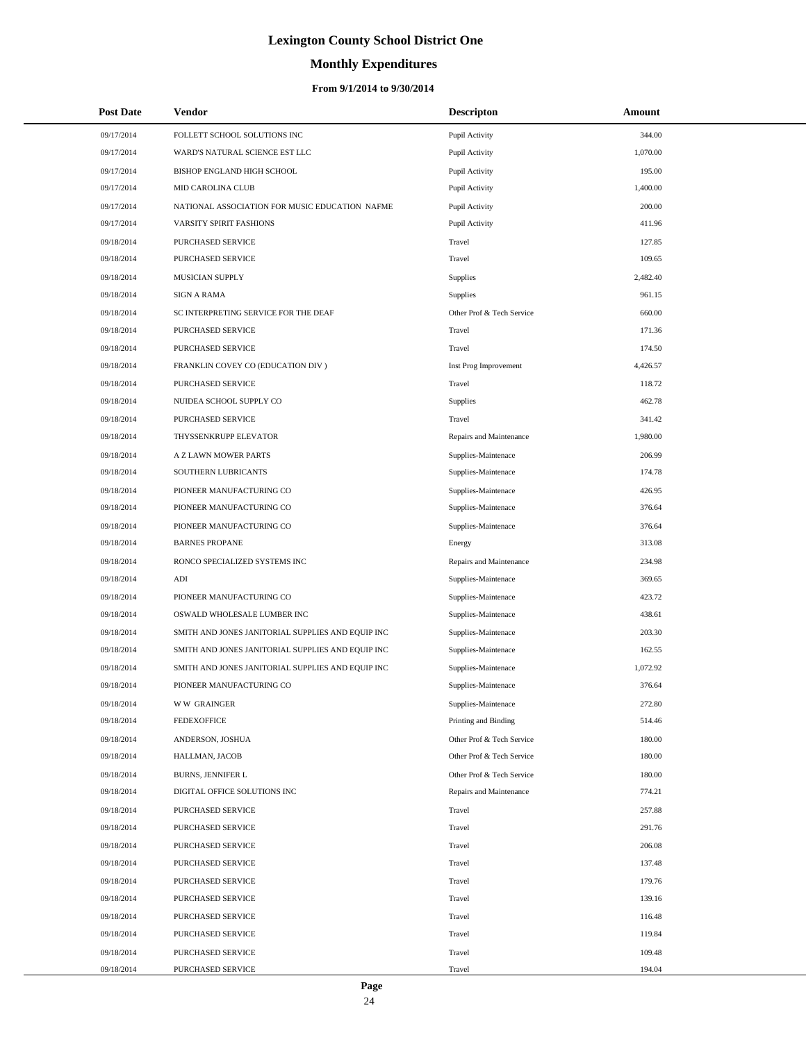# Lexington County School District One

## Monthly Expenditures

### From 9/1/2014 to 9/30/2014

| Post Date | Vendor | Descripton | Amount |
|---|---|---|---|
| 09/17/2014 | FOLLETT SCHOOL SOLUTIONS INC | Pupil Activity | 344.00 |
| 09/17/2014 | WARD'S NATURAL SCIENCE EST LLC | Pupil Activity | 1,070.00 |
| 09/17/2014 | BISHOP ENGLAND HIGH SCHOOL | Pupil Activity | 195.00 |
| 09/17/2014 | MID CAROLINA CLUB | Pupil Activity | 1,400.00 |
| 09/17/2014 | NATIONAL ASSOCIATION FOR MUSIC EDUCATION NAFME | Pupil Activity | 200.00 |
| 09/17/2014 | VARSITY SPIRIT FASHIONS | Pupil Activity | 411.96 |
| 09/18/2014 | PURCHASED SERVICE | Travel | 127.85 |
| 09/18/2014 | PURCHASED SERVICE | Travel | 109.65 |
| 09/18/2014 | MUSICIAN SUPPLY | Supplies | 2,482.40 |
| 09/18/2014 | SIGN A RAMA | Supplies | 961.15 |
| 09/18/2014 | SC INTERPRETING SERVICE FOR THE DEAF | Other Prof & Tech Service | 660.00 |
| 09/18/2014 | PURCHASED SERVICE | Travel | 171.36 |
| 09/18/2014 | PURCHASED SERVICE | Travel | 174.50 |
| 09/18/2014 | FRANKLIN COVEY CO (EDUCATION DIV ) | Inst Prog Improvement | 4,426.57 |
| 09/18/2014 | PURCHASED SERVICE | Travel | 118.72 |
| 09/18/2014 | NUIDEA SCHOOL SUPPLY CO | Supplies | 462.78 |
| 09/18/2014 | PURCHASED SERVICE | Travel | 341.42 |
| 09/18/2014 | THYSSENKRUPP ELEVATOR | Repairs and Maintenance | 1,980.00 |
| 09/18/2014 | A Z LAWN MOWER PARTS | Supplies-Maintenace | 206.99 |
| 09/18/2014 | SOUTHERN LUBRICANTS | Supplies-Maintenace | 174.78 |
| 09/18/2014 | PIONEER MANUFACTURING CO | Supplies-Maintenace | 426.95 |
| 09/18/2014 | PIONEER MANUFACTURING CO | Supplies-Maintenace | 376.64 |
| 09/18/2014 | PIONEER MANUFACTURING CO | Supplies-Maintenace | 376.64 |
| 09/18/2014 | BARNES PROPANE | Energy | 313.08 |
| 09/18/2014 | RONCO SPECIALIZED SYSTEMS INC | Repairs and Maintenance | 234.98 |
| 09/18/2014 | ADI | Supplies-Maintenace | 369.65 |
| 09/18/2014 | PIONEER MANUFACTURING CO | Supplies-Maintenace | 423.72 |
| 09/18/2014 | OSWALD WHOLESALE LUMBER INC | Supplies-Maintenace | 438.61 |
| 09/18/2014 | SMITH AND JONES JANITORIAL SUPPLIES AND EQUIP INC | Supplies-Maintenace | 203.30 |
| 09/18/2014 | SMITH AND JONES JANITORIAL SUPPLIES AND EQUIP INC | Supplies-Maintenace | 162.55 |
| 09/18/2014 | SMITH AND JONES JANITORIAL SUPPLIES AND EQUIP INC | Supplies-Maintenace | 1,072.92 |
| 09/18/2014 | PIONEER MANUFACTURING CO | Supplies-Maintenace | 376.64 |
| 09/18/2014 | W W GRAINGER | Supplies-Maintenace | 272.80 |
| 09/18/2014 | FEDEXOFFICE | Printing and Binding | 514.46 |
| 09/18/2014 | ANDERSON, JOSHUA | Other Prof & Tech Service | 180.00 |
| 09/18/2014 | HALLMAN, JACOB | Other Prof & Tech Service | 180.00 |
| 09/18/2014 | BURNS, JENNIFER L | Other Prof & Tech Service | 180.00 |
| 09/18/2014 | DIGITAL OFFICE SOLUTIONS INC | Repairs and Maintenance | 774.21 |
| 09/18/2014 | PURCHASED SERVICE | Travel | 257.88 |
| 09/18/2014 | PURCHASED SERVICE | Travel | 291.76 |
| 09/18/2014 | PURCHASED SERVICE | Travel | 206.08 |
| 09/18/2014 | PURCHASED SERVICE | Travel | 137.48 |
| 09/18/2014 | PURCHASED SERVICE | Travel | 179.76 |
| 09/18/2014 | PURCHASED SERVICE | Travel | 139.16 |
| 09/18/2014 | PURCHASED SERVICE | Travel | 116.48 |
| 09/18/2014 | PURCHASED SERVICE | Travel | 119.84 |
| 09/18/2014 | PURCHASED SERVICE | Travel | 109.48 |
| 09/18/2014 | PURCHASED SERVICE | Travel | 194.04 |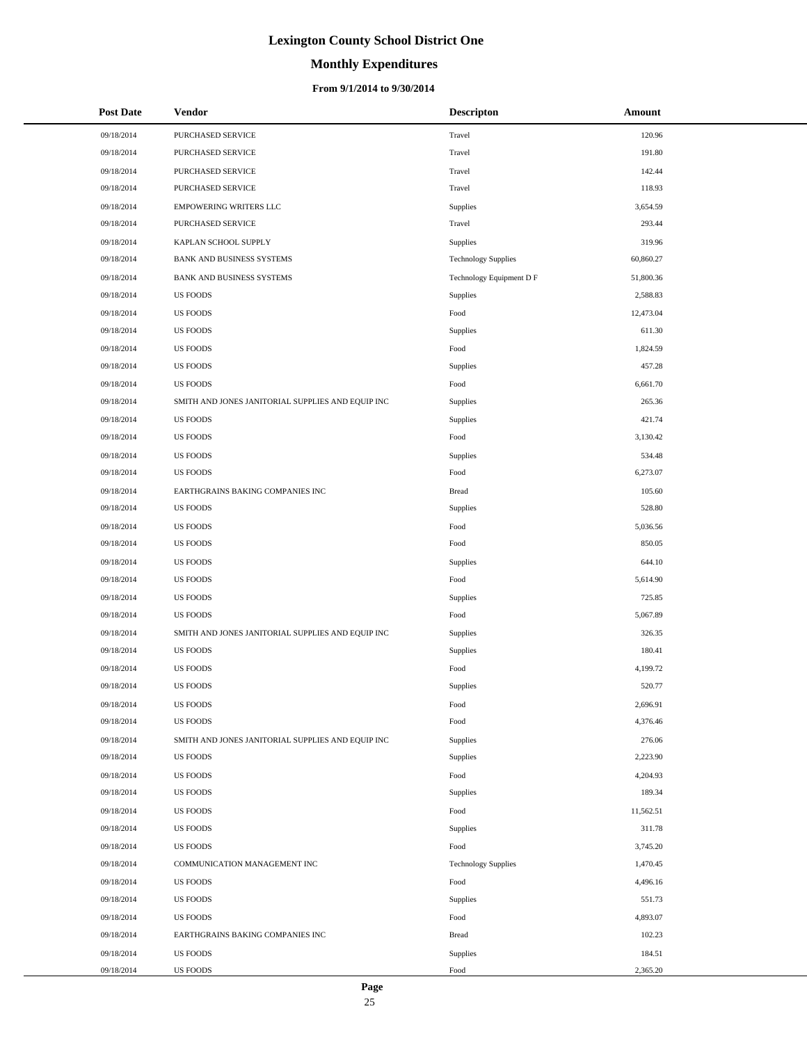# Lexington County School District One

## Monthly Expenditures

### From 9/1/2014 to 9/30/2014

| Post Date | Vendor | Descripton | Amount |
|---|---|---|---|
| 09/18/2014 | PURCHASED SERVICE | Travel | 120.96 |
| 09/18/2014 | PURCHASED SERVICE | Travel | 191.80 |
| 09/18/2014 | PURCHASED SERVICE | Travel | 142.44 |
| 09/18/2014 | PURCHASED SERVICE | Travel | 118.93 |
| 09/18/2014 | EMPOWERING WRITERS LLC | Supplies | 3,654.59 |
| 09/18/2014 | PURCHASED SERVICE | Travel | 293.44 |
| 09/18/2014 | KAPLAN SCHOOL SUPPLY | Supplies | 319.96 |
| 09/18/2014 | BANK AND BUSINESS SYSTEMS | Technology Supplies | 60,860.27 |
| 09/18/2014 | BANK AND BUSINESS SYSTEMS | Technology Equipment D F | 51,800.36 |
| 09/18/2014 | US FOODS | Supplies | 2,588.83 |
| 09/18/2014 | US FOODS | Food | 12,473.04 |
| 09/18/2014 | US FOODS | Supplies | 611.30 |
| 09/18/2014 | US FOODS | Food | 1,824.59 |
| 09/18/2014 | US FOODS | Supplies | 457.28 |
| 09/18/2014 | US FOODS | Food | 6,661.70 |
| 09/18/2014 | SMITH AND JONES JANITORIAL SUPPLIES AND EQUIP INC | Supplies | 265.36 |
| 09/18/2014 | US FOODS | Supplies | 421.74 |
| 09/18/2014 | US FOODS | Food | 3,130.42 |
| 09/18/2014 | US FOODS | Supplies | 534.48 |
| 09/18/2014 | US FOODS | Food | 6,273.07 |
| 09/18/2014 | EARTHGRAINS BAKING COMPANIES INC | Bread | 105.60 |
| 09/18/2014 | US FOODS | Supplies | 528.80 |
| 09/18/2014 | US FOODS | Food | 5,036.56 |
| 09/18/2014 | US FOODS | Food | 850.05 |
| 09/18/2014 | US FOODS | Supplies | 644.10 |
| 09/18/2014 | US FOODS | Food | 5,614.90 |
| 09/18/2014 | US FOODS | Supplies | 725.85 |
| 09/18/2014 | US FOODS | Food | 5,067.89 |
| 09/18/2014 | SMITH AND JONES JANITORIAL SUPPLIES AND EQUIP INC | Supplies | 326.35 |
| 09/18/2014 | US FOODS | Supplies | 180.41 |
| 09/18/2014 | US FOODS | Food | 4,199.72 |
| 09/18/2014 | US FOODS | Supplies | 520.77 |
| 09/18/2014 | US FOODS | Food | 2,696.91 |
| 09/18/2014 | US FOODS | Food | 4,376.46 |
| 09/18/2014 | SMITH AND JONES JANITORIAL SUPPLIES AND EQUIP INC | Supplies | 276.06 |
| 09/18/2014 | US FOODS | Supplies | 2,223.90 |
| 09/18/2014 | US FOODS | Food | 4,204.93 |
| 09/18/2014 | US FOODS | Supplies | 189.34 |
| 09/18/2014 | US FOODS | Food | 11,562.51 |
| 09/18/2014 | US FOODS | Supplies | 311.78 |
| 09/18/2014 | US FOODS | Food | 3,745.20 |
| 09/18/2014 | COMMUNICATION MANAGEMENT INC | Technology Supplies | 1,470.45 |
| 09/18/2014 | US FOODS | Food | 4,496.16 |
| 09/18/2014 | US FOODS | Supplies | 551.73 |
| 09/18/2014 | US FOODS | Food | 4,893.07 |
| 09/18/2014 | EARTHGRAINS BAKING COMPANIES INC | Bread | 102.23 |
| 09/18/2014 | US FOODS | Supplies | 184.51 |
| 09/18/2014 | US FOODS | Food | 2,365.20 |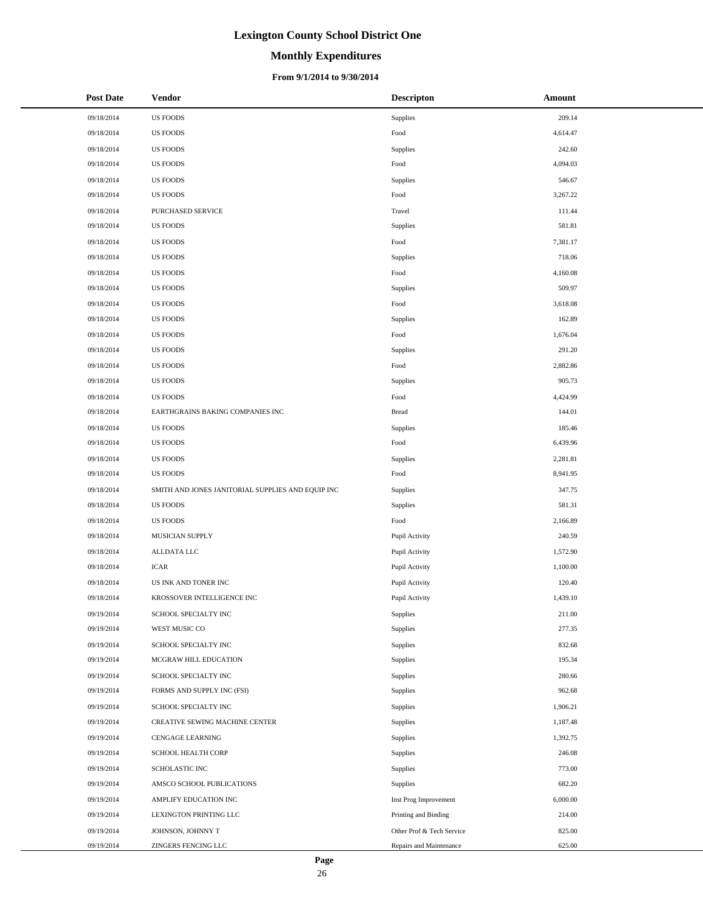# Lexington County School District One

## Monthly Expenditures

### From 9/1/2014 to 9/30/2014

| Post Date | Vendor | Descripton | Amount |
|---|---|---|---|
| 09/18/2014 | US FOODS | Supplies | 209.14 |
| 09/18/2014 | US FOODS | Food | 4,614.47 |
| 09/18/2014 | US FOODS | Supplies | 242.60 |
| 09/18/2014 | US FOODS | Food | 4,094.03 |
| 09/18/2014 | US FOODS | Supplies | 546.67 |
| 09/18/2014 | US FOODS | Food | 3,267.22 |
| 09/18/2014 | PURCHASED SERVICE | Travel | 111.44 |
| 09/18/2014 | US FOODS | Supplies | 581.81 |
| 09/18/2014 | US FOODS | Food | 7,381.17 |
| 09/18/2014 | US FOODS | Supplies | 718.06 |
| 09/18/2014 | US FOODS | Food | 4,160.08 |
| 09/18/2014 | US FOODS | Supplies | 509.97 |
| 09/18/2014 | US FOODS | Food | 3,618.08 |
| 09/18/2014 | US FOODS | Supplies | 162.89 |
| 09/18/2014 | US FOODS | Food | 1,676.04 |
| 09/18/2014 | US FOODS | Supplies | 291.20 |
| 09/18/2014 | US FOODS | Food | 2,882.86 |
| 09/18/2014 | US FOODS | Supplies | 905.73 |
| 09/18/2014 | US FOODS | Food | 4,424.99 |
| 09/18/2014 | EARTHGRAINS BAKING COMPANIES INC | Bread | 144.01 |
| 09/18/2014 | US FOODS | Supplies | 185.46 |
| 09/18/2014 | US FOODS | Food | 6,439.96 |
| 09/18/2014 | US FOODS | Supplies | 2,281.81 |
| 09/18/2014 | US FOODS | Food | 8,941.95 |
| 09/18/2014 | SMITH AND JONES JANITORIAL SUPPLIES AND EQUIP INC | Supplies | 347.75 |
| 09/18/2014 | US FOODS | Supplies | 581.31 |
| 09/18/2014 | US FOODS | Food | 2,166.89 |
| 09/18/2014 | MUSICIAN SUPPLY | Pupil Activity | 240.59 |
| 09/18/2014 | ALLDATA LLC | Pupil Activity | 1,572.90 |
| 09/18/2014 | ICAR | Pupil Activity | 1,100.00 |
| 09/18/2014 | US INK AND TONER INC | Pupil Activity | 120.40 |
| 09/18/2014 | KROSSOVER INTELLIGENCE INC | Pupil Activity | 1,439.10 |
| 09/19/2014 | SCHOOL SPECIALTY INC | Supplies | 211.00 |
| 09/19/2014 | WEST MUSIC CO | Supplies | 277.35 |
| 09/19/2014 | SCHOOL SPECIALTY INC | Supplies | 832.68 |
| 09/19/2014 | MCGRAW HILL EDUCATION | Supplies | 195.34 |
| 09/19/2014 | SCHOOL SPECIALTY INC | Supplies | 280.66 |
| 09/19/2014 | FORMS AND SUPPLY INC (FSI) | Supplies | 962.68 |
| 09/19/2014 | SCHOOL SPECIALTY INC | Supplies | 1,906.21 |
| 09/19/2014 | CREATIVE SEWING MACHINE CENTER | Supplies | 1,187.48 |
| 09/19/2014 | CENGAGE LEARNING | Supplies | 1,392.75 |
| 09/19/2014 | SCHOOL HEALTH CORP | Supplies | 246.08 |
| 09/19/2014 | SCHOLASTIC INC | Supplies | 773.00 |
| 09/19/2014 | AMSCO SCHOOL PUBLICATIONS | Supplies | 682.20 |
| 09/19/2014 | AMPLIFY EDUCATION INC | Inst Prog Improvement | 6,000.00 |
| 09/19/2014 | LEXINGTON PRINTING LLC | Printing and Binding | 214.00 |
| 09/19/2014 | JOHNSON, JOHNNY T | Other Prof & Tech Service | 825.00 |
| 09/19/2014 | ZINGERS FENCING LLC | Repairs and Maintenance | 625.00 |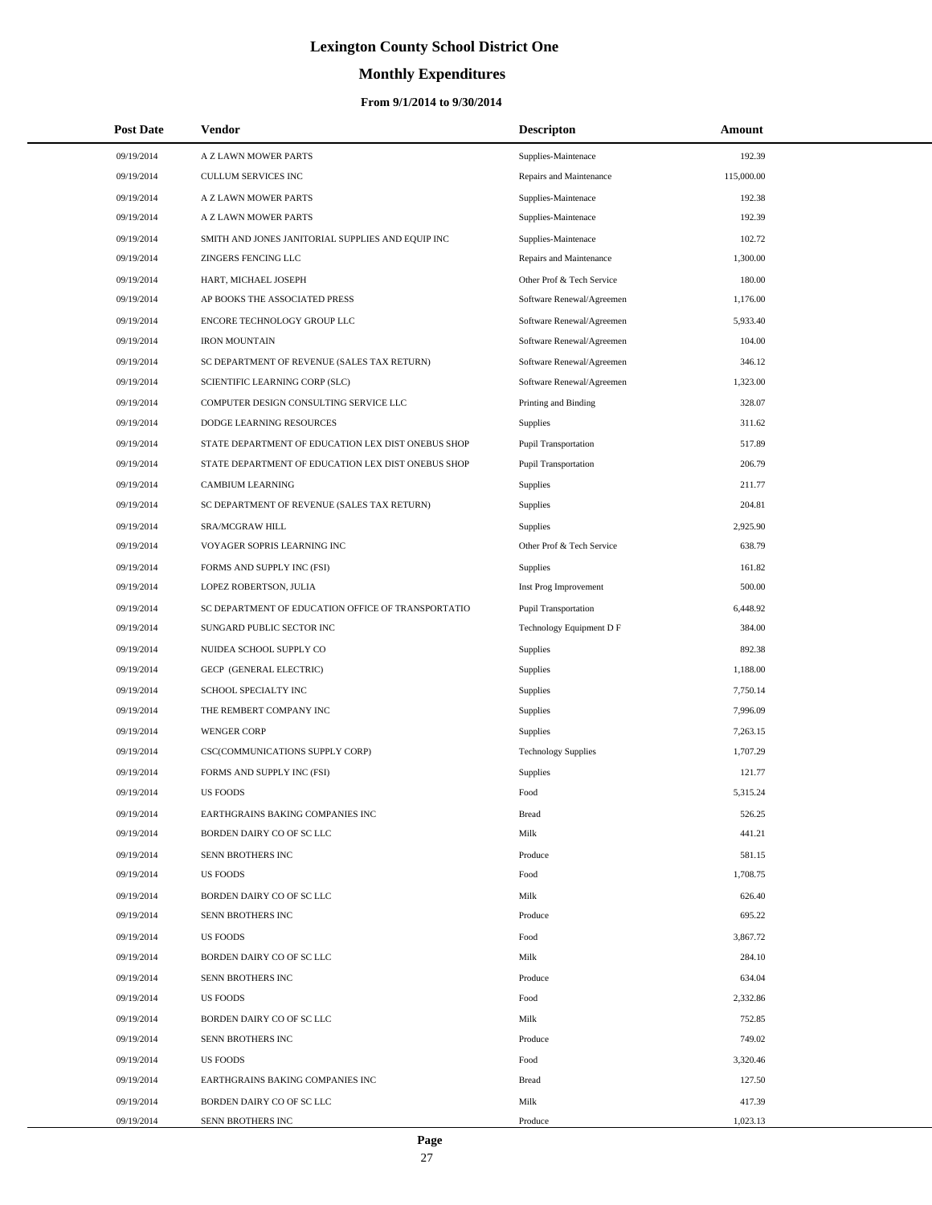# Lexington County School District One

## Monthly Expenditures

### From 9/1/2014 to 9/30/2014

| Post Date | Vendor | Descripton | Amount |
|---|---|---|---|
| 09/19/2014 | A Z LAWN MOWER PARTS | Supplies-Maintenace | 192.39 |
| 09/19/2014 | CULLUM SERVICES INC | Repairs and Maintenance | 115,000.00 |
| 09/19/2014 | A Z LAWN MOWER PARTS | Supplies-Maintenace | 192.38 |
| 09/19/2014 | A Z LAWN MOWER PARTS | Supplies-Maintenace | 192.39 |
| 09/19/2014 | SMITH AND JONES JANITORIAL SUPPLIES AND EQUIP INC | Supplies-Maintenace | 102.72 |
| 09/19/2014 | ZINGERS FENCING LLC | Repairs and Maintenance | 1,300.00 |
| 09/19/2014 | HART, MICHAEL JOSEPH | Other Prof & Tech Service | 180.00 |
| 09/19/2014 | AP BOOKS THE ASSOCIATED PRESS | Software Renewal/Agreemen | 1,176.00 |
| 09/19/2014 | ENCORE TECHNOLOGY GROUP LLC | Software Renewal/Agreemen | 5,933.40 |
| 09/19/2014 | IRON MOUNTAIN | Software Renewal/Agreemen | 104.00 |
| 09/19/2014 | SC DEPARTMENT OF REVENUE (SALES TAX RETURN) | Software Renewal/Agreemen | 346.12 |
| 09/19/2014 | SCIENTIFIC LEARNING CORP (SLC) | Software Renewal/Agreemen | 1,323.00 |
| 09/19/2014 | COMPUTER DESIGN CONSULTING SERVICE LLC | Printing and Binding | 328.07 |
| 09/19/2014 | DODGE LEARNING RESOURCES | Supplies | 311.62 |
| 09/19/2014 | STATE DEPARTMENT OF EDUCATION LEX DIST ONEBUS SHOP | Pupil Transportation | 517.89 |
| 09/19/2014 | STATE DEPARTMENT OF EDUCATION LEX DIST ONEBUS SHOP | Pupil Transportation | 206.79 |
| 09/19/2014 | CAMBIUM LEARNING | Supplies | 211.77 |
| 09/19/2014 | SC DEPARTMENT OF REVENUE (SALES TAX RETURN) | Supplies | 204.81 |
| 09/19/2014 | SRA/MCGRAW HILL | Supplies | 2,925.90 |
| 09/19/2014 | VOYAGER SOPRIS LEARNING INC | Other Prof & Tech Service | 638.79 |
| 09/19/2014 | FORMS AND SUPPLY INC (FSI) | Supplies | 161.82 |
| 09/19/2014 | LOPEZ ROBERTSON, JULIA | Inst Prog Improvement | 500.00 |
| 09/19/2014 | SC DEPARTMENT OF EDUCATION OFFICE OF TRANSPORTATIO | Pupil Transportation | 6,448.92 |
| 09/19/2014 | SUNGARD PUBLIC SECTOR INC | Technology Equipment D F | 384.00 |
| 09/19/2014 | NUIDEA SCHOOL SUPPLY CO | Supplies | 892.38 |
| 09/19/2014 | GECP (GENERAL ELECTRIC) | Supplies | 1,188.00 |
| 09/19/2014 | SCHOOL SPECIALTY INC | Supplies | 7,750.14 |
| 09/19/2014 | THE REMBERT COMPANY INC | Supplies | 7,996.09 |
| 09/19/2014 | WENGER CORP | Supplies | 7,263.15 |
| 09/19/2014 | CSC(COMMUNICATIONS SUPPLY CORP) | Technology Supplies | 1,707.29 |
| 09/19/2014 | FORMS AND SUPPLY INC (FSI) | Supplies | 121.77 |
| 09/19/2014 | US FOODS | Food | 5,315.24 |
| 09/19/2014 | EARTHGRAINS BAKING COMPANIES INC | Bread | 526.25 |
| 09/19/2014 | BORDEN DAIRY CO OF SC LLC | Milk | 441.21 |
| 09/19/2014 | SENN BROTHERS INC | Produce | 581.15 |
| 09/19/2014 | US FOODS | Food | 1,708.75 |
| 09/19/2014 | BORDEN DAIRY CO OF SC LLC | Milk | 626.40 |
| 09/19/2014 | SENN BROTHERS INC | Produce | 695.22 |
| 09/19/2014 | US FOODS | Food | 3,867.72 |
| 09/19/2014 | BORDEN DAIRY CO OF SC LLC | Milk | 284.10 |
| 09/19/2014 | SENN BROTHERS INC | Produce | 634.04 |
| 09/19/2014 | US FOODS | Food | 2,332.86 |
| 09/19/2014 | BORDEN DAIRY CO OF SC LLC | Milk | 752.85 |
| 09/19/2014 | SENN BROTHERS INC | Produce | 749.02 |
| 09/19/2014 | US FOODS | Food | 3,320.46 |
| 09/19/2014 | EARTHGRAINS BAKING COMPANIES INC | Bread | 127.50 |
| 09/19/2014 | BORDEN DAIRY CO OF SC LLC | Milk | 417.39 |
| 09/19/2014 | SENN BROTHERS INC | Produce | 1,023.13 |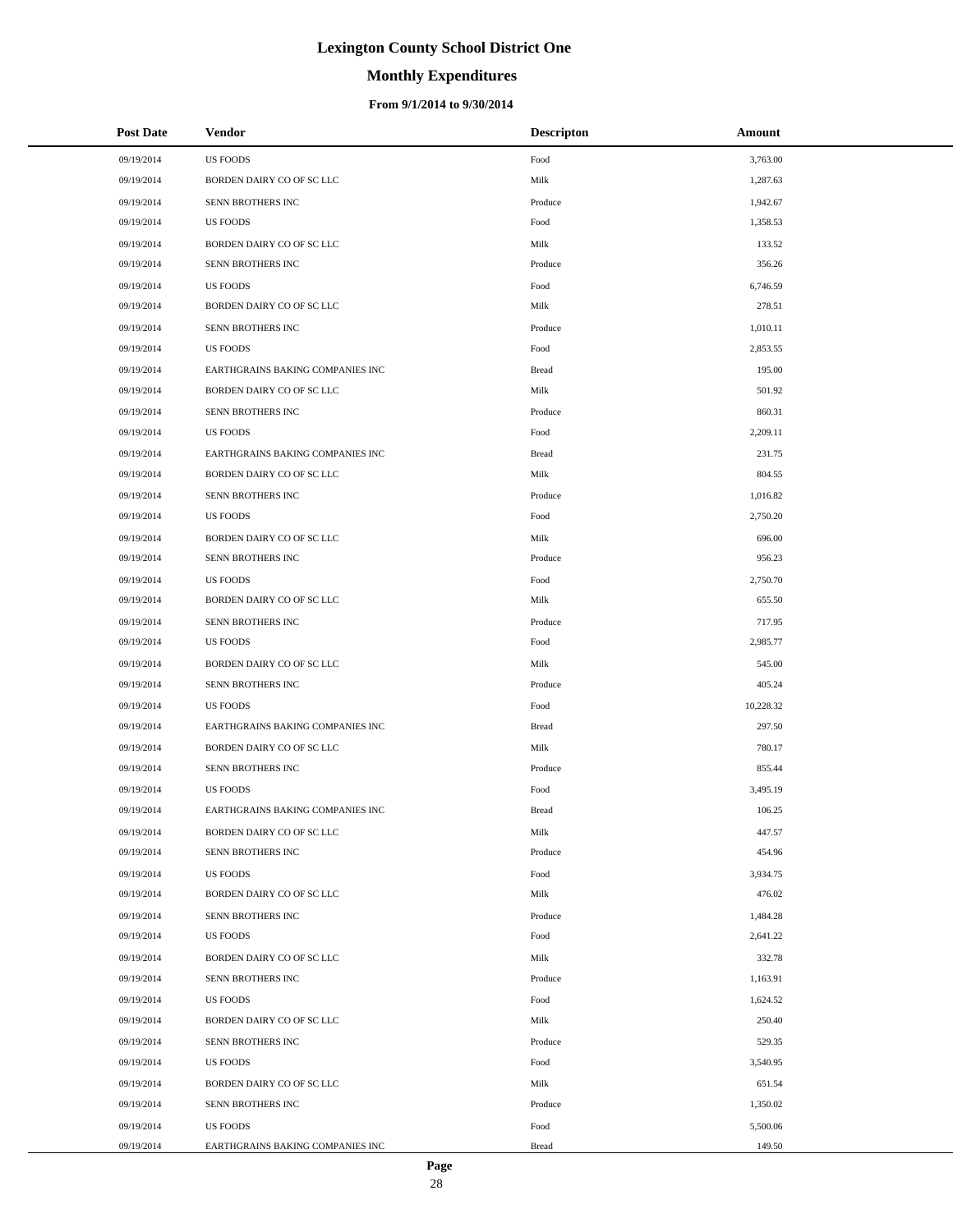# Lexington County School District One

## Monthly Expenditures

### From 9/1/2014 to 9/30/2014

| Post Date | Vendor | Descripton | Amount |
|---|---|---|---|
| 09/19/2014 | US FOODS | Food | 3,763.00 |
| 09/19/2014 | BORDEN DAIRY CO OF SC LLC | Milk | 1,287.63 |
| 09/19/2014 | SENN BROTHERS INC | Produce | 1,942.67 |
| 09/19/2014 | US FOODS | Food | 1,358.53 |
| 09/19/2014 | BORDEN DAIRY CO OF SC LLC | Milk | 133.52 |
| 09/19/2014 | SENN BROTHERS INC | Produce | 356.26 |
| 09/19/2014 | US FOODS | Food | 6,746.59 |
| 09/19/2014 | BORDEN DAIRY CO OF SC LLC | Milk | 278.51 |
| 09/19/2014 | SENN BROTHERS INC | Produce | 1,010.11 |
| 09/19/2014 | US FOODS | Food | 2,853.55 |
| 09/19/2014 | EARTHGRAINS BAKING COMPANIES INC | Bread | 195.00 |
| 09/19/2014 | BORDEN DAIRY CO OF SC LLC | Milk | 501.92 |
| 09/19/2014 | SENN BROTHERS INC | Produce | 860.31 |
| 09/19/2014 | US FOODS | Food | 2,209.11 |
| 09/19/2014 | EARTHGRAINS BAKING COMPANIES INC | Bread | 231.75 |
| 09/19/2014 | BORDEN DAIRY CO OF SC LLC | Milk | 804.55 |
| 09/19/2014 | SENN BROTHERS INC | Produce | 1,016.82 |
| 09/19/2014 | US FOODS | Food | 2,750.20 |
| 09/19/2014 | BORDEN DAIRY CO OF SC LLC | Milk | 696.00 |
| 09/19/2014 | SENN BROTHERS INC | Produce | 956.23 |
| 09/19/2014 | US FOODS | Food | 2,750.70 |
| 09/19/2014 | BORDEN DAIRY CO OF SC LLC | Milk | 655.50 |
| 09/19/2014 | SENN BROTHERS INC | Produce | 717.95 |
| 09/19/2014 | US FOODS | Food | 2,985.77 |
| 09/19/2014 | BORDEN DAIRY CO OF SC LLC | Milk | 545.00 |
| 09/19/2014 | SENN BROTHERS INC | Produce | 405.24 |
| 09/19/2014 | US FOODS | Food | 10,228.32 |
| 09/19/2014 | EARTHGRAINS BAKING COMPANIES INC | Bread | 297.50 |
| 09/19/2014 | BORDEN DAIRY CO OF SC LLC | Milk | 780.17 |
| 09/19/2014 | SENN BROTHERS INC | Produce | 855.44 |
| 09/19/2014 | US FOODS | Food | 3,495.19 |
| 09/19/2014 | EARTHGRAINS BAKING COMPANIES INC | Bread | 106.25 |
| 09/19/2014 | BORDEN DAIRY CO OF SC LLC | Milk | 447.57 |
| 09/19/2014 | SENN BROTHERS INC | Produce | 454.96 |
| 09/19/2014 | US FOODS | Food | 3,934.75 |
| 09/19/2014 | BORDEN DAIRY CO OF SC LLC | Milk | 476.02 |
| 09/19/2014 | SENN BROTHERS INC | Produce | 1,484.28 |
| 09/19/2014 | US FOODS | Food | 2,641.22 |
| 09/19/2014 | BORDEN DAIRY CO OF SC LLC | Milk | 332.78 |
| 09/19/2014 | SENN BROTHERS INC | Produce | 1,163.91 |
| 09/19/2014 | US FOODS | Food | 1,624.52 |
| 09/19/2014 | BORDEN DAIRY CO OF SC LLC | Milk | 250.40 |
| 09/19/2014 | SENN BROTHERS INC | Produce | 529.35 |
| 09/19/2014 | US FOODS | Food | 3,540.95 |
| 09/19/2014 | BORDEN DAIRY CO OF SC LLC | Milk | 651.54 |
| 09/19/2014 | SENN BROTHERS INC | Produce | 1,350.02 |
| 09/19/2014 | US FOODS | Food | 5,500.06 |
| 09/19/2014 | EARTHGRAINS BAKING COMPANIES INC | Bread | 149.50 |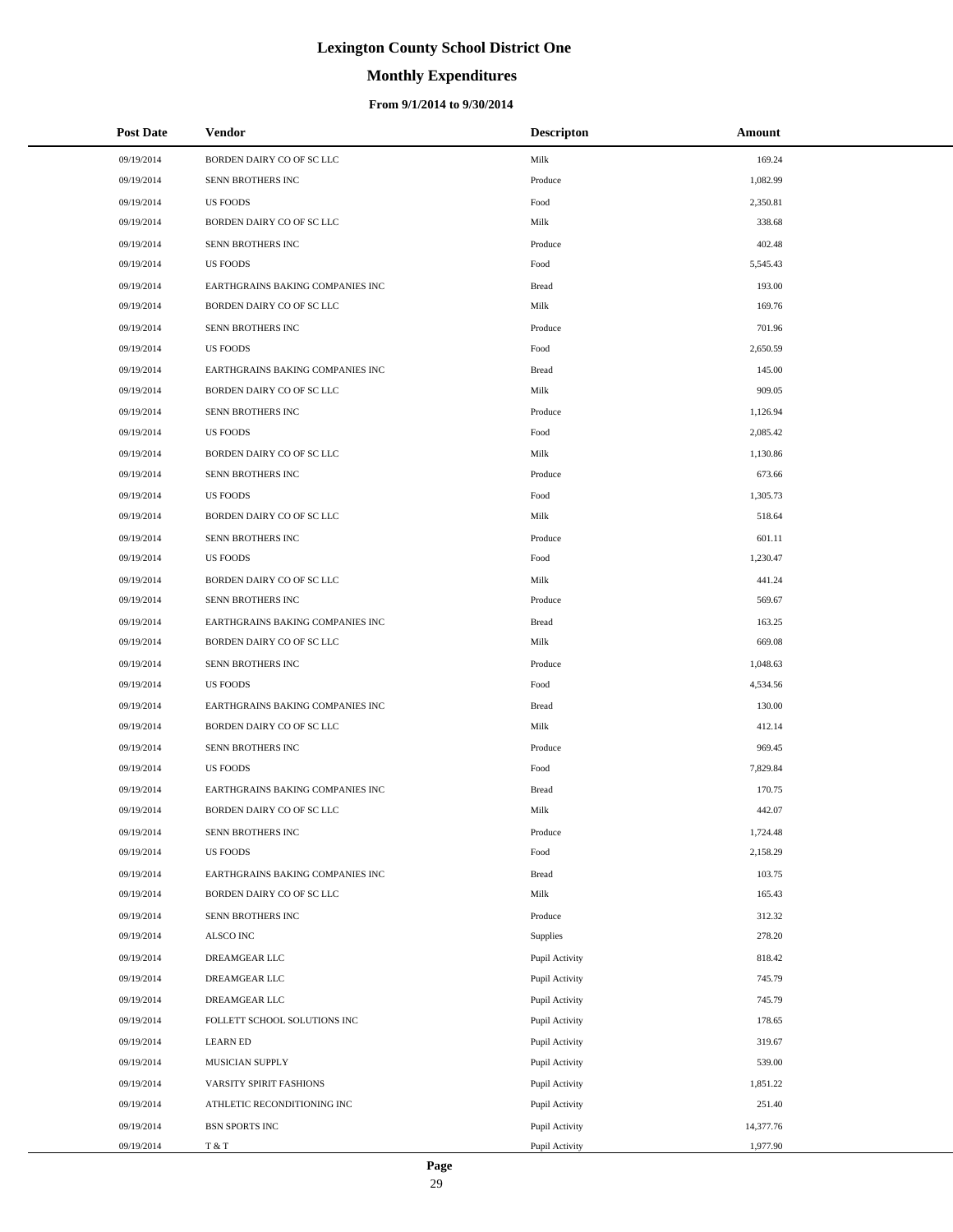# Lexington County School District One

## Monthly Expenditures

### From 9/1/2014 to 9/30/2014

| Post Date | Vendor | Descripton | Amount |
|---|---|---|---|
| 09/19/2014 | BORDEN DAIRY CO OF SC LLC | Milk | 169.24 |
| 09/19/2014 | SENN BROTHERS INC | Produce | 1,082.99 |
| 09/19/2014 | US FOODS | Food | 2,350.81 |
| 09/19/2014 | BORDEN DAIRY CO OF SC LLC | Milk | 338.68 |
| 09/19/2014 | SENN BROTHERS INC | Produce | 402.48 |
| 09/19/2014 | US FOODS | Food | 5,545.43 |
| 09/19/2014 | EARTHGRAINS BAKING COMPANIES INC | Bread | 193.00 |
| 09/19/2014 | BORDEN DAIRY CO OF SC LLC | Milk | 169.76 |
| 09/19/2014 | SENN BROTHERS INC | Produce | 701.96 |
| 09/19/2014 | US FOODS | Food | 2,650.59 |
| 09/19/2014 | EARTHGRAINS BAKING COMPANIES INC | Bread | 145.00 |
| 09/19/2014 | BORDEN DAIRY CO OF SC LLC | Milk | 909.05 |
| 09/19/2014 | SENN BROTHERS INC | Produce | 1,126.94 |
| 09/19/2014 | US FOODS | Food | 2,085.42 |
| 09/19/2014 | BORDEN DAIRY CO OF SC LLC | Milk | 1,130.86 |
| 09/19/2014 | SENN BROTHERS INC | Produce | 673.66 |
| 09/19/2014 | US FOODS | Food | 1,305.73 |
| 09/19/2014 | BORDEN DAIRY CO OF SC LLC | Milk | 518.64 |
| 09/19/2014 | SENN BROTHERS INC | Produce | 601.11 |
| 09/19/2014 | US FOODS | Food | 1,230.47 |
| 09/19/2014 | BORDEN DAIRY CO OF SC LLC | Milk | 441.24 |
| 09/19/2014 | SENN BROTHERS INC | Produce | 569.67 |
| 09/19/2014 | EARTHGRAINS BAKING COMPANIES INC | Bread | 163.25 |
| 09/19/2014 | BORDEN DAIRY CO OF SC LLC | Milk | 669.08 |
| 09/19/2014 | SENN BROTHERS INC | Produce | 1,048.63 |
| 09/19/2014 | US FOODS | Food | 4,534.56 |
| 09/19/2014 | EARTHGRAINS BAKING COMPANIES INC | Bread | 130.00 |
| 09/19/2014 | BORDEN DAIRY CO OF SC LLC | Milk | 412.14 |
| 09/19/2014 | SENN BROTHERS INC | Produce | 969.45 |
| 09/19/2014 | US FOODS | Food | 7,829.84 |
| 09/19/2014 | EARTHGRAINS BAKING COMPANIES INC | Bread | 170.75 |
| 09/19/2014 | BORDEN DAIRY CO OF SC LLC | Milk | 442.07 |
| 09/19/2014 | SENN BROTHERS INC | Produce | 1,724.48 |
| 09/19/2014 | US FOODS | Food | 2,158.29 |
| 09/19/2014 | EARTHGRAINS BAKING COMPANIES INC | Bread | 103.75 |
| 09/19/2014 | BORDEN DAIRY CO OF SC LLC | Milk | 165.43 |
| 09/19/2014 | SENN BROTHERS INC | Produce | 312.32 |
| 09/19/2014 | ALSCO INC | Supplies | 278.20 |
| 09/19/2014 | DREAMGEAR LLC | Pupil Activity | 818.42 |
| 09/19/2014 | DREAMGEAR LLC | Pupil Activity | 745.79 |
| 09/19/2014 | DREAMGEAR LLC | Pupil Activity | 745.79 |
| 09/19/2014 | FOLLETT SCHOOL SOLUTIONS INC | Pupil Activity | 178.65 |
| 09/19/2014 | LEARN ED | Pupil Activity | 319.67 |
| 09/19/2014 | MUSICIAN SUPPLY | Pupil Activity | 539.00 |
| 09/19/2014 | VARSITY SPIRIT FASHIONS | Pupil Activity | 1,851.22 |
| 09/19/2014 | ATHLETIC RECONDITIONING INC | Pupil Activity | 251.40 |
| 09/19/2014 | BSN SPORTS INC | Pupil Activity | 14,377.76 |
| 09/19/2014 | T & T | Pupil Activity | 1,977.90 |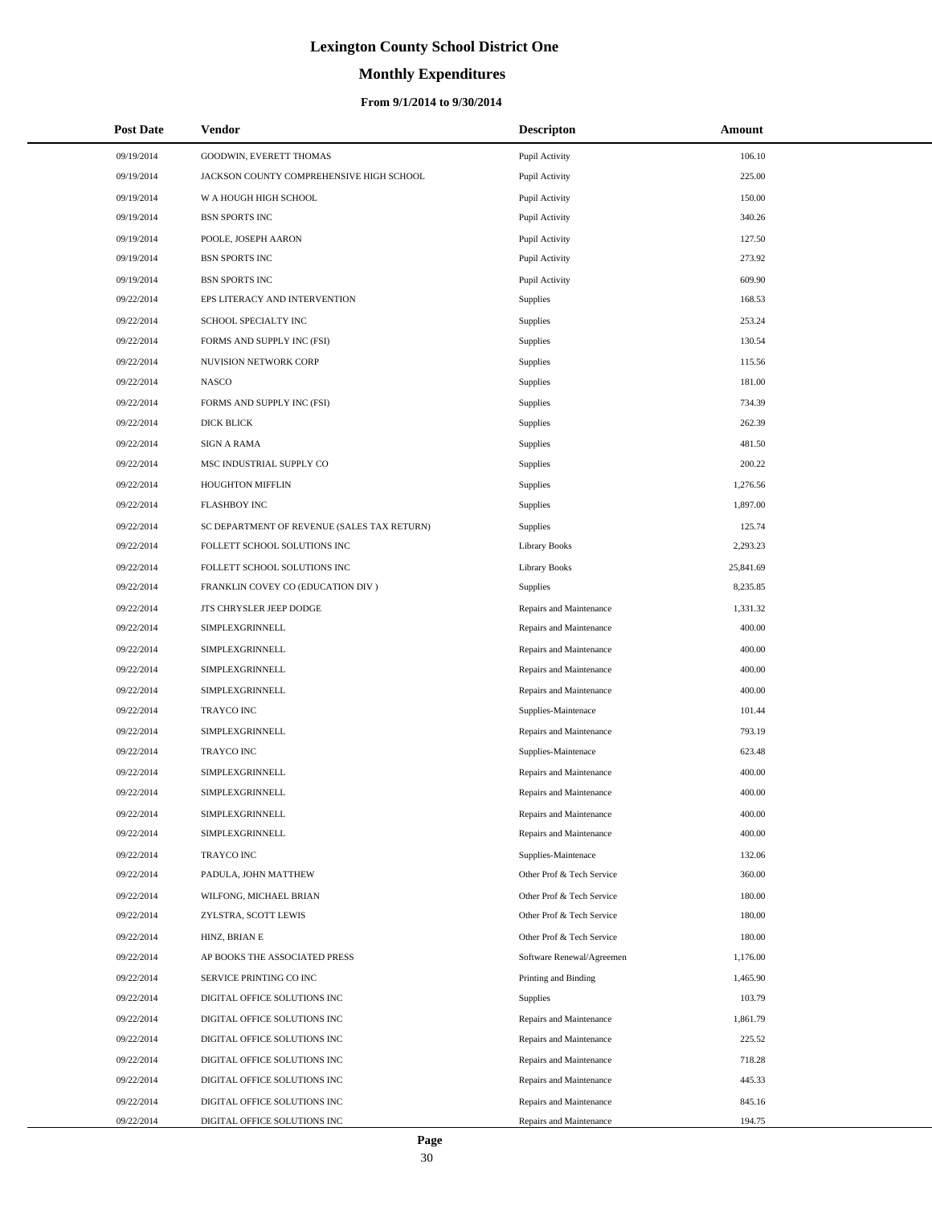# Lexington County School District One

## Monthly Expenditures

### From 9/1/2014 to 9/30/2014

| Post Date | Vendor | Descripton | Amount |
|---|---|---|---|
| 09/19/2014 | GOODWIN, EVERETT THOMAS | Pupil Activity | 106.10 |
| 09/19/2014 | JACKSON COUNTY COMPREHENSIVE HIGH SCHOOL | Pupil Activity | 225.00 |
| 09/19/2014 | W A HOUGH HIGH SCHOOL | Pupil Activity | 150.00 |
| 09/19/2014 | BSN SPORTS INC | Pupil Activity | 340.26 |
| 09/19/2014 | POOLE, JOSEPH AARON | Pupil Activity | 127.50 |
| 09/19/2014 | BSN SPORTS INC | Pupil Activity | 273.92 |
| 09/19/2014 | BSN SPORTS INC | Pupil Activity | 609.90 |
| 09/22/2014 | EPS LITERACY AND INTERVENTION | Supplies | 168.53 |
| 09/22/2014 | SCHOOL SPECIALTY INC | Supplies | 253.24 |
| 09/22/2014 | FORMS AND SUPPLY INC (FSI) | Supplies | 130.54 |
| 09/22/2014 | NUVISION NETWORK CORP | Supplies | 115.56 |
| 09/22/2014 | NASCO | Supplies | 181.00 |
| 09/22/2014 | FORMS AND SUPPLY INC (FSI) | Supplies | 734.39 |
| 09/22/2014 | DICK BLICK | Supplies | 262.39 |
| 09/22/2014 | SIGN A RAMA | Supplies | 481.50 |
| 09/22/2014 | MSC INDUSTRIAL SUPPLY CO | Supplies | 200.22 |
| 09/22/2014 | HOUGHTON MIFFLIN | Supplies | 1,276.56 |
| 09/22/2014 | FLASHBOY INC | Supplies | 1,897.00 |
| 09/22/2014 | SC DEPARTMENT OF REVENUE (SALES TAX RETURN) | Supplies | 125.74 |
| 09/22/2014 | FOLLETT SCHOOL SOLUTIONS INC | Library Books | 2,293.23 |
| 09/22/2014 | FOLLETT SCHOOL SOLUTIONS INC | Library Books | 25,841.69 |
| 09/22/2014 | FRANKLIN COVEY CO (EDUCATION DIV ) | Supplies | 8,235.85 |
| 09/22/2014 | JTS CHRYSLER JEEP DODGE | Repairs and Maintenance | 1,331.32 |
| 09/22/2014 | SIMPLEXGRINNELL | Repairs and Maintenance | 400.00 |
| 09/22/2014 | SIMPLEXGRINNELL | Repairs and Maintenance | 400.00 |
| 09/22/2014 | SIMPLEXGRINNELL | Repairs and Maintenance | 400.00 |
| 09/22/2014 | SIMPLEXGRINNELL | Repairs and Maintenance | 400.00 |
| 09/22/2014 | TRAYCO INC | Supplies-Maintenace | 101.44 |
| 09/22/2014 | SIMPLEXGRINNELL | Repairs and Maintenance | 793.19 |
| 09/22/2014 | TRAYCO INC | Supplies-Maintenace | 623.48 |
| 09/22/2014 | SIMPLEXGRINNELL | Repairs and Maintenance | 400.00 |
| 09/22/2014 | SIMPLEXGRINNELL | Repairs and Maintenance | 400.00 |
| 09/22/2014 | SIMPLEXGRINNELL | Repairs and Maintenance | 400.00 |
| 09/22/2014 | SIMPLEXGRINNELL | Repairs and Maintenance | 400.00 |
| 09/22/2014 | TRAYCO INC | Supplies-Maintenace | 132.06 |
| 09/22/2014 | PADULA, JOHN MATTHEW | Other Prof & Tech Service | 360.00 |
| 09/22/2014 | WILFONG, MICHAEL BRIAN | Other Prof & Tech Service | 180.00 |
| 09/22/2014 | ZYLSTRA, SCOTT LEWIS | Other Prof & Tech Service | 180.00 |
| 09/22/2014 | HINZ, BRIAN E | Other Prof & Tech Service | 180.00 |
| 09/22/2014 | AP BOOKS THE ASSOCIATED PRESS | Software Renewal/Agreemen | 1,176.00 |
| 09/22/2014 | SERVICE PRINTING CO INC | Printing and Binding | 1,465.90 |
| 09/22/2014 | DIGITAL OFFICE SOLUTIONS INC | Supplies | 103.79 |
| 09/22/2014 | DIGITAL OFFICE SOLUTIONS INC | Repairs and Maintenance | 1,861.79 |
| 09/22/2014 | DIGITAL OFFICE SOLUTIONS INC | Repairs and Maintenance | 225.52 |
| 09/22/2014 | DIGITAL OFFICE SOLUTIONS INC | Repairs and Maintenance | 718.28 |
| 09/22/2014 | DIGITAL OFFICE SOLUTIONS INC | Repairs and Maintenance | 445.33 |
| 09/22/2014 | DIGITAL OFFICE SOLUTIONS INC | Repairs and Maintenance | 845.16 |
| 09/22/2014 | DIGITAL OFFICE SOLUTIONS INC | Repairs and Maintenance | 194.75 |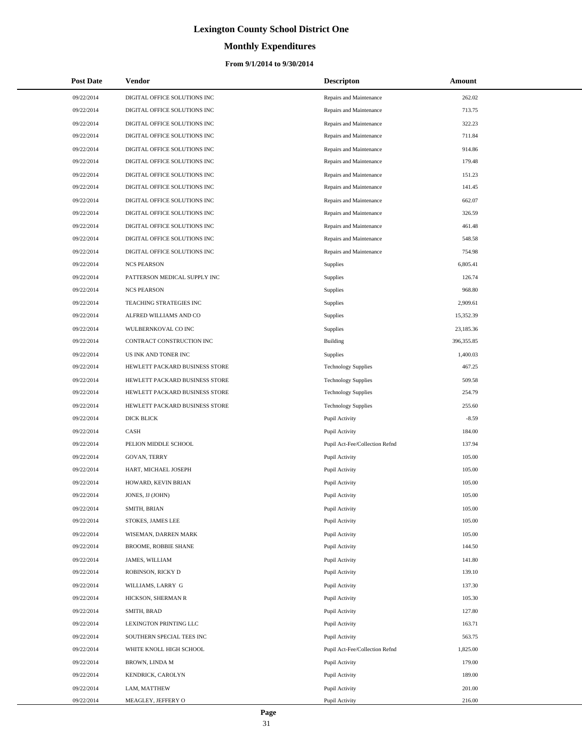# Lexington County School District One

## Monthly Expenditures

### From 9/1/2014 to 9/30/2014

| Post Date | Vendor | Descripton | Amount |
|---|---|---|---|
| 09/22/2014 | DIGITAL OFFICE SOLUTIONS INC | Repairs and Maintenance | 262.02 |
| 09/22/2014 | DIGITAL OFFICE SOLUTIONS INC | Repairs and Maintenance | 713.75 |
| 09/22/2014 | DIGITAL OFFICE SOLUTIONS INC | Repairs and Maintenance | 322.23 |
| 09/22/2014 | DIGITAL OFFICE SOLUTIONS INC | Repairs and Maintenance | 711.84 |
| 09/22/2014 | DIGITAL OFFICE SOLUTIONS INC | Repairs and Maintenance | 914.86 |
| 09/22/2014 | DIGITAL OFFICE SOLUTIONS INC | Repairs and Maintenance | 179.48 |
| 09/22/2014 | DIGITAL OFFICE SOLUTIONS INC | Repairs and Maintenance | 151.23 |
| 09/22/2014 | DIGITAL OFFICE SOLUTIONS INC | Repairs and Maintenance | 141.45 |
| 09/22/2014 | DIGITAL OFFICE SOLUTIONS INC | Repairs and Maintenance | 662.07 |
| 09/22/2014 | DIGITAL OFFICE SOLUTIONS INC | Repairs and Maintenance | 326.59 |
| 09/22/2014 | DIGITAL OFFICE SOLUTIONS INC | Repairs and Maintenance | 461.48 |
| 09/22/2014 | DIGITAL OFFICE SOLUTIONS INC | Repairs and Maintenance | 548.58 |
| 09/22/2014 | DIGITAL OFFICE SOLUTIONS INC | Repairs and Maintenance | 754.98 |
| 09/22/2014 | NCS PEARSON | Supplies | 6,805.41 |
| 09/22/2014 | PATTERSON MEDICAL SUPPLY INC | Supplies | 126.74 |
| 09/22/2014 | NCS PEARSON | Supplies | 968.80 |
| 09/22/2014 | TEACHING STRATEGIES INC | Supplies | 2,909.61 |
| 09/22/2014 | ALFRED WILLIAMS AND CO | Supplies | 15,352.39 |
| 09/22/2014 | WULBERNKOVAL CO INC | Supplies | 23,185.36 |
| 09/22/2014 | CONTRACT CONSTRUCTION INC | Building | 396,355.85 |
| 09/22/2014 | US INK AND TONER INC | Supplies | 1,400.03 |
| 09/22/2014 | HEWLETT PACKARD BUSINESS STORE | Technology Supplies | 467.25 |
| 09/22/2014 | HEWLETT PACKARD BUSINESS STORE | Technology Supplies | 509.58 |
| 09/22/2014 | HEWLETT PACKARD BUSINESS STORE | Technology Supplies | 254.79 |
| 09/22/2014 | HEWLETT PACKARD BUSINESS STORE | Technology Supplies | 255.60 |
| 09/22/2014 | DICK BLICK | Pupil Activity | -8.59 |
| 09/22/2014 | CASH | Pupil Activity | 184.00 |
| 09/22/2014 | PELION MIDDLE SCHOOL | Pupil Act-Fee/Collection Refnd | 137.94 |
| 09/22/2014 | GOVAN, TERRY | Pupil Activity | 105.00 |
| 09/22/2014 | HART, MICHAEL JOSEPH | Pupil Activity | 105.00 |
| 09/22/2014 | HOWARD, KEVIN BRIAN | Pupil Activity | 105.00 |
| 09/22/2014 | JONES, JJ (JOHN) | Pupil Activity | 105.00 |
| 09/22/2014 | SMITH, BRIAN | Pupil Activity | 105.00 |
| 09/22/2014 | STOKES, JAMES LEE | Pupil Activity | 105.00 |
| 09/22/2014 | WISEMAN, DARREN MARK | Pupil Activity | 105.00 |
| 09/22/2014 | BROOME, ROBBIE SHANE | Pupil Activity | 144.50 |
| 09/22/2014 | JAMES, WILLIAM | Pupil Activity | 141.80 |
| 09/22/2014 | ROBINSON, RICKY D | Pupil Activity | 139.10 |
| 09/22/2014 | WILLIAMS, LARRY G | Pupil Activity | 137.30 |
| 09/22/2014 | HICKSON, SHERMAN R | Pupil Activity | 105.30 |
| 09/22/2014 | SMITH, BRAD | Pupil Activity | 127.80 |
| 09/22/2014 | LEXINGTON PRINTING LLC | Pupil Activity | 163.71 |
| 09/22/2014 | SOUTHERN SPECIAL TEES INC | Pupil Activity | 563.75 |
| 09/22/2014 | WHITE KNOLL HIGH SCHOOL | Pupil Act-Fee/Collection Refnd | 1,825.00 |
| 09/22/2014 | BROWN, LINDA M | Pupil Activity | 179.00 |
| 09/22/2014 | KENDRICK, CAROLYN | Pupil Activity | 189.00 |
| 09/22/2014 | LAM, MATTHEW | Pupil Activity | 201.00 |
| 09/22/2014 | MEAGLEY, JEFFERY O | Pupil Activity | 216.00 |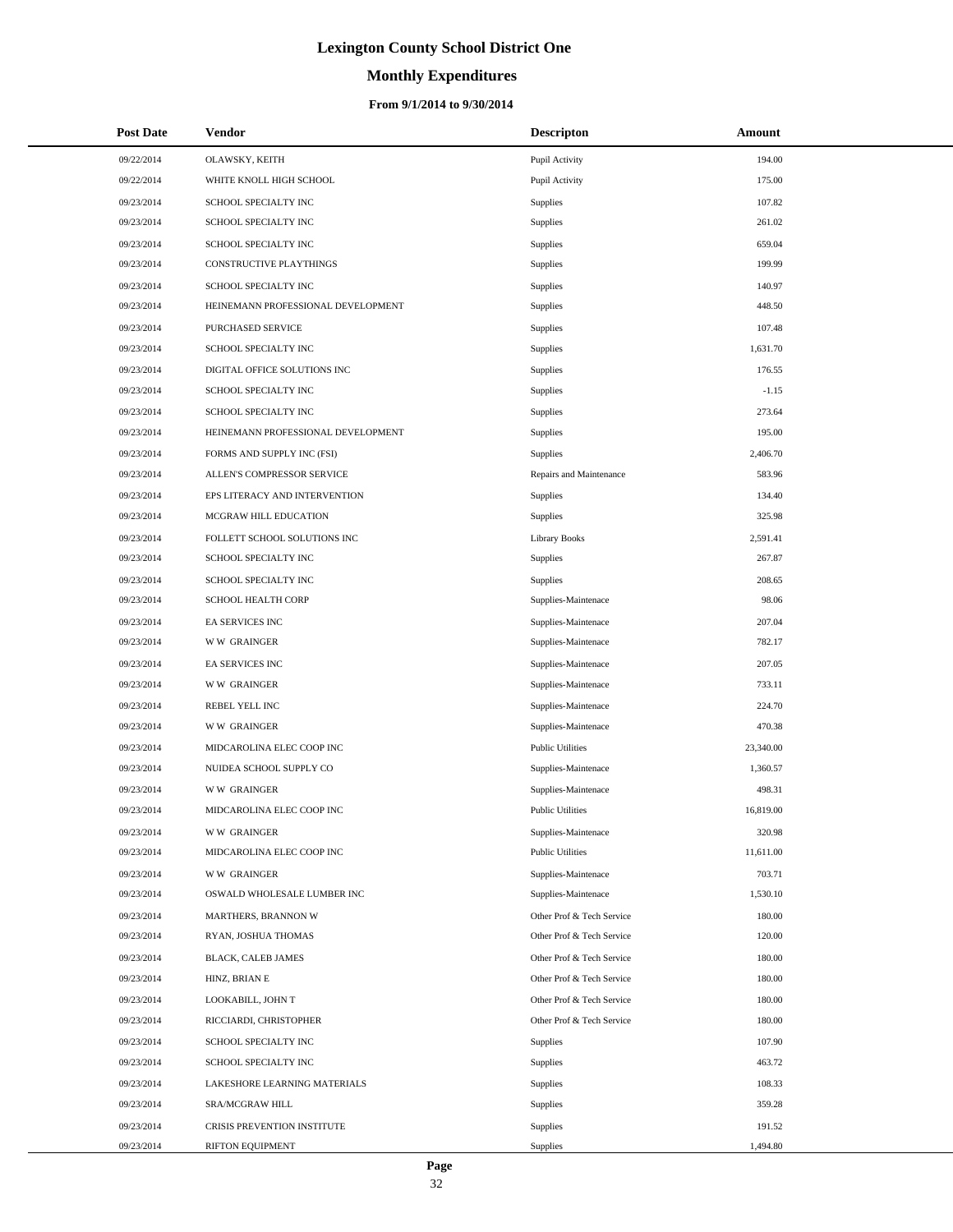# Lexington County School District One

## Monthly Expenditures

### From 9/1/2014 to 9/30/2014

| Post Date | Vendor | Descripton | Amount |
|---|---|---|---|
| 09/22/2014 | OLAWSKY, KEITH | Pupil Activity | 194.00 |
| 09/22/2014 | WHITE KNOLL HIGH SCHOOL | Pupil Activity | 175.00 |
| 09/23/2014 | SCHOOL SPECIALTY INC | Supplies | 107.82 |
| 09/23/2014 | SCHOOL SPECIALTY INC | Supplies | 261.02 |
| 09/23/2014 | SCHOOL SPECIALTY INC | Supplies | 659.04 |
| 09/23/2014 | CONSTRUCTIVE PLAYTHINGS | Supplies | 199.99 |
| 09/23/2014 | SCHOOL SPECIALTY INC | Supplies | 140.97 |
| 09/23/2014 | HEINEMANN PROFESSIONAL DEVELOPMENT | Supplies | 448.50 |
| 09/23/2014 | PURCHASED SERVICE | Supplies | 107.48 |
| 09/23/2014 | SCHOOL SPECIALTY INC | Supplies | 1,631.70 |
| 09/23/2014 | DIGITAL OFFICE SOLUTIONS INC | Supplies | 176.55 |
| 09/23/2014 | SCHOOL SPECIALTY INC | Supplies | -1.15 |
| 09/23/2014 | SCHOOL SPECIALTY INC | Supplies | 273.64 |
| 09/23/2014 | HEINEMANN PROFESSIONAL DEVELOPMENT | Supplies | 195.00 |
| 09/23/2014 | FORMS AND SUPPLY INC (FSI) | Supplies | 2,406.70 |
| 09/23/2014 | ALLEN'S COMPRESSOR SERVICE | Repairs and Maintenance | 583.96 |
| 09/23/2014 | EPS LITERACY AND INTERVENTION | Supplies | 134.40 |
| 09/23/2014 | MCGRAW HILL EDUCATION | Supplies | 325.98 |
| 09/23/2014 | FOLLETT SCHOOL SOLUTIONS INC | Library Books | 2,591.41 |
| 09/23/2014 | SCHOOL SPECIALTY INC | Supplies | 267.87 |
| 09/23/2014 | SCHOOL SPECIALTY INC | Supplies | 208.65 |
| 09/23/2014 | SCHOOL HEALTH CORP | Supplies-Maintenace | 98.06 |
| 09/23/2014 | EA SERVICES INC | Supplies-Maintenace | 207.04 |
| 09/23/2014 | W W GRAINGER | Supplies-Maintenace | 782.17 |
| 09/23/2014 | EA SERVICES INC | Supplies-Maintenace | 207.05 |
| 09/23/2014 | W W GRAINGER | Supplies-Maintenace | 733.11 |
| 09/23/2014 | REBEL YELL INC | Supplies-Maintenace | 224.70 |
| 09/23/2014 | W W GRAINGER | Supplies-Maintenace | 470.38 |
| 09/23/2014 | MIDCAROLINA ELEC COOP INC | Public Utilities | 23,340.00 |
| 09/23/2014 | NUIDEA SCHOOL SUPPLY CO | Supplies-Maintenace | 1,360.57 |
| 09/23/2014 | W W GRAINGER | Supplies-Maintenace | 498.31 |
| 09/23/2014 | MIDCAROLINA ELEC COOP INC | Public Utilities | 16,819.00 |
| 09/23/2014 | W W GRAINGER | Supplies-Maintenace | 320.98 |
| 09/23/2014 | MIDCAROLINA ELEC COOP INC | Public Utilities | 11,611.00 |
| 09/23/2014 | W W GRAINGER | Supplies-Maintenace | 703.71 |
| 09/23/2014 | OSWALD WHOLESALE LUMBER INC | Supplies-Maintenace | 1,530.10 |
| 09/23/2014 | MARTHERS, BRANNON W | Other Prof & Tech Service | 180.00 |
| 09/23/2014 | RYAN, JOSHUA THOMAS | Other Prof & Tech Service | 120.00 |
| 09/23/2014 | BLACK, CALEB JAMES | Other Prof & Tech Service | 180.00 |
| 09/23/2014 | HINZ, BRIAN E | Other Prof & Tech Service | 180.00 |
| 09/23/2014 | LOOKABILL, JOHN T | Other Prof & Tech Service | 180.00 |
| 09/23/2014 | RICCIARDI, CHRISTOPHER | Other Prof & Tech Service | 180.00 |
| 09/23/2014 | SCHOOL SPECIALTY INC | Supplies | 107.90 |
| 09/23/2014 | SCHOOL SPECIALTY INC | Supplies | 463.72 |
| 09/23/2014 | LAKESHORE LEARNING MATERIALS | Supplies | 108.33 |
| 09/23/2014 | SRA/MCGRAW HILL | Supplies | 359.28 |
| 09/23/2014 | CRISIS PREVENTION INSTITUTE | Supplies | 191.52 |
| 09/23/2014 | RIFTON EQUIPMENT | Supplies | 1,494.80 |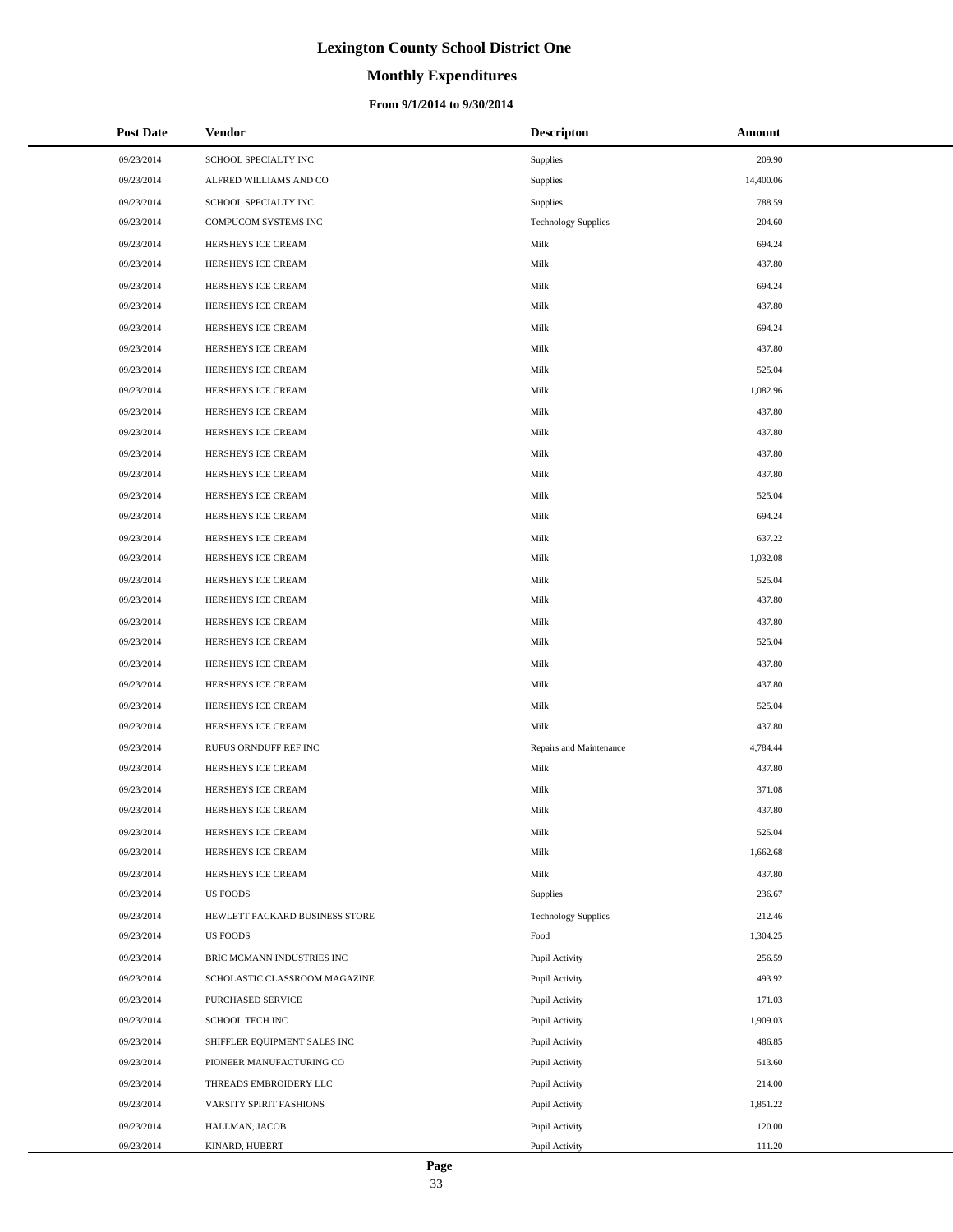# Lexington County School District One

## Monthly Expenditures

### From 9/1/2014 to 9/30/2014

| Post Date | Vendor | Descripton | Amount |
|---|---|---|---|
| 09/23/2014 | SCHOOL SPECIALTY INC | Supplies | 209.90 |
| 09/23/2014 | ALFRED WILLIAMS AND CO | Supplies | 14,400.06 |
| 09/23/2014 | SCHOOL SPECIALTY INC | Supplies | 788.59 |
| 09/23/2014 | COMPUCOM SYSTEMS INC | Technology Supplies | 204.60 |
| 09/23/2014 | HERSHEYS ICE CREAM | Milk | 694.24 |
| 09/23/2014 | HERSHEYS ICE CREAM | Milk | 437.80 |
| 09/23/2014 | HERSHEYS ICE CREAM | Milk | 694.24 |
| 09/23/2014 | HERSHEYS ICE CREAM | Milk | 437.80 |
| 09/23/2014 | HERSHEYS ICE CREAM | Milk | 694.24 |
| 09/23/2014 | HERSHEYS ICE CREAM | Milk | 437.80 |
| 09/23/2014 | HERSHEYS ICE CREAM | Milk | 525.04 |
| 09/23/2014 | HERSHEYS ICE CREAM | Milk | 1,082.96 |
| 09/23/2014 | HERSHEYS ICE CREAM | Milk | 437.80 |
| 09/23/2014 | HERSHEYS ICE CREAM | Milk | 437.80 |
| 09/23/2014 | HERSHEYS ICE CREAM | Milk | 437.80 |
| 09/23/2014 | HERSHEYS ICE CREAM | Milk | 437.80 |
| 09/23/2014 | HERSHEYS ICE CREAM | Milk | 525.04 |
| 09/23/2014 | HERSHEYS ICE CREAM | Milk | 694.24 |
| 09/23/2014 | HERSHEYS ICE CREAM | Milk | 637.22 |
| 09/23/2014 | HERSHEYS ICE CREAM | Milk | 1,032.08 |
| 09/23/2014 | HERSHEYS ICE CREAM | Milk | 525.04 |
| 09/23/2014 | HERSHEYS ICE CREAM | Milk | 437.80 |
| 09/23/2014 | HERSHEYS ICE CREAM | Milk | 437.80 |
| 09/23/2014 | HERSHEYS ICE CREAM | Milk | 525.04 |
| 09/23/2014 | HERSHEYS ICE CREAM | Milk | 437.80 |
| 09/23/2014 | HERSHEYS ICE CREAM | Milk | 437.80 |
| 09/23/2014 | HERSHEYS ICE CREAM | Milk | 525.04 |
| 09/23/2014 | HERSHEYS ICE CREAM | Milk | 437.80 |
| 09/23/2014 | RUFUS ORNDUFF REF INC | Repairs and Maintenance | 4,784.44 |
| 09/23/2014 | HERSHEYS ICE CREAM | Milk | 437.80 |
| 09/23/2014 | HERSHEYS ICE CREAM | Milk | 371.08 |
| 09/23/2014 | HERSHEYS ICE CREAM | Milk | 437.80 |
| 09/23/2014 | HERSHEYS ICE CREAM | Milk | 525.04 |
| 09/23/2014 | HERSHEYS ICE CREAM | Milk | 1,662.68 |
| 09/23/2014 | HERSHEYS ICE CREAM | Milk | 437.80 |
| 09/23/2014 | US FOODS | Supplies | 236.67 |
| 09/23/2014 | HEWLETT PACKARD BUSINESS STORE | Technology Supplies | 212.46 |
| 09/23/2014 | US FOODS | Food | 1,304.25 |
| 09/23/2014 | BRIC MCMANN INDUSTRIES INC | Pupil Activity | 256.59 |
| 09/23/2014 | SCHOLASTIC CLASSROOM MAGAZINE | Pupil Activity | 493.92 |
| 09/23/2014 | PURCHASED SERVICE | Pupil Activity | 171.03 |
| 09/23/2014 | SCHOOL TECH INC | Pupil Activity | 1,909.03 |
| 09/23/2014 | SHIFFLER EQUIPMENT SALES INC | Pupil Activity | 486.85 |
| 09/23/2014 | PIONEER MANUFACTURING CO | Pupil Activity | 513.60 |
| 09/23/2014 | THREADS EMBROIDERY LLC | Pupil Activity | 214.00 |
| 09/23/2014 | VARSITY SPIRIT FASHIONS | Pupil Activity | 1,851.22 |
| 09/23/2014 | HALLMAN, JACOB | Pupil Activity | 120.00 |
| 09/23/2014 | KINARD, HUBERT | Pupil Activity | 111.20 |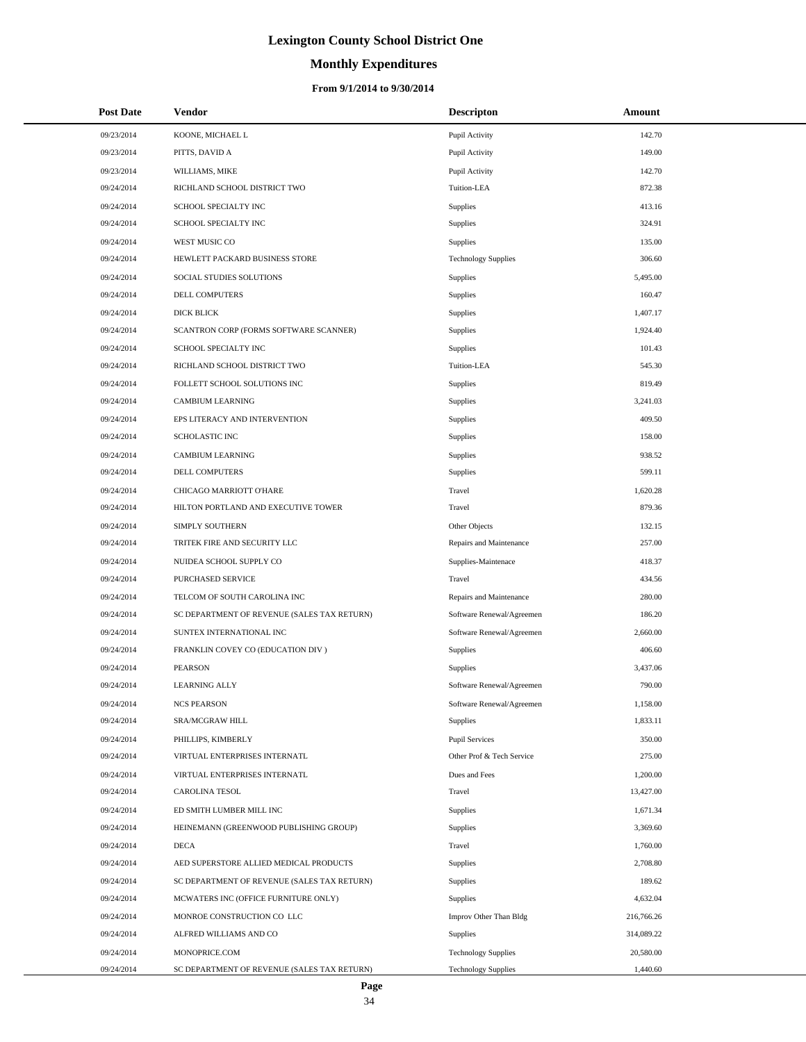# Lexington County School District One

## Monthly Expenditures

### From 9/1/2014 to 9/30/2014

| Post Date | Vendor | Descripton | Amount |
|---|---|---|---|
| 09/23/2014 | KOONE, MICHAEL L | Pupil Activity | 142.70 |
| 09/23/2014 | PITTS, DAVID A | Pupil Activity | 149.00 |
| 09/23/2014 | WILLIAMS, MIKE | Pupil Activity | 142.70 |
| 09/24/2014 | RICHLAND SCHOOL DISTRICT TWO | Tuition-LEA | 872.38 |
| 09/24/2014 | SCHOOL SPECIALTY INC | Supplies | 413.16 |
| 09/24/2014 | SCHOOL SPECIALTY INC | Supplies | 324.91 |
| 09/24/2014 | WEST MUSIC CO | Supplies | 135.00 |
| 09/24/2014 | HEWLETT PACKARD BUSINESS STORE | Technology Supplies | 306.60 |
| 09/24/2014 | SOCIAL STUDIES SOLUTIONS | Supplies | 5,495.00 |
| 09/24/2014 | DELL COMPUTERS | Supplies | 160.47 |
| 09/24/2014 | DICK BLICK | Supplies | 1,407.17 |
| 09/24/2014 | SCANTRON CORP (FORMS SOFTWARE SCANNER) | Supplies | 1,924.40 |
| 09/24/2014 | SCHOOL SPECIALTY INC | Supplies | 101.43 |
| 09/24/2014 | RICHLAND SCHOOL DISTRICT TWO | Tuition-LEA | 545.30 |
| 09/24/2014 | FOLLETT SCHOOL SOLUTIONS INC | Supplies | 819.49 |
| 09/24/2014 | CAMBIUM LEARNING | Supplies | 3,241.03 |
| 09/24/2014 | EPS LITERACY AND INTERVENTION | Supplies | 409.50 |
| 09/24/2014 | SCHOLASTIC INC | Supplies | 158.00 |
| 09/24/2014 | CAMBIUM LEARNING | Supplies | 938.52 |
| 09/24/2014 | DELL COMPUTERS | Supplies | 599.11 |
| 09/24/2014 | CHICAGO MARRIOTT O'HARE | Travel | 1,620.28 |
| 09/24/2014 | HILTON PORTLAND AND EXECUTIVE TOWER | Travel | 879.36 |
| 09/24/2014 | SIMPLY SOUTHERN | Other Objects | 132.15 |
| 09/24/2014 | TRITEK FIRE AND SECURITY LLC | Repairs and Maintenance | 257.00 |
| 09/24/2014 | NUIDEA SCHOOL SUPPLY CO | Supplies-Maintenace | 418.37 |
| 09/24/2014 | PURCHASED SERVICE | Travel | 434.56 |
| 09/24/2014 | TELCOM OF SOUTH CAROLINA INC | Repairs and Maintenance | 280.00 |
| 09/24/2014 | SC DEPARTMENT OF REVENUE (SALES TAX RETURN) | Software Renewal/Agreemen | 186.20 |
| 09/24/2014 | SUNTEX INTERNATIONAL INC | Software Renewal/Agreemen | 2,660.00 |
| 09/24/2014 | FRANKLIN COVEY CO (EDUCATION DIV ) | Supplies | 406.60 |
| 09/24/2014 | PEARSON | Supplies | 3,437.06 |
| 09/24/2014 | LEARNING ALLY | Software Renewal/Agreemen | 790.00 |
| 09/24/2014 | NCS PEARSON | Software Renewal/Agreemen | 1,158.00 |
| 09/24/2014 | SRA/MCGRAW HILL | Supplies | 1,833.11 |
| 09/24/2014 | PHILLIPS, KIMBERLY | Pupil Services | 350.00 |
| 09/24/2014 | VIRTUAL ENTERPRISES INTERNATL | Other Prof & Tech Service | 275.00 |
| 09/24/2014 | VIRTUAL ENTERPRISES INTERNATL | Dues and Fees | 1,200.00 |
| 09/24/2014 | CAROLINA TESOL | Travel | 13,427.00 |
| 09/24/2014 | ED SMITH LUMBER MILL INC | Supplies | 1,671.34 |
| 09/24/2014 | HEINEMANN (GREENWOOD PUBLISHING GROUP) | Supplies | 3,369.60 |
| 09/24/2014 | DECA | Travel | 1,760.00 |
| 09/24/2014 | AED SUPERSTORE ALLIED MEDICAL PRODUCTS | Supplies | 2,708.80 |
| 09/24/2014 | SC DEPARTMENT OF REVENUE (SALES TAX RETURN) | Supplies | 189.62 |
| 09/24/2014 | MCWATERS INC (OFFICE FURNITURE ONLY) | Supplies | 4,632.04 |
| 09/24/2014 | MONROE CONSTRUCTION CO LLC | Improv Other Than Bldg | 216,766.26 |
| 09/24/2014 | ALFRED WILLIAMS AND CO | Supplies | 314,089.22 |
| 09/24/2014 | MONOPRICE.COM | Technology Supplies | 20,580.00 |
| 09/24/2014 | SC DEPARTMENT OF REVENUE (SALES TAX RETURN) | Technology Supplies | 1,440.60 |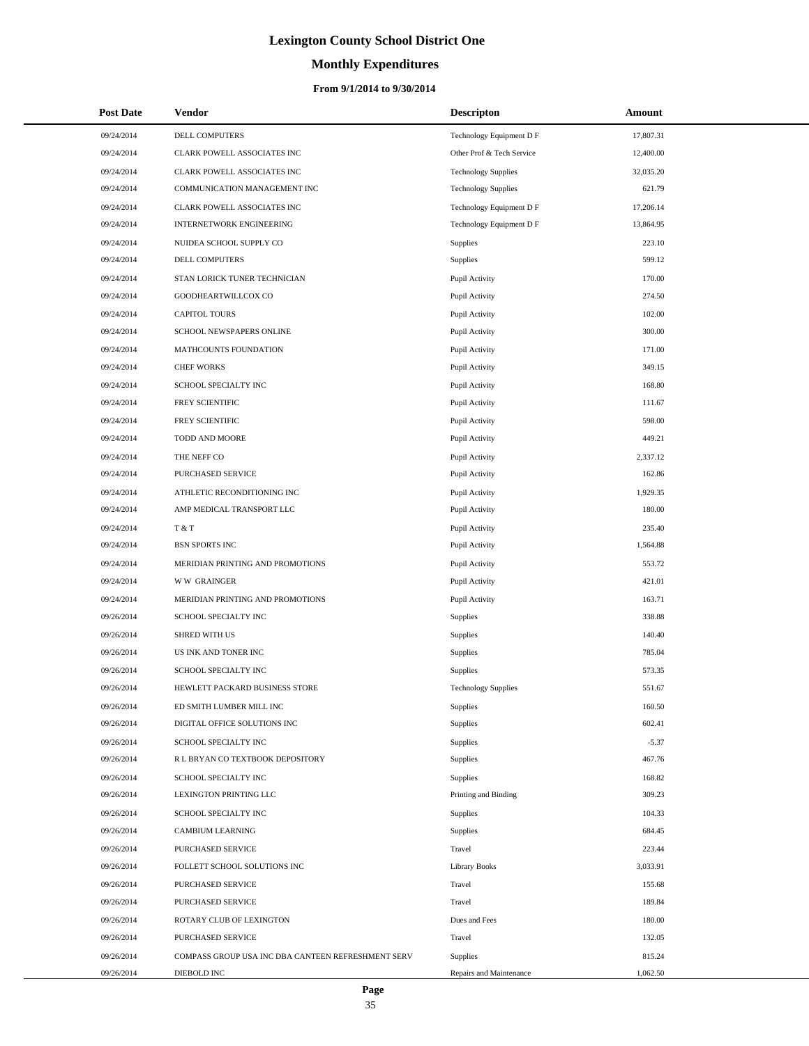# Lexington County School District One

## Monthly Expenditures

### From 9/1/2014 to 9/30/2014

| Post Date | Vendor | Descripton | Amount |
|---|---|---|---|
| 09/24/2014 | DELL COMPUTERS | Technology Equipment D F | 17,807.31 |
| 09/24/2014 | CLARK POWELL ASSOCIATES INC | Other Prof & Tech Service | 12,400.00 |
| 09/24/2014 | CLARK POWELL ASSOCIATES INC | Technology Supplies | 32,035.20 |
| 09/24/2014 | COMMUNICATION MANAGEMENT INC | Technology Supplies | 621.79 |
| 09/24/2014 | CLARK POWELL ASSOCIATES INC | Technology Equipment D F | 17,206.14 |
| 09/24/2014 | INTERNETWORK ENGINEERING | Technology Equipment D F | 13,864.95 |
| 09/24/2014 | NUIDEA SCHOOL SUPPLY CO | Supplies | 223.10 |
| 09/24/2014 | DELL COMPUTERS | Supplies | 599.12 |
| 09/24/2014 | STAN LORICK TUNER TECHNICIAN | Pupil Activity | 170.00 |
| 09/24/2014 | GOODHEARTWILLCOX CO | Pupil Activity | 274.50 |
| 09/24/2014 | CAPITOL TOURS | Pupil Activity | 102.00 |
| 09/24/2014 | SCHOOL NEWSPAPERS ONLINE | Pupil Activity | 300.00 |
| 09/24/2014 | MATHCOUNTS FOUNDATION | Pupil Activity | 171.00 |
| 09/24/2014 | CHEF WORKS | Pupil Activity | 349.15 |
| 09/24/2014 | SCHOOL SPECIALTY INC | Pupil Activity | 168.80 |
| 09/24/2014 | FREY SCIENTIFIC | Pupil Activity | 111.67 |
| 09/24/2014 | FREY SCIENTIFIC | Pupil Activity | 598.00 |
| 09/24/2014 | TODD AND MOORE | Pupil Activity | 449.21 |
| 09/24/2014 | THE NEFF CO | Pupil Activity | 2,337.12 |
| 09/24/2014 | PURCHASED SERVICE | Pupil Activity | 162.86 |
| 09/24/2014 | ATHLETIC RECONDITIONING INC | Pupil Activity | 1,929.35 |
| 09/24/2014 | AMP MEDICAL TRANSPORT LLC | Pupil Activity | 180.00 |
| 09/24/2014 | T & T | Pupil Activity | 235.40 |
| 09/24/2014 | BSN SPORTS INC | Pupil Activity | 1,564.88 |
| 09/24/2014 | MERIDIAN PRINTING AND PROMOTIONS | Pupil Activity | 553.72 |
| 09/24/2014 | W W GRAINGER | Pupil Activity | 421.01 |
| 09/24/2014 | MERIDIAN PRINTING AND PROMOTIONS | Pupil Activity | 163.71 |
| 09/26/2014 | SCHOOL SPECIALTY INC | Supplies | 338.88 |
| 09/26/2014 | SHRED WITH US | Supplies | 140.40 |
| 09/26/2014 | US INK AND TONER INC | Supplies | 785.04 |
| 09/26/2014 | SCHOOL SPECIALTY INC | Supplies | 573.35 |
| 09/26/2014 | HEWLETT PACKARD BUSINESS STORE | Technology Supplies | 551.67 |
| 09/26/2014 | ED SMITH LUMBER MILL INC | Supplies | 160.50 |
| 09/26/2014 | DIGITAL OFFICE SOLUTIONS INC | Supplies | 602.41 |
| 09/26/2014 | SCHOOL SPECIALTY INC | Supplies | -5.37 |
| 09/26/2014 | R L BRYAN CO TEXTBOOK DEPOSITORY | Supplies | 467.76 |
| 09/26/2014 | SCHOOL SPECIALTY INC | Supplies | 168.82 |
| 09/26/2014 | LEXINGTON PRINTING LLC | Printing and Binding | 309.23 |
| 09/26/2014 | SCHOOL SPECIALTY INC | Supplies | 104.33 |
| 09/26/2014 | CAMBIUM LEARNING | Supplies | 684.45 |
| 09/26/2014 | PURCHASED SERVICE | Travel | 223.44 |
| 09/26/2014 | FOLLETT SCHOOL SOLUTIONS INC | Library Books | 3,033.91 |
| 09/26/2014 | PURCHASED SERVICE | Travel | 155.68 |
| 09/26/2014 | PURCHASED SERVICE | Travel | 189.84 |
| 09/26/2014 | ROTARY CLUB OF LEXINGTON | Dues and Fees | 180.00 |
| 09/26/2014 | PURCHASED SERVICE | Travel | 132.05 |
| 09/26/2014 | COMPASS GROUP USA INC DBA CANTEEN REFRESHMENT SERV | Supplies | 815.24 |
| 09/26/2014 | DIEBOLD INC | Repairs and Maintenance | 1,062.50 |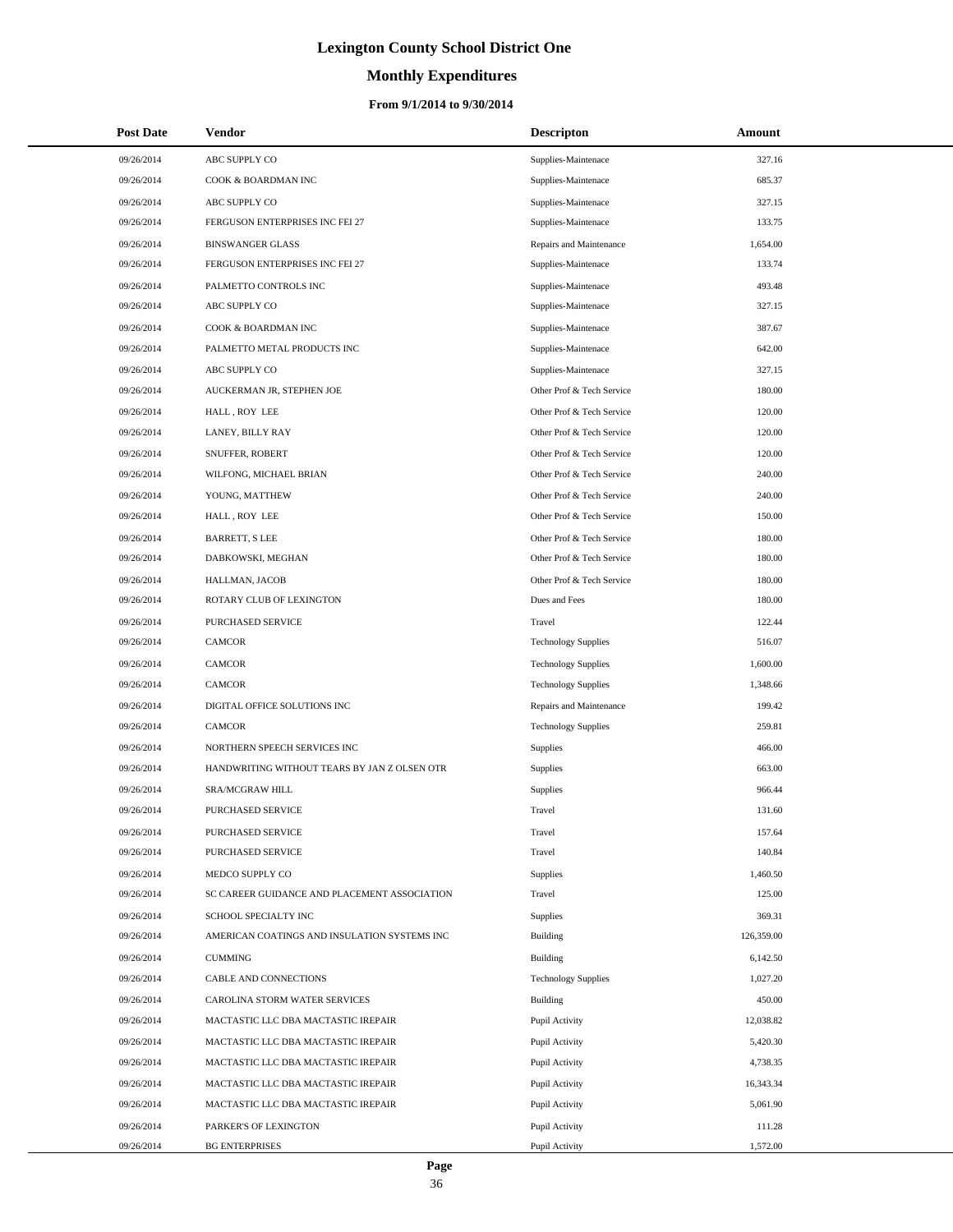# Lexington County School District One

## Monthly Expenditures

### From 9/1/2014 to 9/30/2014

| Post Date | Vendor | Descripton | Amount |
|---|---|---|---|
| 09/26/2014 | ABC SUPPLY CO | Supplies-Maintenace | 327.16 |
| 09/26/2014 | COOK & BOARDMAN INC | Supplies-Maintenace | 685.37 |
| 09/26/2014 | ABC SUPPLY CO | Supplies-Maintenace | 327.15 |
| 09/26/2014 | FERGUSON ENTERPRISES INC FEI 27 | Supplies-Maintenace | 133.75 |
| 09/26/2014 | BINSWANGER GLASS | Repairs and Maintenance | 1,654.00 |
| 09/26/2014 | FERGUSON ENTERPRISES INC FEI 27 | Supplies-Maintenace | 133.74 |
| 09/26/2014 | PALMETTO CONTROLS INC | Supplies-Maintenace | 493.48 |
| 09/26/2014 | ABC SUPPLY CO | Supplies-Maintenace | 327.15 |
| 09/26/2014 | COOK & BOARDMAN INC | Supplies-Maintenace | 387.67 |
| 09/26/2014 | PALMETTO METAL PRODUCTS INC | Supplies-Maintenace | 642.00 |
| 09/26/2014 | ABC SUPPLY CO | Supplies-Maintenace | 327.15 |
| 09/26/2014 | AUCKERMAN JR, STEPHEN JOE | Other Prof & Tech Service | 180.00 |
| 09/26/2014 | HALL , ROY LEE | Other Prof & Tech Service | 120.00 |
| 09/26/2014 | LANEY, BILLY RAY | Other Prof & Tech Service | 120.00 |
| 09/26/2014 | SNUFFER, ROBERT | Other Prof & Tech Service | 120.00 |
| 09/26/2014 | WILFONG, MICHAEL BRIAN | Other Prof & Tech Service | 240.00 |
| 09/26/2014 | YOUNG, MATTHEW | Other Prof & Tech Service | 240.00 |
| 09/26/2014 | HALL , ROY LEE | Other Prof & Tech Service | 150.00 |
| 09/26/2014 | BARRETT, S LEE | Other Prof & Tech Service | 180.00 |
| 09/26/2014 | DABKOWSKI, MEGHAN | Other Prof & Tech Service | 180.00 |
| 09/26/2014 | HALLMAN, JACOB | Other Prof & Tech Service | 180.00 |
| 09/26/2014 | ROTARY CLUB OF LEXINGTON | Dues and Fees | 180.00 |
| 09/26/2014 | PURCHASED SERVICE | Travel | 122.44 |
| 09/26/2014 | CAMCOR | Technology Supplies | 516.07 |
| 09/26/2014 | CAMCOR | Technology Supplies | 1,600.00 |
| 09/26/2014 | CAMCOR | Technology Supplies | 1,348.66 |
| 09/26/2014 | DIGITAL OFFICE SOLUTIONS INC | Repairs and Maintenance | 199.42 |
| 09/26/2014 | CAMCOR | Technology Supplies | 259.81 |
| 09/26/2014 | NORTHERN SPEECH SERVICES INC | Supplies | 466.00 |
| 09/26/2014 | HANDWRITING WITHOUT TEARS BY JAN Z OLSEN OTR | Supplies | 663.00 |
| 09/26/2014 | SRA/MCGRAW HILL | Supplies | 966.44 |
| 09/26/2014 | PURCHASED SERVICE | Travel | 131.60 |
| 09/26/2014 | PURCHASED SERVICE | Travel | 157.64 |
| 09/26/2014 | PURCHASED SERVICE | Travel | 140.84 |
| 09/26/2014 | MEDCO SUPPLY CO | Supplies | 1,460.50 |
| 09/26/2014 | SC CAREER GUIDANCE AND PLACEMENT ASSOCIATION | Travel | 125.00 |
| 09/26/2014 | SCHOOL SPECIALTY INC | Supplies | 369.31 |
| 09/26/2014 | AMERICAN COATINGS AND INSULATION SYSTEMS INC | Building | 126,359.00 |
| 09/26/2014 | CUMMING | Building | 6,142.50 |
| 09/26/2014 | CABLE AND CONNECTIONS | Technology Supplies | 1,027.20 |
| 09/26/2014 | CAROLINA STORM WATER SERVICES | Building | 450.00 |
| 09/26/2014 | MACTASTIC LLC DBA MACTASTIC IREPAIR | Pupil Activity | 12,038.82 |
| 09/26/2014 | MACTASTIC LLC DBA MACTASTIC IREPAIR | Pupil Activity | 5,420.30 |
| 09/26/2014 | MACTASTIC LLC DBA MACTASTIC IREPAIR | Pupil Activity | 4,738.35 |
| 09/26/2014 | MACTASTIC LLC DBA MACTASTIC IREPAIR | Pupil Activity | 16,343.34 |
| 09/26/2014 | MACTASTIC LLC DBA MACTASTIC IREPAIR | Pupil Activity | 5,061.90 |
| 09/26/2014 | PARKER'S OF LEXINGTON | Pupil Activity | 111.28 |
| 09/26/2014 | BG ENTERPRISES | Pupil Activity | 1,572.00 |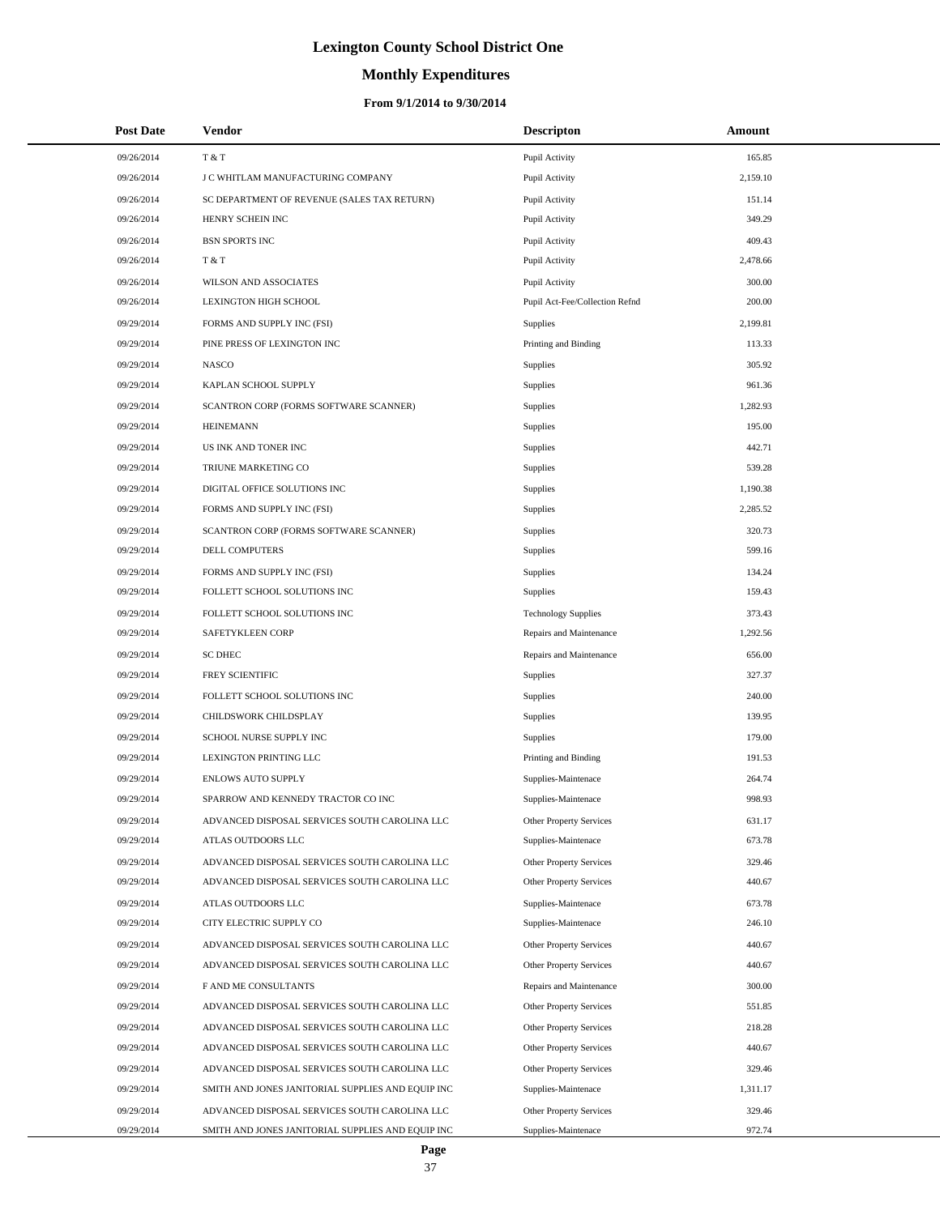# Lexington County School District One

## Monthly Expenditures

### From 9/1/2014 to 9/30/2014

| Post Date | Vendor | Descripton | Amount |
|---|---|---|---|
| 09/26/2014 | T & T | Pupil Activity | 165.85 |
| 09/26/2014 | J C WHITLAM MANUFACTURING COMPANY | Pupil Activity | 2,159.10 |
| 09/26/2014 | SC DEPARTMENT OF REVENUE (SALES TAX RETURN) | Pupil Activity | 151.14 |
| 09/26/2014 | HENRY SCHEIN INC | Pupil Activity | 349.29 |
| 09/26/2014 | BSN SPORTS INC | Pupil Activity | 409.43 |
| 09/26/2014 | T & T | Pupil Activity | 2,478.66 |
| 09/26/2014 | WILSON AND ASSOCIATES | Pupil Activity | 300.00 |
| 09/26/2014 | LEXINGTON HIGH SCHOOL | Pupil Act-Fee/Collection Refnd | 200.00 |
| 09/29/2014 | FORMS AND SUPPLY INC (FSI) | Supplies | 2,199.81 |
| 09/29/2014 | PINE PRESS OF LEXINGTON INC | Printing and Binding | 113.33 |
| 09/29/2014 | NASCO | Supplies | 305.92 |
| 09/29/2014 | KAPLAN SCHOOL SUPPLY | Supplies | 961.36 |
| 09/29/2014 | SCANTRON CORP (FORMS SOFTWARE SCANNER) | Supplies | 1,282.93 |
| 09/29/2014 | HEINEMANN | Supplies | 195.00 |
| 09/29/2014 | US INK AND TONER INC | Supplies | 442.71 |
| 09/29/2014 | TRIUNE MARKETING CO | Supplies | 539.28 |
| 09/29/2014 | DIGITAL OFFICE SOLUTIONS INC | Supplies | 1,190.38 |
| 09/29/2014 | FORMS AND SUPPLY INC (FSI) | Supplies | 2,285.52 |
| 09/29/2014 | SCANTRON CORP (FORMS SOFTWARE SCANNER) | Supplies | 320.73 |
| 09/29/2014 | DELL COMPUTERS | Supplies | 599.16 |
| 09/29/2014 | FORMS AND SUPPLY INC (FSI) | Supplies | 134.24 |
| 09/29/2014 | FOLLETT SCHOOL SOLUTIONS INC | Supplies | 159.43 |
| 09/29/2014 | FOLLETT SCHOOL SOLUTIONS INC | Technology Supplies | 373.43 |
| 09/29/2014 | SAFETYKLEEN CORP | Repairs and Maintenance | 1,292.56 |
| 09/29/2014 | SC DHEC | Repairs and Maintenance | 656.00 |
| 09/29/2014 | FREY SCIENTIFIC | Supplies | 327.37 |
| 09/29/2014 | FOLLETT SCHOOL SOLUTIONS INC | Supplies | 240.00 |
| 09/29/2014 | CHILDSWORK CHILDSPLAY | Supplies | 139.95 |
| 09/29/2014 | SCHOOL NURSE SUPPLY INC | Supplies | 179.00 |
| 09/29/2014 | LEXINGTON PRINTING LLC | Printing and Binding | 191.53 |
| 09/29/2014 | ENLOWS AUTO SUPPLY | Supplies-Maintenace | 264.74 |
| 09/29/2014 | SPARROW AND KENNEDY TRACTOR CO INC | Supplies-Maintenace | 998.93 |
| 09/29/2014 | ADVANCED DISPOSAL SERVICES SOUTH CAROLINA LLC | Other Property Services | 631.17 |
| 09/29/2014 | ATLAS OUTDOORS LLC | Supplies-Maintenace | 673.78 |
| 09/29/2014 | ADVANCED DISPOSAL SERVICES SOUTH CAROLINA LLC | Other Property Services | 329.46 |
| 09/29/2014 | ADVANCED DISPOSAL SERVICES SOUTH CAROLINA LLC | Other Property Services | 440.67 |
| 09/29/2014 | ATLAS OUTDOORS LLC | Supplies-Maintenace | 673.78 |
| 09/29/2014 | CITY ELECTRIC SUPPLY CO | Supplies-Maintenace | 246.10 |
| 09/29/2014 | ADVANCED DISPOSAL SERVICES SOUTH CAROLINA LLC | Other Property Services | 440.67 |
| 09/29/2014 | ADVANCED DISPOSAL SERVICES SOUTH CAROLINA LLC | Other Property Services | 440.67 |
| 09/29/2014 | F AND ME CONSULTANTS | Repairs and Maintenance | 300.00 |
| 09/29/2014 | ADVANCED DISPOSAL SERVICES SOUTH CAROLINA LLC | Other Property Services | 551.85 |
| 09/29/2014 | ADVANCED DISPOSAL SERVICES SOUTH CAROLINA LLC | Other Property Services | 218.28 |
| 09/29/2014 | ADVANCED DISPOSAL SERVICES SOUTH CAROLINA LLC | Other Property Services | 440.67 |
| 09/29/2014 | ADVANCED DISPOSAL SERVICES SOUTH CAROLINA LLC | Other Property Services | 329.46 |
| 09/29/2014 | SMITH AND JONES JANITORIAL SUPPLIES AND EQUIP INC | Supplies-Maintenace | 1,311.17 |
| 09/29/2014 | ADVANCED DISPOSAL SERVICES SOUTH CAROLINA LLC | Other Property Services | 329.46 |
| 09/29/2014 | SMITH AND JONES JANITORIAL SUPPLIES AND EQUIP INC | Supplies-Maintenace | 972.74 |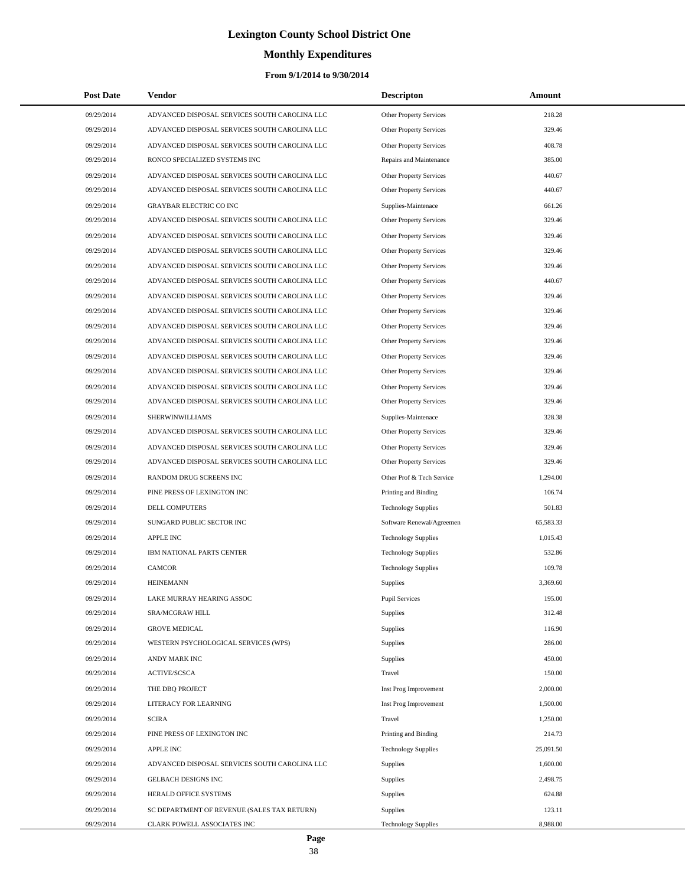# Lexington County School District One

## Monthly Expenditures

### From 9/1/2014 to 9/30/2014

| Post Date | Vendor | Descripton | Amount |
|---|---|---|---|
| 09/29/2014 | ADVANCED DISPOSAL SERVICES SOUTH CAROLINA LLC | Other Property Services | 218.28 |
| 09/29/2014 | ADVANCED DISPOSAL SERVICES SOUTH CAROLINA LLC | Other Property Services | 329.46 |
| 09/29/2014 | ADVANCED DISPOSAL SERVICES SOUTH CAROLINA LLC | Other Property Services | 408.78 |
| 09/29/2014 | RONCO SPECIALIZED SYSTEMS INC | Repairs and Maintenance | 385.00 |
| 09/29/2014 | ADVANCED DISPOSAL SERVICES SOUTH CAROLINA LLC | Other Property Services | 440.67 |
| 09/29/2014 | ADVANCED DISPOSAL SERVICES SOUTH CAROLINA LLC | Other Property Services | 440.67 |
| 09/29/2014 | GRAYBAR ELECTRIC CO INC | Supplies-Maintenace | 661.26 |
| 09/29/2014 | ADVANCED DISPOSAL SERVICES SOUTH CAROLINA LLC | Other Property Services | 329.46 |
| 09/29/2014 | ADVANCED DISPOSAL SERVICES SOUTH CAROLINA LLC | Other Property Services | 329.46 |
| 09/29/2014 | ADVANCED DISPOSAL SERVICES SOUTH CAROLINA LLC | Other Property Services | 329.46 |
| 09/29/2014 | ADVANCED DISPOSAL SERVICES SOUTH CAROLINA LLC | Other Property Services | 329.46 |
| 09/29/2014 | ADVANCED DISPOSAL SERVICES SOUTH CAROLINA LLC | Other Property Services | 440.67 |
| 09/29/2014 | ADVANCED DISPOSAL SERVICES SOUTH CAROLINA LLC | Other Property Services | 329.46 |
| 09/29/2014 | ADVANCED DISPOSAL SERVICES SOUTH CAROLINA LLC | Other Property Services | 329.46 |
| 09/29/2014 | ADVANCED DISPOSAL SERVICES SOUTH CAROLINA LLC | Other Property Services | 329.46 |
| 09/29/2014 | ADVANCED DISPOSAL SERVICES SOUTH CAROLINA LLC | Other Property Services | 329.46 |
| 09/29/2014 | ADVANCED DISPOSAL SERVICES SOUTH CAROLINA LLC | Other Property Services | 329.46 |
| 09/29/2014 | ADVANCED DISPOSAL SERVICES SOUTH CAROLINA LLC | Other Property Services | 329.46 |
| 09/29/2014 | ADVANCED DISPOSAL SERVICES SOUTH CAROLINA LLC | Other Property Services | 329.46 |
| 09/29/2014 | ADVANCED DISPOSAL SERVICES SOUTH CAROLINA LLC | Other Property Services | 329.46 |
| 09/29/2014 | SHERWINWILLIAMS | Supplies-Maintenace | 328.38 |
| 09/29/2014 | ADVANCED DISPOSAL SERVICES SOUTH CAROLINA LLC | Other Property Services | 329.46 |
| 09/29/2014 | ADVANCED DISPOSAL SERVICES SOUTH CAROLINA LLC | Other Property Services | 329.46 |
| 09/29/2014 | ADVANCED DISPOSAL SERVICES SOUTH CAROLINA LLC | Other Property Services | 329.46 |
| 09/29/2014 | RANDOM DRUG SCREENS INC | Other Prof & Tech Service | 1,294.00 |
| 09/29/2014 | PINE PRESS OF LEXINGTON INC | Printing and Binding | 106.74 |
| 09/29/2014 | DELL COMPUTERS | Technology Supplies | 501.83 |
| 09/29/2014 | SUNGARD PUBLIC SECTOR INC | Software Renewal/Agreemen | 65,583.33 |
| 09/29/2014 | APPLE INC | Technology Supplies | 1,015.43 |
| 09/29/2014 | IBM NATIONAL PARTS CENTER | Technology Supplies | 532.86 |
| 09/29/2014 | CAMCOR | Technology Supplies | 109.78 |
| 09/29/2014 | HEINEMANN | Supplies | 3,369.60 |
| 09/29/2014 | LAKE MURRAY HEARING ASSOC | Pupil Services | 195.00 |
| 09/29/2014 | SRA/MCGRAW HILL | Supplies | 312.48 |
| 09/29/2014 | GROVE MEDICAL | Supplies | 116.90 |
| 09/29/2014 | WESTERN PSYCHOLOGICAL SERVICES (WPS) | Supplies | 286.00 |
| 09/29/2014 | ANDY MARK INC | Supplies | 450.00 |
| 09/29/2014 | ACTIVE/SCSCA | Travel | 150.00 |
| 09/29/2014 | THE DBQ PROJECT | Inst Prog Improvement | 2,000.00 |
| 09/29/2014 | LITERACY FOR LEARNING | Inst Prog Improvement | 1,500.00 |
| 09/29/2014 | SCIRA | Travel | 1,250.00 |
| 09/29/2014 | PINE PRESS OF LEXINGTON INC | Printing and Binding | 214.73 |
| 09/29/2014 | APPLE INC | Technology Supplies | 25,091.50 |
| 09/29/2014 | ADVANCED DISPOSAL SERVICES SOUTH CAROLINA LLC | Supplies | 1,600.00 |
| 09/29/2014 | GELBACH DESIGNS INC | Supplies | 2,498.75 |
| 09/29/2014 | HERALD OFFICE SYSTEMS | Supplies | 624.88 |
| 09/29/2014 | SC DEPARTMENT OF REVENUE (SALES TAX RETURN) | Supplies | 123.11 |
| 09/29/2014 | CLARK POWELL ASSOCIATES INC | Technology Supplies | 8,988.00 |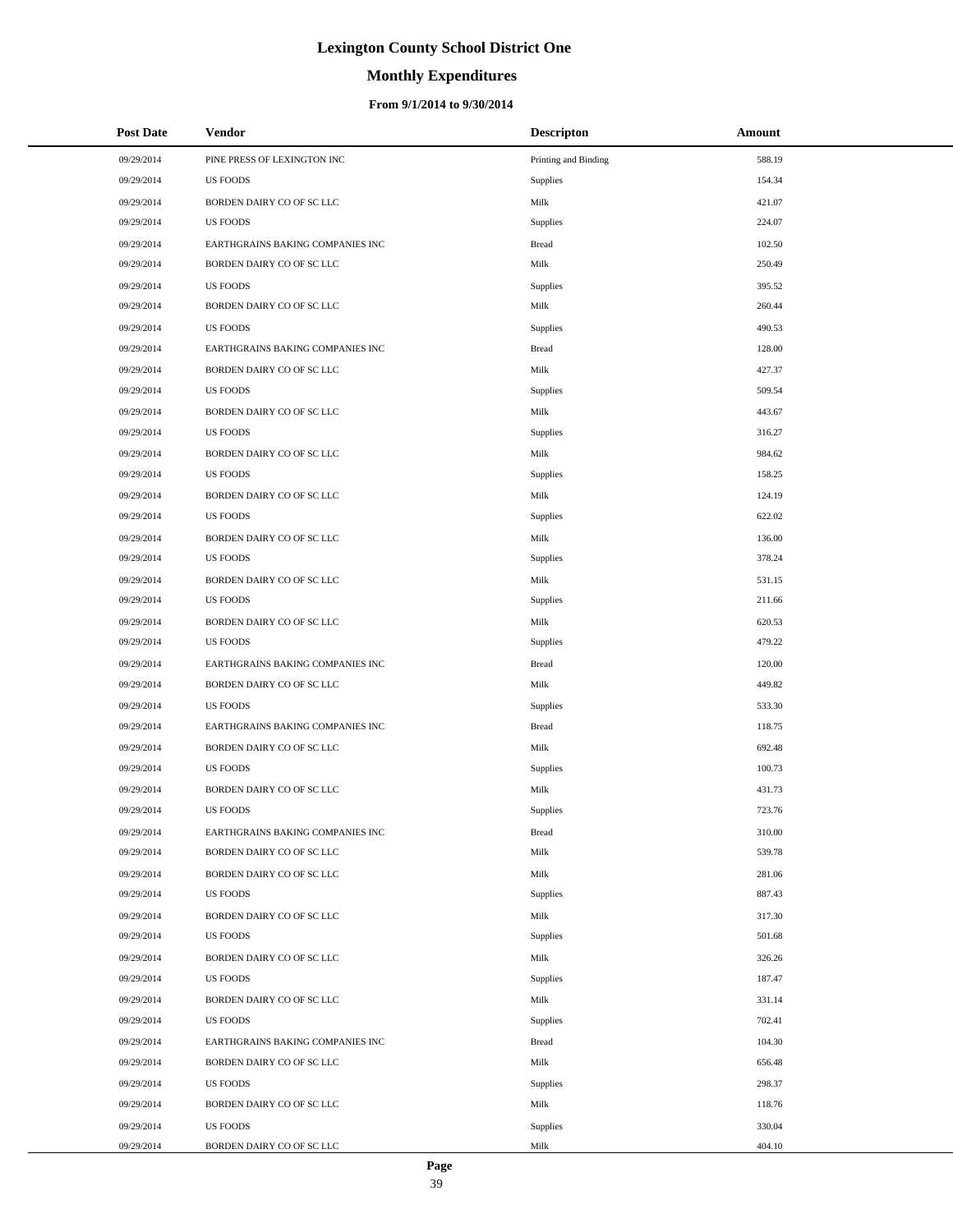# Lexington County School District One

## Monthly Expenditures

### From 9/1/2014 to 9/30/2014

| Post Date | Vendor | Descripton | Amount |
|---|---|---|---|
| 09/29/2014 | PINE PRESS OF LEXINGTON INC | Printing and Binding | 588.19 |
| 09/29/2014 | US FOODS | Supplies | 154.34 |
| 09/29/2014 | BORDEN DAIRY CO OF SC LLC | Milk | 421.07 |
| 09/29/2014 | US FOODS | Supplies | 224.07 |
| 09/29/2014 | EARTHGRAINS BAKING COMPANIES INC | Bread | 102.50 |
| 09/29/2014 | BORDEN DAIRY CO OF SC LLC | Milk | 250.49 |
| 09/29/2014 | US FOODS | Supplies | 395.52 |
| 09/29/2014 | BORDEN DAIRY CO OF SC LLC | Milk | 260.44 |
| 09/29/2014 | US FOODS | Supplies | 490.53 |
| 09/29/2014 | EARTHGRAINS BAKING COMPANIES INC | Bread | 128.00 |
| 09/29/2014 | BORDEN DAIRY CO OF SC LLC | Milk | 427.37 |
| 09/29/2014 | US FOODS | Supplies | 509.54 |
| 09/29/2014 | BORDEN DAIRY CO OF SC LLC | Milk | 443.67 |
| 09/29/2014 | US FOODS | Supplies | 316.27 |
| 09/29/2014 | BORDEN DAIRY CO OF SC LLC | Milk | 984.62 |
| 09/29/2014 | US FOODS | Supplies | 158.25 |
| 09/29/2014 | BORDEN DAIRY CO OF SC LLC | Milk | 124.19 |
| 09/29/2014 | US FOODS | Supplies | 622.02 |
| 09/29/2014 | BORDEN DAIRY CO OF SC LLC | Milk | 136.00 |
| 09/29/2014 | US FOODS | Supplies | 378.24 |
| 09/29/2014 | BORDEN DAIRY CO OF SC LLC | Milk | 531.15 |
| 09/29/2014 | US FOODS | Supplies | 211.66 |
| 09/29/2014 | BORDEN DAIRY CO OF SC LLC | Milk | 620.53 |
| 09/29/2014 | US FOODS | Supplies | 479.22 |
| 09/29/2014 | EARTHGRAINS BAKING COMPANIES INC | Bread | 120.00 |
| 09/29/2014 | BORDEN DAIRY CO OF SC LLC | Milk | 449.82 |
| 09/29/2014 | US FOODS | Supplies | 533.30 |
| 09/29/2014 | EARTHGRAINS BAKING COMPANIES INC | Bread | 118.75 |
| 09/29/2014 | BORDEN DAIRY CO OF SC LLC | Milk | 692.48 |
| 09/29/2014 | US FOODS | Supplies | 100.73 |
| 09/29/2014 | BORDEN DAIRY CO OF SC LLC | Milk | 431.73 |
| 09/29/2014 | US FOODS | Supplies | 723.76 |
| 09/29/2014 | EARTHGRAINS BAKING COMPANIES INC | Bread | 310.00 |
| 09/29/2014 | BORDEN DAIRY CO OF SC LLC | Milk | 539.78 |
| 09/29/2014 | BORDEN DAIRY CO OF SC LLC | Milk | 281.06 |
| 09/29/2014 | US FOODS | Supplies | 887.43 |
| 09/29/2014 | BORDEN DAIRY CO OF SC LLC | Milk | 317.30 |
| 09/29/2014 | US FOODS | Supplies | 501.68 |
| 09/29/2014 | BORDEN DAIRY CO OF SC LLC | Milk | 326.26 |
| 09/29/2014 | US FOODS | Supplies | 187.47 |
| 09/29/2014 | BORDEN DAIRY CO OF SC LLC | Milk | 331.14 |
| 09/29/2014 | US FOODS | Supplies | 702.41 |
| 09/29/2014 | EARTHGRAINS BAKING COMPANIES INC | Bread | 104.30 |
| 09/29/2014 | BORDEN DAIRY CO OF SC LLC | Milk | 656.48 |
| 09/29/2014 | US FOODS | Supplies | 298.37 |
| 09/29/2014 | BORDEN DAIRY CO OF SC LLC | Milk | 118.76 |
| 09/29/2014 | US FOODS | Supplies | 330.04 |
| 09/29/2014 | BORDEN DAIRY CO OF SC LLC | Milk | 404.10 |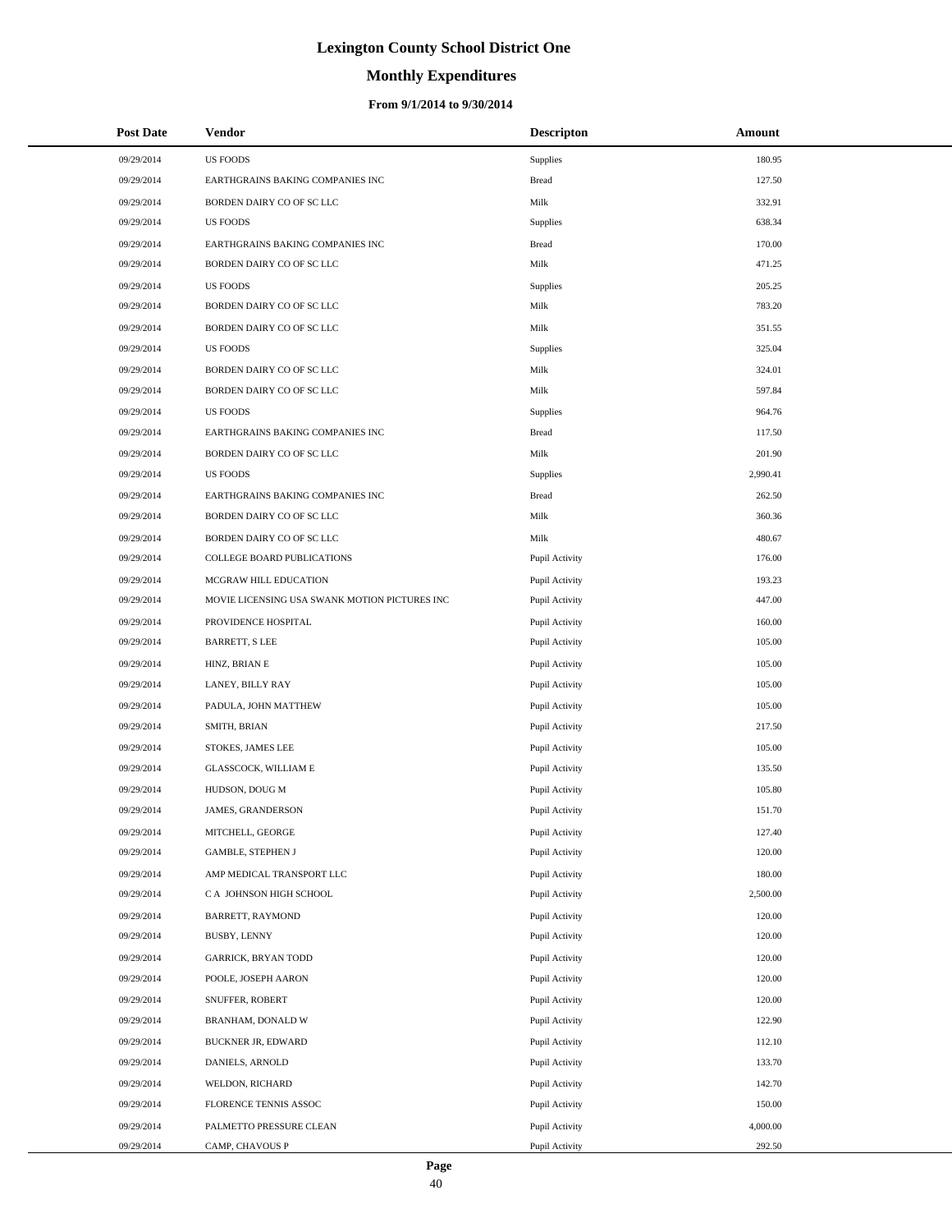# Lexington County School District One

## Monthly Expenditures

### From 9/1/2014 to 9/30/2014

| Post Date | Vendor | Descripton | Amount |
|---|---|---|---|
| 09/29/2014 | US FOODS | Supplies | 180.95 |
| 09/29/2014 | EARTHGRAINS BAKING COMPANIES INC | Bread | 127.50 |
| 09/29/2014 | BORDEN DAIRY CO OF SC LLC | Milk | 332.91 |
| 09/29/2014 | US FOODS | Supplies | 638.34 |
| 09/29/2014 | EARTHGRAINS BAKING COMPANIES INC | Bread | 170.00 |
| 09/29/2014 | BORDEN DAIRY CO OF SC LLC | Milk | 471.25 |
| 09/29/2014 | US FOODS | Supplies | 205.25 |
| 09/29/2014 | BORDEN DAIRY CO OF SC LLC | Milk | 783.20 |
| 09/29/2014 | BORDEN DAIRY CO OF SC LLC | Milk | 351.55 |
| 09/29/2014 | US FOODS | Supplies | 325.04 |
| 09/29/2014 | BORDEN DAIRY CO OF SC LLC | Milk | 324.01 |
| 09/29/2014 | BORDEN DAIRY CO OF SC LLC | Milk | 597.84 |
| 09/29/2014 | US FOODS | Supplies | 964.76 |
| 09/29/2014 | EARTHGRAINS BAKING COMPANIES INC | Bread | 117.50 |
| 09/29/2014 | BORDEN DAIRY CO OF SC LLC | Milk | 201.90 |
| 09/29/2014 | US FOODS | Supplies | 2,990.41 |
| 09/29/2014 | EARTHGRAINS BAKING COMPANIES INC | Bread | 262.50 |
| 09/29/2014 | BORDEN DAIRY CO OF SC LLC | Milk | 360.36 |
| 09/29/2014 | BORDEN DAIRY CO OF SC LLC | Milk | 480.67 |
| 09/29/2014 | COLLEGE BOARD PUBLICATIONS | Pupil Activity | 176.00 |
| 09/29/2014 | MCGRAW HILL EDUCATION | Pupil Activity | 193.23 |
| 09/29/2014 | MOVIE LICENSING USA SWANK MOTION PICTURES INC | Pupil Activity | 447.00 |
| 09/29/2014 | PROVIDENCE HOSPITAL | Pupil Activity | 160.00 |
| 09/29/2014 | BARRETT, S LEE | Pupil Activity | 105.00 |
| 09/29/2014 | HINZ, BRIAN E | Pupil Activity | 105.00 |
| 09/29/2014 | LANEY, BILLY RAY | Pupil Activity | 105.00 |
| 09/29/2014 | PADULA, JOHN MATTHEW | Pupil Activity | 105.00 |
| 09/29/2014 | SMITH, BRIAN | Pupil Activity | 217.50 |
| 09/29/2014 | STOKES, JAMES LEE | Pupil Activity | 105.00 |
| 09/29/2014 | GLASSCOCK, WILLIAM E | Pupil Activity | 135.50 |
| 09/29/2014 | HUDSON, DOUG M | Pupil Activity | 105.80 |
| 09/29/2014 | JAMES, GRANDERSON | Pupil Activity | 151.70 |
| 09/29/2014 | MITCHELL, GEORGE | Pupil Activity | 127.40 |
| 09/29/2014 | GAMBLE, STEPHEN J | Pupil Activity | 120.00 |
| 09/29/2014 | AMP MEDICAL TRANSPORT LLC | Pupil Activity | 180.00 |
| 09/29/2014 | C A JOHNSON HIGH SCHOOL | Pupil Activity | 2,500.00 |
| 09/29/2014 | BARRETT, RAYMOND | Pupil Activity | 120.00 |
| 09/29/2014 | BUSBY, LENNY | Pupil Activity | 120.00 |
| 09/29/2014 | GARRICK, BRYAN TODD | Pupil Activity | 120.00 |
| 09/29/2014 | POOLE, JOSEPH AARON | Pupil Activity | 120.00 |
| 09/29/2014 | SNUFFER, ROBERT | Pupil Activity | 120.00 |
| 09/29/2014 | BRANHAM, DONALD W | Pupil Activity | 122.90 |
| 09/29/2014 | BUCKNER JR, EDWARD | Pupil Activity | 112.10 |
| 09/29/2014 | DANIELS, ARNOLD | Pupil Activity | 133.70 |
| 09/29/2014 | WELDON, RICHARD | Pupil Activity | 142.70 |
| 09/29/2014 | FLORENCE TENNIS ASSOC | Pupil Activity | 150.00 |
| 09/29/2014 | PALMETTO PRESSURE CLEAN | Pupil Activity | 4,000.00 |
| 09/29/2014 | CAMP, CHAVOUS P | Pupil Activity | 292.50 |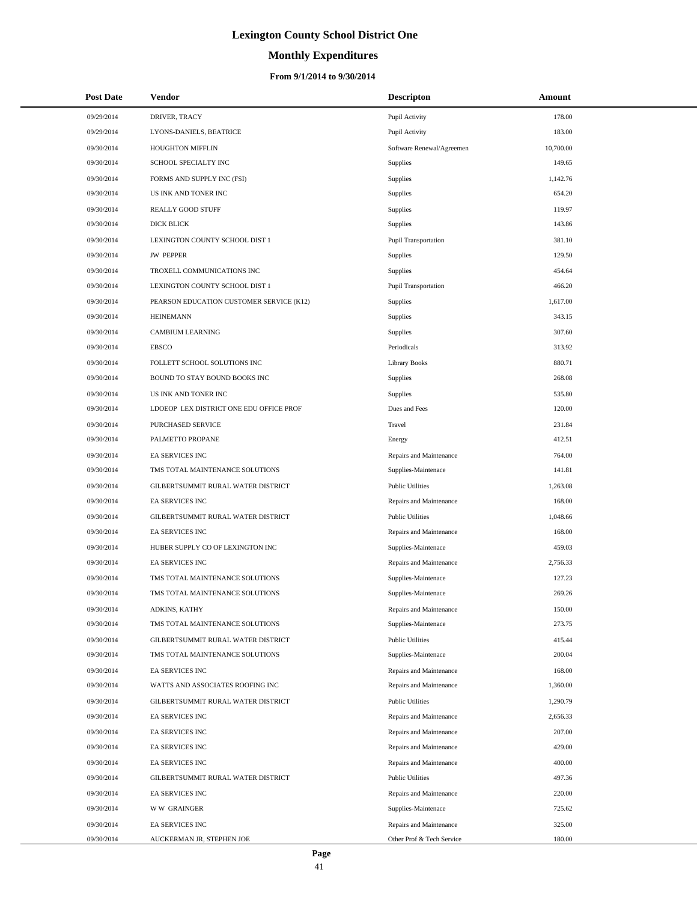# Lexington County School District One

## Monthly Expenditures

### From 9/1/2014 to 9/30/2014

| Post Date | Vendor | Descripton | Amount |
|---|---|---|---|
| 09/29/2014 | DRIVER, TRACY | Pupil Activity | 178.00 |
| 09/29/2014 | LYONS-DANIELS, BEATRICE | Pupil Activity | 183.00 |
| 09/30/2014 | HOUGHTON MIFFLIN | Software Renewal/Agreemen | 10,700.00 |
| 09/30/2014 | SCHOOL SPECIALTY INC | Supplies | 149.65 |
| 09/30/2014 | FORMS AND SUPPLY INC (FSI) | Supplies | 1,142.76 |
| 09/30/2014 | US INK AND TONER INC | Supplies | 654.20 |
| 09/30/2014 | REALLY GOOD STUFF | Supplies | 119.97 |
| 09/30/2014 | DICK BLICK | Supplies | 143.86 |
| 09/30/2014 | LEXINGTON COUNTY SCHOOL DIST 1 | Pupil Transportation | 381.10 |
| 09/30/2014 | JW PEPPER | Supplies | 129.50 |
| 09/30/2014 | TROXELL COMMUNICATIONS INC | Supplies | 454.64 |
| 09/30/2014 | LEXINGTON COUNTY SCHOOL DIST 1 | Pupil Transportation | 466.20 |
| 09/30/2014 | PEARSON EDUCATION CUSTOMER SERVICE (K12) | Supplies | 1,617.00 |
| 09/30/2014 | HEINEMANN | Supplies | 343.15 |
| 09/30/2014 | CAMBIUM LEARNING | Supplies | 307.60 |
| 09/30/2014 | EBSCO | Periodicals | 313.92 |
| 09/30/2014 | FOLLETT SCHOOL SOLUTIONS INC | Library Books | 880.71 |
| 09/30/2014 | BOUND TO STAY BOUND BOOKS INC | Supplies | 268.08 |
| 09/30/2014 | US INK AND TONER INC | Supplies | 535.80 |
| 09/30/2014 | LDOEOP LEX DISTRICT ONE EDU OFFICE PROF | Dues and Fees | 120.00 |
| 09/30/2014 | PURCHASED SERVICE | Travel | 231.84 |
| 09/30/2014 | PALMETTO PROPANE | Energy | 412.51 |
| 09/30/2014 | EA SERVICES INC | Repairs and Maintenance | 764.00 |
| 09/30/2014 | TMS TOTAL MAINTENANCE SOLUTIONS | Supplies-Maintenace | 141.81 |
| 09/30/2014 | GILBERTSUMMIT RURAL WATER DISTRICT | Public Utilities | 1,263.08 |
| 09/30/2014 | EA SERVICES INC | Repairs and Maintenance | 168.00 |
| 09/30/2014 | GILBERTSUMMIT RURAL WATER DISTRICT | Public Utilities | 1,048.66 |
| 09/30/2014 | EA SERVICES INC | Repairs and Maintenance | 168.00 |
| 09/30/2014 | HUBER SUPPLY CO OF LEXINGTON INC | Supplies-Maintenace | 459.03 |
| 09/30/2014 | EA SERVICES INC | Repairs and Maintenance | 2,756.33 |
| 09/30/2014 | TMS TOTAL MAINTENANCE SOLUTIONS | Supplies-Maintenace | 127.23 |
| 09/30/2014 | TMS TOTAL MAINTENANCE SOLUTIONS | Supplies-Maintenace | 269.26 |
| 09/30/2014 | ADKINS, KATHY | Repairs and Maintenance | 150.00 |
| 09/30/2014 | TMS TOTAL MAINTENANCE SOLUTIONS | Supplies-Maintenace | 273.75 |
| 09/30/2014 | GILBERTSUMMIT RURAL WATER DISTRICT | Public Utilities | 415.44 |
| 09/30/2014 | TMS TOTAL MAINTENANCE SOLUTIONS | Supplies-Maintenace | 200.04 |
| 09/30/2014 | EA SERVICES INC | Repairs and Maintenance | 168.00 |
| 09/30/2014 | WATTS AND ASSOCIATES ROOFING INC | Repairs and Maintenance | 1,360.00 |
| 09/30/2014 | GILBERTSUMMIT RURAL WATER DISTRICT | Public Utilities | 1,290.79 |
| 09/30/2014 | EA SERVICES INC | Repairs and Maintenance | 2,656.33 |
| 09/30/2014 | EA SERVICES INC | Repairs and Maintenance | 207.00 |
| 09/30/2014 | EA SERVICES INC | Repairs and Maintenance | 429.00 |
| 09/30/2014 | EA SERVICES INC | Repairs and Maintenance | 400.00 |
| 09/30/2014 | GILBERTSUMMIT RURAL WATER DISTRICT | Public Utilities | 497.36 |
| 09/30/2014 | EA SERVICES INC | Repairs and Maintenance | 220.00 |
| 09/30/2014 | W W GRAINGER | Supplies-Maintenace | 725.62 |
| 09/30/2014 | EA SERVICES INC | Repairs and Maintenance | 325.00 |
| 09/30/2014 | AUCKERMAN JR, STEPHEN JOE | Other Prof & Tech Service | 180.00 |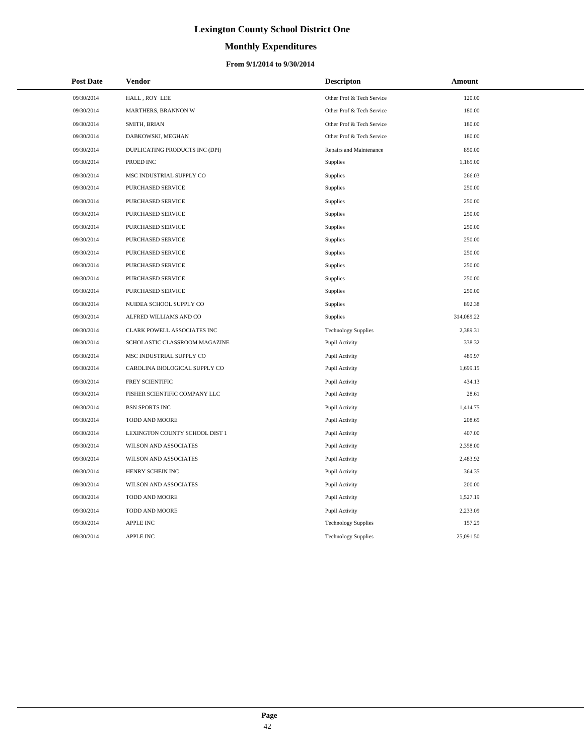# Lexington County School District One

## Monthly Expenditures

### From 9/1/2014 to 9/30/2014

| Post Date | Vendor | Descripton | Amount |
|---|---|---|---|
| 09/30/2014 | HALL , ROY LEE | Other Prof & Tech Service | 120.00 |
| 09/30/2014 | MARTHERS, BRANNON W | Other Prof & Tech Service | 180.00 |
| 09/30/2014 | SMITH, BRIAN | Other Prof & Tech Service | 180.00 |
| 09/30/2014 | DABKOWSKI, MEGHAN | Other Prof & Tech Service | 180.00 |
| 09/30/2014 | DUPLICATING PRODUCTS INC (DPI) | Repairs and Maintenance | 850.00 |
| 09/30/2014 | PROED INC | Supplies | 1,165.00 |
| 09/30/2014 | MSC INDUSTRIAL SUPPLY CO | Supplies | 266.03 |
| 09/30/2014 | PURCHASED SERVICE | Supplies | 250.00 |
| 09/30/2014 | PURCHASED SERVICE | Supplies | 250.00 |
| 09/30/2014 | PURCHASED SERVICE | Supplies | 250.00 |
| 09/30/2014 | PURCHASED SERVICE | Supplies | 250.00 |
| 09/30/2014 | PURCHASED SERVICE | Supplies | 250.00 |
| 09/30/2014 | PURCHASED SERVICE | Supplies | 250.00 |
| 09/30/2014 | PURCHASED SERVICE | Supplies | 250.00 |
| 09/30/2014 | PURCHASED SERVICE | Supplies | 250.00 |
| 09/30/2014 | PURCHASED SERVICE | Supplies | 250.00 |
| 09/30/2014 | NUIDEA SCHOOL SUPPLY CO | Supplies | 892.38 |
| 09/30/2014 | ALFRED WILLIAMS AND CO | Supplies | 314,089.22 |
| 09/30/2014 | CLARK POWELL ASSOCIATES INC | Technology Supplies | 2,389.31 |
| 09/30/2014 | SCHOLASTIC CLASSROOM MAGAZINE | Pupil Activity | 338.32 |
| 09/30/2014 | MSC INDUSTRIAL SUPPLY CO | Pupil Activity | 489.97 |
| 09/30/2014 | CAROLINA BIOLOGICAL SUPPLY CO | Pupil Activity | 1,699.15 |
| 09/30/2014 | FREY SCIENTIFIC | Pupil Activity | 434.13 |
| 09/30/2014 | FISHER SCIENTIFIC COMPANY LLC | Pupil Activity | 28.61 |
| 09/30/2014 | BSN SPORTS INC | Pupil Activity | 1,414.75 |
| 09/30/2014 | TODD AND MOORE | Pupil Activity | 208.65 |
| 09/30/2014 | LEXINGTON COUNTY SCHOOL DIST 1 | Pupil Activity | 407.00 |
| 09/30/2014 | WILSON AND ASSOCIATES | Pupil Activity | 2,358.00 |
| 09/30/2014 | WILSON AND ASSOCIATES | Pupil Activity | 2,483.92 |
| 09/30/2014 | HENRY SCHEIN INC | Pupil Activity | 364.35 |
| 09/30/2014 | WILSON AND ASSOCIATES | Pupil Activity | 200.00 |
| 09/30/2014 | TODD AND MOORE | Pupil Activity | 1,527.19 |
| 09/30/2014 | TODD AND MOORE | Pupil Activity | 2,233.09 |
| 09/30/2014 | APPLE INC | Technology Supplies | 157.29 |
| 09/30/2014 | APPLE INC | Technology Supplies | 25,091.50 |